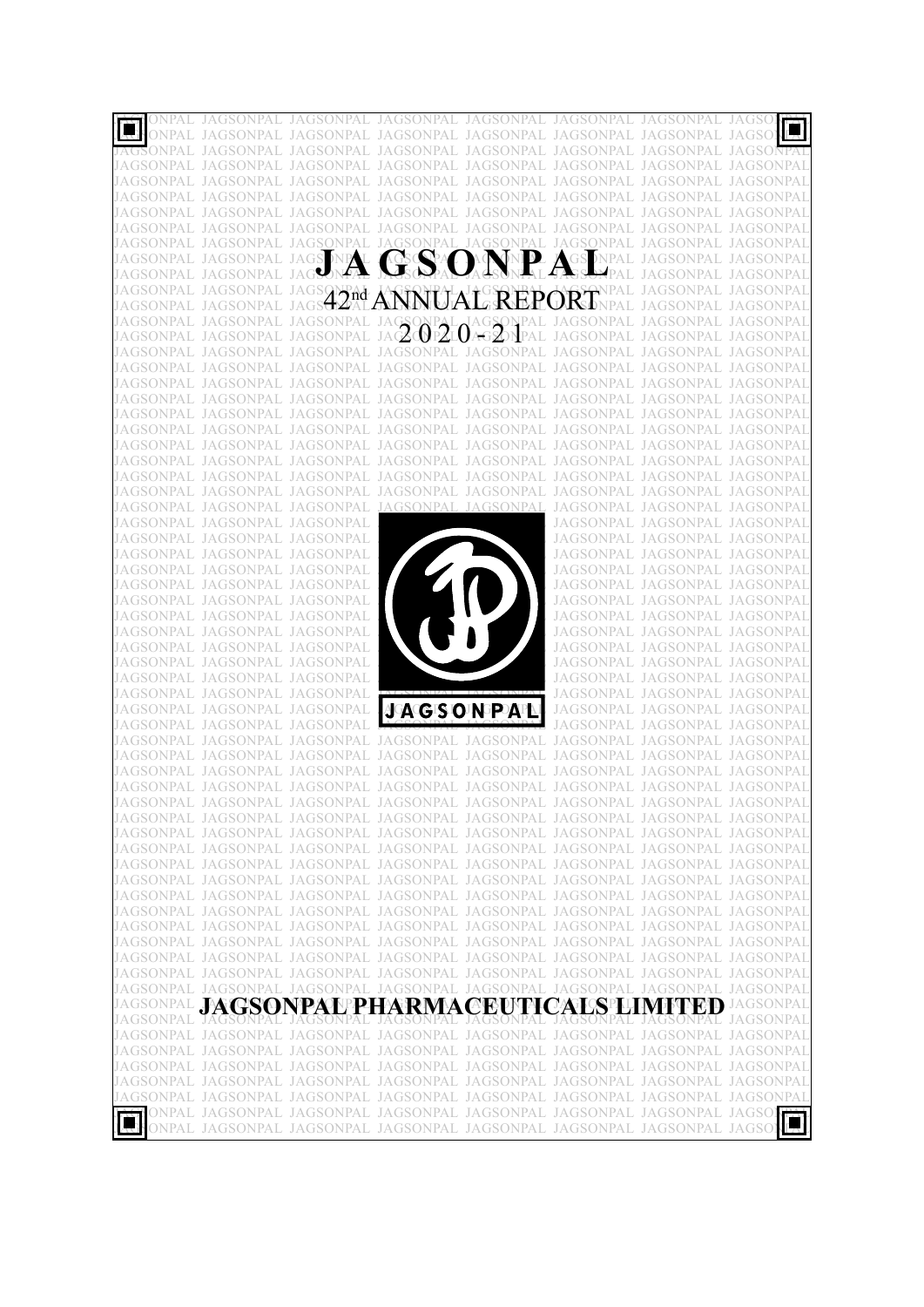# JAGSONPAL

## 42nd ANNUAL REPORT

## 2020-21

JAGSONPAL

# JAGSONPAL PHARMACEUTICALS LIMITED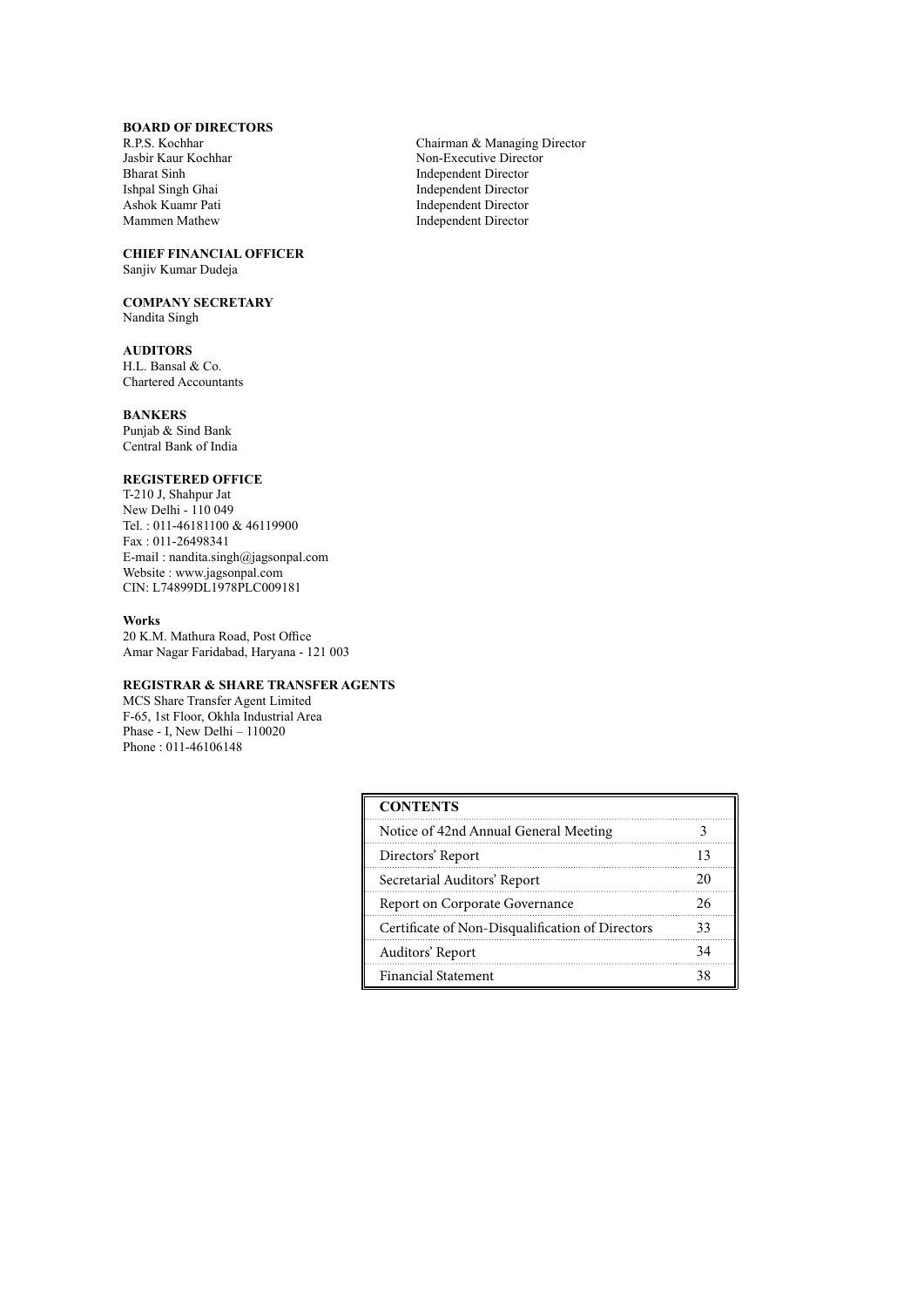## BOARD OF DIRECTORS

| | |
|---|---|
| R.P.S. Kochhar | Chairman & Managing Director |
| Jasbir Kaur Kochhar | Non-Executive Director |
| Bharat Sinh | Independent Director |
| Ishpal Singh Ghai | Independent Director |
| Ashok Kuamr Pati | Independent Director |
| Mammen Mathew | Independent Director |

## CHIEF FINANCIAL OFFICER

Sanjiv Kumar Dudeja

## COMPANY SECRETARY

Nandita Singh

## AUDITORS

H.L. Bansal & Co.
Chartered Accountants

## BANKERS

Punjab & Sind Bank
Central Bank of India

## REGISTERED OFFICE

T-210 J, Shahpur Jat
New Delhi - 110 049
Tel. : 011-46181100 & 46119900
Fax : 011-26498341
E-mail : nandita.singh@jagsonpal.com
Website : www.jagsonpal.com
CIN: L74899DL1978PLC009181

## Works

20 K.M. Mathura Road, Post Office
Amar Nagar Faridabad, Haryana - 121 003

## REGISTRAR & SHARE TRANSFER AGENTS

MCS Share Transfer Agent Limited
F-65, 1st Floor, Okhla Industrial Area
Phase - I, New Delhi – 110020
Phone : 011-46106148

| CONTENTS | |
|---|---|
| Notice of 42nd Annual General Meeting | 3 |
| Directors' Report | 13 |
| Secretarial Auditors' Report | 20 |
| Report on Corporate Governance | 26 |
| Certificate of Non-Disqualification of Directors | 33 |
| Auditors' Report | 34 |
| Financial Statement | 38 |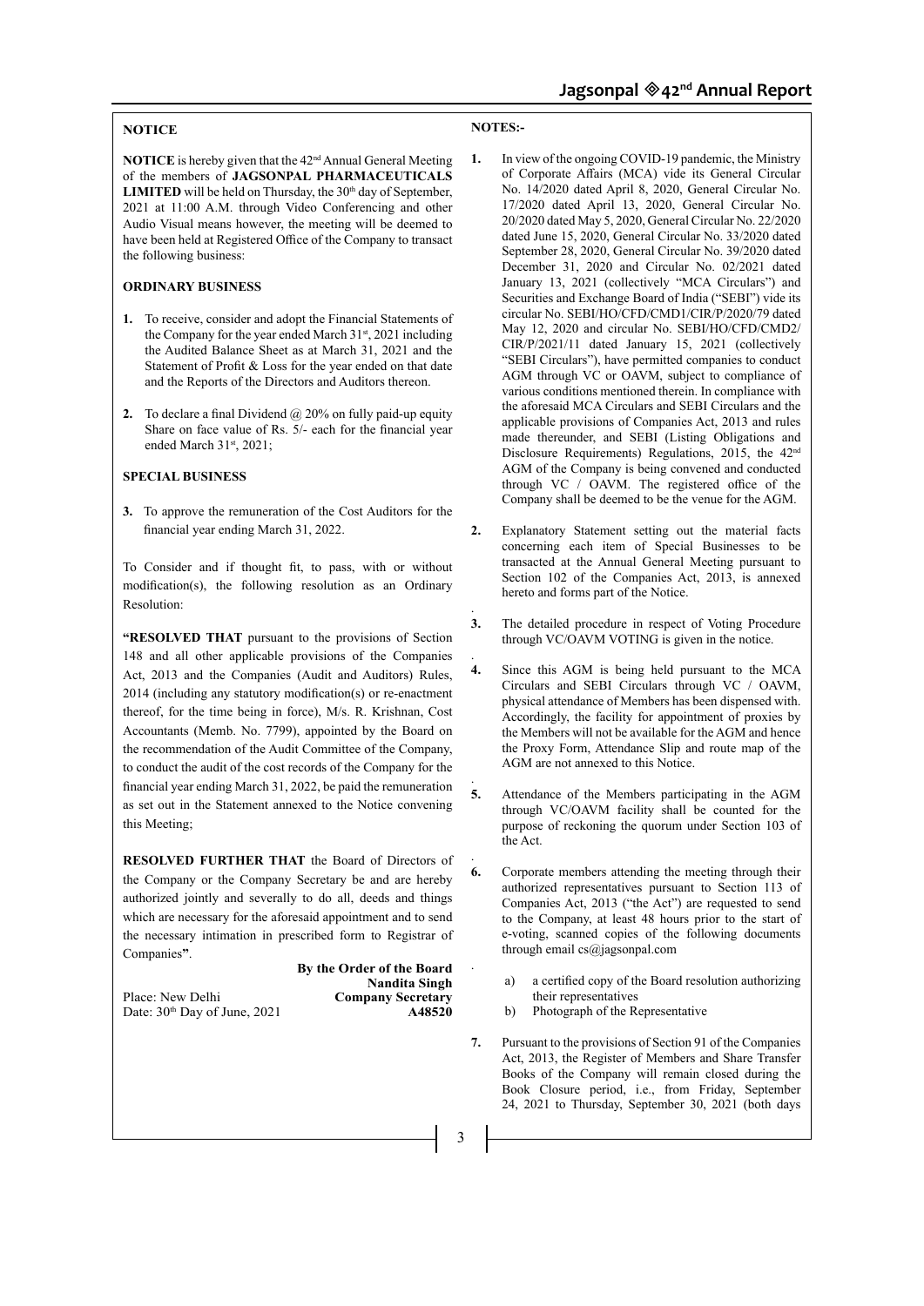## NOTICE

**NOTICE** is hereby given that the 42nd Annual General Meeting of the members of **JAGSONPAL PHARMACEUTICALS LIMITED** will be held on Thursday, the 30th day of September, 2021 at 11:00 A.M. through Video Conferencing and other Audio Visual means however, the meeting will be deemed to have been held at Registered Office of the Company to transact the following business:

### ORDINARY BUSINESS

1. To receive, consider and adopt the Financial Statements of the Company for the year ended March 31st, 2021 including the Audited Balance Sheet as at March 31, 2021 and the Statement of Profit & Loss for the year ended on that date and the Reports of the Directors and Auditors thereon.

2. To declare a final Dividend @ 20% on fully paid-up equity Share on face value of Rs. 5/- each for the financial year ended March 31st, 2021;

### SPECIAL BUSINESS

3. To approve the remuneration of the Cost Auditors for the financial year ending March 31, 2022.

To Consider and if thought fit, to pass, with or without modification(s), the following resolution as an Ordinary Resolution:

**"RESOLVED THAT** pursuant to the provisions of Section 148 and all other applicable provisions of the Companies Act, 2013 and the Companies (Audit and Auditors) Rules, 2014 (including any statutory modification(s) or re-enactment thereof, for the time being in force), M/s. R. Krishnan, Cost Accountants (Memb. No. 7799), appointed by the Board on the recommendation of the Audit Committee of the Company, to conduct the audit of the cost records of the Company for the financial year ending March 31, 2022, be paid the remuneration as set out in the Statement annexed to the Notice convening this Meeting;

**RESOLVED FURTHER THAT** the Board of Directors of the Company or the Company Secretary be and are hereby authorized jointly and severally to do all, deeds and things which are necessary for the aforesaid appointment and to send the necessary intimation in prescribed form to Registrar of Companies**"**.

**By the Order of the Board**
**Nandita Singh**
**Company Secretary**
**A48520**

Place: New Delhi
Date: 30th Day of June, 2021

### NOTES:-

1. In view of the ongoing COVID-19 pandemic, the Ministry of Corporate Affairs (MCA) vide its General Circular No. 14/2020 dated April 8, 2020, General Circular No. 17/2020 dated April 13, 2020, General Circular No. 20/2020 dated May 5, 2020, General Circular No. 22/2020 dated June 15, 2020, General Circular No. 33/2020 dated September 28, 2020, General Circular No. 39/2020 dated December 31, 2020 and Circular No. 02/2021 dated January 13, 2021 (collectively "MCA Circulars") and Securities and Exchange Board of India ("SEBI") vide its circular No. SEBI/HO/CFD/CMD1/CIR/P/2020/79 dated May 12, 2020 and circular No. SEBI/HO/CFD/CMD2/CIR/P/2021/11 dated January 15, 2021 (collectively "SEBI Circulars"), have permitted companies to conduct AGM through VC or OAVM, subject to compliance of various conditions mentioned therein. In compliance with the aforesaid MCA Circulars and SEBI Circulars and the applicable provisions of Companies Act, 2013 and rules made thereunder, and SEBI (Listing Obligations and Disclosure Requirements) Regulations, 2015, the 42nd AGM of the Company is being convened and conducted through VC / OAVM. The registered office of the Company shall be deemed to be the venue for the AGM.

2. Explanatory Statement setting out the material facts concerning each item of Special Businesses to be transacted at the Annual General Meeting pursuant to Section 102 of the Companies Act, 2013, is annexed hereto and forms part of the Notice.

3. The detailed procedure in respect of Voting Procedure through VC/OAVM VOTING is given in the notice.

4. Since this AGM is being held pursuant to the MCA Circulars and SEBI Circulars through VC / OAVM, physical attendance of Members has been dispensed with. Accordingly, the facility for appointment of proxies by the Members will not be available for the AGM and hence the Proxy Form, Attendance Slip and route map of the AGM are not annexed to this Notice.

5. Attendance of the Members participating in the AGM through VC/OAVM facility shall be counted for the purpose of reckoning the quorum under Section 103 of the Act.

6. Corporate members attending the meeting through their authorized representatives pursuant to Section 113 of Companies Act, 2013 ("the Act") are requested to send to the Company, at least 48 hours prior to the start of e-voting, scanned copies of the following documents through email cs@jagsonpal.com

   a) a certified copy of the Board resolution authorizing their representatives
   b) Photograph of the Representative

7. Pursuant to the provisions of Section 91 of the Companies Act, 2013, the Register of Members and Share Transfer Books of the Company will remain closed during the Book Closure period, i.e., from Friday, September 24, 2021 to Thursday, September 30, 2021 (both days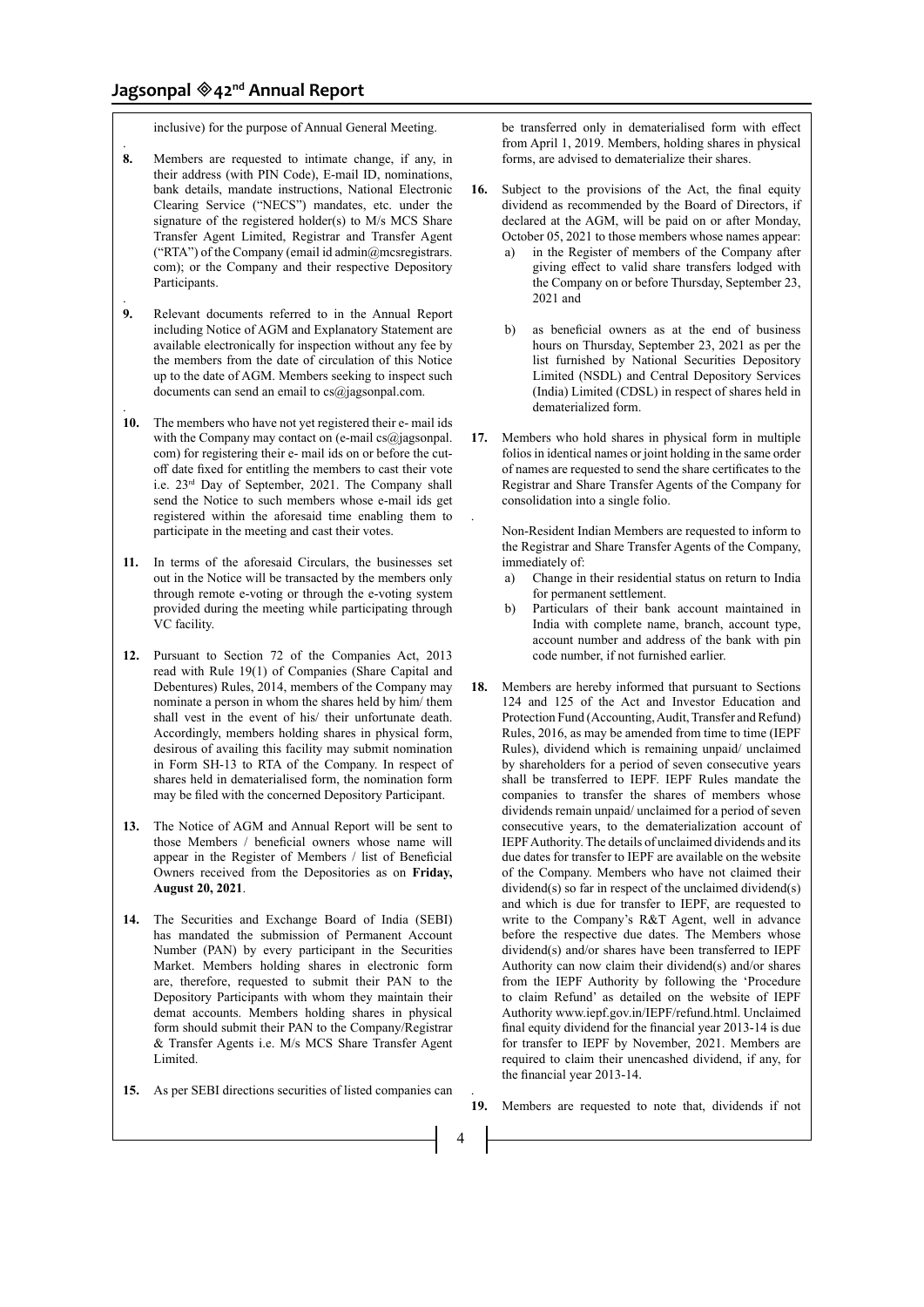inclusive) for the purpose of Annual General Meeting.

**8.** Members are requested to intimate change, if any, in their address (with PIN Code), E-mail ID, nominations, bank details, mandate instructions, National Electronic Clearing Service ("NECS") mandates, etc. under the signature of the registered holder(s) to M/s MCS Share Transfer Agent Limited, Registrar and Transfer Agent ("RTA") of the Company (email id admin@mcsregistrars.com); or the Company and their respective Depository Participants.

**9.** Relevant documents referred to in the Annual Report including Notice of AGM and Explanatory Statement are available electronically for inspection without any fee by the members from the date of circulation of this Notice up to the date of AGM. Members seeking to inspect such documents can send an email to cs@jagsonpal.com.

**10.** The members who have not yet registered their e- mail ids with the Company may contact on (e-mail cs@jagsonpal.com) for registering their e- mail ids on or before the cut-off date fixed for entitling the members to cast their vote i.e. 23rd Day of September, 2021. The Company shall send the Notice to such members whose e-mail ids get registered within the aforesaid time enabling them to participate in the meeting and cast their votes.

**11.** In terms of the aforesaid Circulars, the businesses set out in the Notice will be transacted by the members only through remote e-voting or through the e-voting system provided during the meeting while participating through VC facility.

**12.** Pursuant to Section 72 of the Companies Act, 2013 read with Rule 19(1) of Companies (Share Capital and Debentures) Rules, 2014, members of the Company may nominate a person in whom the shares held by him/ them shall vest in the event of his/ their unfortunate death. Accordingly, members holding shares in physical form, desirous of availing this facility may submit nomination in Form SH-13 to RTA of the Company. In respect of shares held in dematerialised form, the nomination form may be filed with the concerned Depository Participant.

**13.** The Notice of AGM and Annual Report will be sent to those Members / beneficial owners whose name will appear in the Register of Members / list of Beneficial Owners received from the Depositories as on **Friday, August 20, 2021**.

**14.** The Securities and Exchange Board of India (SEBI) has mandated the submission of Permanent Account Number (PAN) by every participant in the Securities Market. Members holding shares in electronic form are, therefore, requested to submit their PAN to the Depository Participants with whom they maintain their demat accounts. Members holding shares in physical form should submit their PAN to the Company/Registrar & Transfer Agents i.e. M/s MCS Share Transfer Agent Limited.

**15.** As per SEBI directions securities of listed companies can be transferred only in dematerialised form with effect from April 1, 2019. Members, holding shares in physical forms, are advised to dematerialize their shares.

**16.** Subject to the provisions of the Act, the final equity dividend as recommended by the Board of Directors, if declared at the AGM, will be paid on or after Monday, October 05, 2021 to those members whose names appear:

a) in the Register of members of the Company after giving effect to valid share transfers lodged with the Company on or before Thursday, September 23, 2021 and

b) as beneficial owners as at the end of business hours on Thursday, September 23, 2021 as per the list furnished by National Securities Depository Limited (NSDL) and Central Depository Services (India) Limited (CDSL) in respect of shares held in dematerialized form.

**17.** Members who hold shares in physical form in multiple folios in identical names or joint holding in the same order of names are requested to send the share certificates to the Registrar and Share Transfer Agents of the Company for consolidation into a single folio.

Non-Resident Indian Members are requested to inform to the Registrar and Share Transfer Agents of the Company, immediately of:

a) Change in their residential status on return to India for permanent settlement.

b) Particulars of their bank account maintained in India with complete name, branch, account type, account number and address of the bank with pin code number, if not furnished earlier.

**18.** Members are hereby informed that pursuant to Sections 124 and 125 of the Act and Investor Education and Protection Fund (Accounting, Audit, Transfer and Refund) Rules, 2016, as may be amended from time to time (IEPF Rules), dividend which is remaining unpaid/ unclaimed by shareholders for a period of seven consecutive years shall be transferred to IEPF. IEPF Rules mandate the companies to transfer the shares of members whose dividends remain unpaid/ unclaimed for a period of seven consecutive years, to the dematerialization account of IEPF Authority. The details of unclaimed dividends and its due dates for transfer to IEPF are available on the website of the Company. Members who have not claimed their dividend(s) so far in respect of the unclaimed dividend(s) and which is due for transfer to IEPF, are requested to write to the Company's R&T Agent, well in advance before the respective due dates. The Members whose dividend(s) and/or shares have been transferred to IEPF Authority can now claim their dividend(s) and/or shares from the IEPF Authority by following the 'Procedure to claim Refund' as detailed on the website of IEPF Authority www.iepf.gov.in/IEPF/refund.html. Unclaimed final equity dividend for the financial year 2013-14 is due for transfer to IEPF by November, 2021. Members are required to claim their unencashed dividend, if any, for the financial year 2013-14.

**19.** Members are requested to note that, dividends if not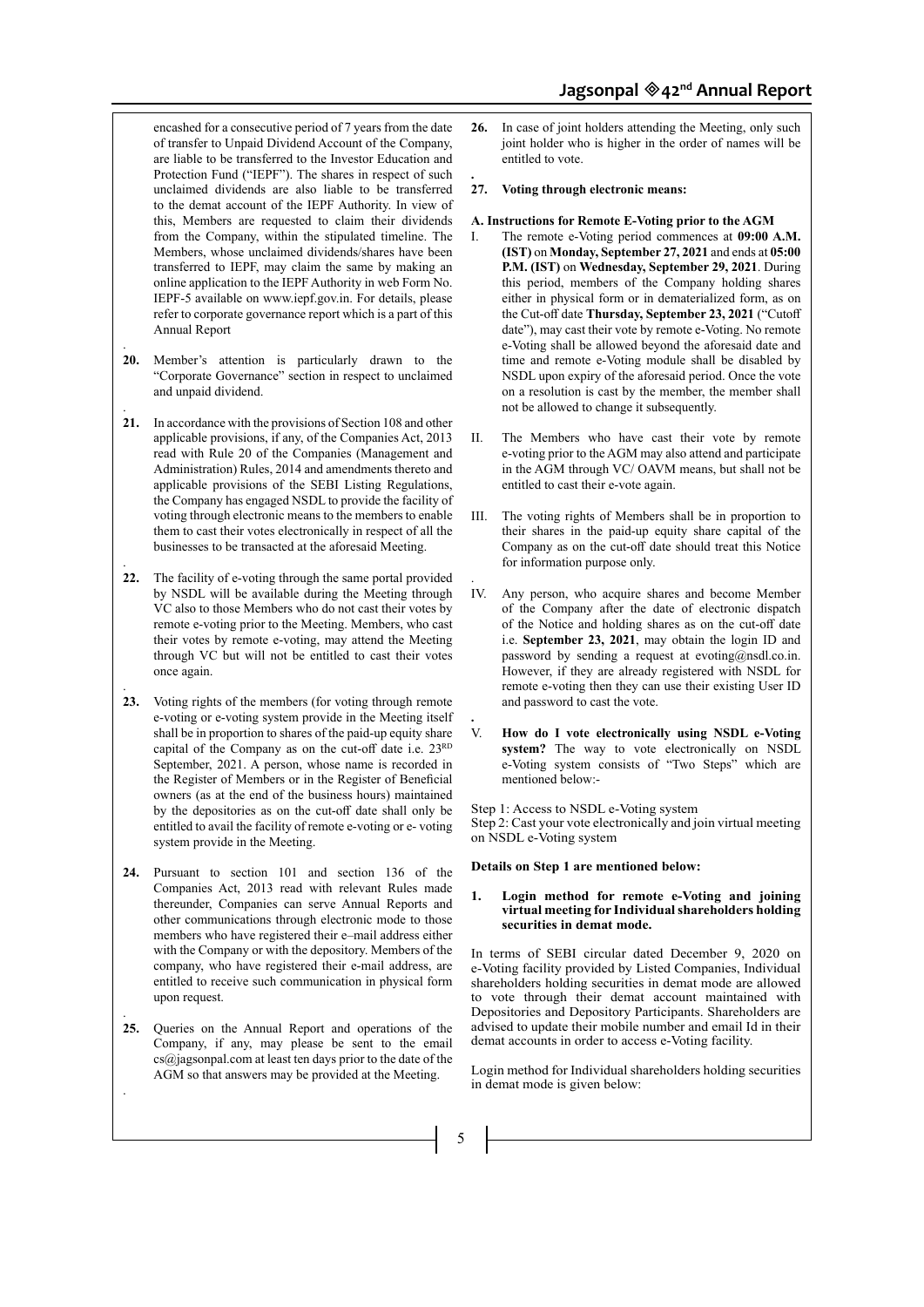encashed for a consecutive period of 7 years from the date of transfer to Unpaid Dividend Account of the Company, are liable to be transferred to the Investor Education and Protection Fund ("IEPF"). The shares in respect of such unclaimed dividends are also liable to be transferred to the demat account of the IEPF Authority. In view of this, Members are requested to claim their dividends from the Company, within the stipulated timeline. The Members, whose unclaimed dividends/shares have been transferred to IEPF, may claim the same by making an online application to the IEPF Authority in web Form No. IEPF-5 available on www.iepf.gov.in. For details, please refer to corporate governance report which is a part of this Annual Report

**20.** Member's attention is particularly drawn to the "Corporate Governance" section in respect to unclaimed and unpaid dividend.

**21.** In accordance with the provisions of Section 108 and other applicable provisions, if any, of the Companies Act, 2013 read with Rule 20 of the Companies (Management and Administration) Rules, 2014 and amendments thereto and applicable provisions of the SEBI Listing Regulations, the Company has engaged NSDL to provide the facility of voting through electronic means to the members to enable them to cast their votes electronically in respect of all the businesses to be transacted at the aforesaid Meeting.

**22.** The facility of e-voting through the same portal provided by NSDL will be available during the Meeting through VC also to those Members who do not cast their votes by remote e-voting prior to the Meeting. Members, who cast their votes by remote e-voting, may attend the Meeting through VC but will not be entitled to cast their votes once again.

**23.** Voting rights of the members (for voting through remote e-voting or e-voting system provide in the Meeting itself shall be in proportion to shares of the paid-up equity share capital of the Company as on the cut-off date i.e. 23RD September, 2021. A person, whose name is recorded in the Register of Members or in the Register of Beneficial owners (as at the end of the business hours) maintained by the depositories as on the cut-off date shall only be entitled to avail the facility of remote e-voting or e- voting system provide in the Meeting.

**24.** Pursuant to section 101 and section 136 of the Companies Act, 2013 read with relevant Rules made thereunder, Companies can serve Annual Reports and other communications through electronic mode to those members who have registered their e–mail address either with the Company or with the depository. Members of the company, who have registered their e-mail address, are entitled to receive such communication in physical form upon request.

**25.** Queries on the Annual Report and operations of the Company, if any, may please be sent to the email cs@jagsonpal.com at least ten days prior to the date of the AGM so that answers may be provided at the Meeting.

**26.** In case of joint holders attending the Meeting, only such joint holder who is higher in the order of names will be entitled to vote.

**27. Voting through electronic means:**

**A. Instructions for Remote E-Voting prior to the AGM**

I. The remote e-Voting period commences at **09:00 A.M. (IST)** on **Monday, September 27, 2021** and ends at **05:00 P.M. (IST)** on **Wednesday, September 29, 2021**. During this period, members of the Company holding shares either in physical form or in dematerialized form, as on the Cut-off date **Thursday, September 23, 2021** ("Cutoff date"), may cast their vote by remote e-Voting. No remote e-Voting shall be allowed beyond the aforesaid date and time and remote e-Voting module shall be disabled by NSDL upon expiry of the aforesaid period. Once the vote on a resolution is cast by the member, the member shall not be allowed to change it subsequently.

II. The Members who have cast their vote by remote e-voting prior to the AGM may also attend and participate in the AGM through VC/ OAVM means, but shall not be entitled to cast their e-vote again.

III. The voting rights of Members shall be in proportion to their shares in the paid-up equity share capital of the Company as on the cut-off date should treat this Notice for information purpose only.

IV. Any person, who acquire shares and become Member of the Company after the date of electronic dispatch of the Notice and holding shares as on the cut-off date i.e. **September 23, 2021**, may obtain the login ID and password by sending a request at evoting@nsdl.co.in. However, if they are already registered with NSDL for remote e-voting then they can use their existing User ID and password to cast the vote.

V. **How do I vote electronically using NSDL e-Voting system?** The way to vote electronically on NSDL e-Voting system consists of "Two Steps" which are mentioned below:-

Step 1: Access to NSDL e-Voting system
Step 2: Cast your vote electronically and join virtual meeting on NSDL e-Voting system

**Details on Step 1 are mentioned below:**

**1. Login method for remote e-Voting and joining virtual meeting for Individual shareholders holding securities in demat mode.**

In terms of SEBI circular dated December 9, 2020 on e-Voting facility provided by Listed Companies, Individual shareholders holding securities in demat mode are allowed to vote through their demat account maintained with Depositories and Depository Participants. Shareholders are advised to update their mobile number and email Id in their demat accounts in order to access e-Voting facility.

Login method for Individual shareholders holding securities in demat mode is given below: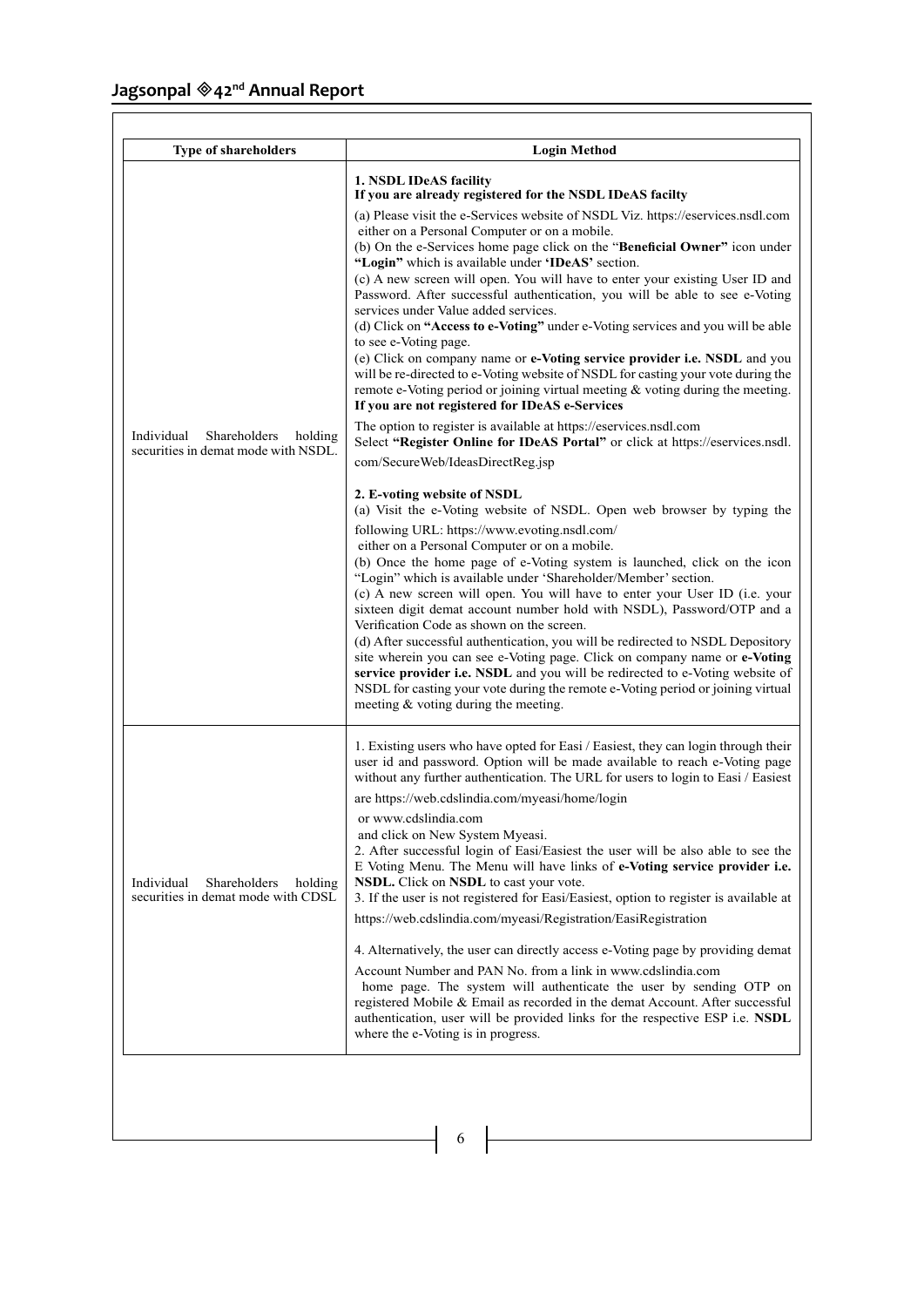| Type of shareholders | Login Method |
|---|---|
| Individual Shareholders holding securities in demat mode with NSDL. | **1. NSDL IDeAS facility**<br>**If you are already registered for the NSDL IDeAS facilty**<br>(a) Please visit the e-Services website of NSDL Viz. https://eservices.nsdl.com either on a Personal Computer or on a mobile.<br>(b) On the e-Services home page click on the "**Beneficial Owner"** icon under **"Login"** which is available under **'IDeAS'** section.<br>(c) A new screen will open. You will have to enter your existing User ID and Password. After successful authentication, you will be able to see e-Voting services under Value added services.<br>(d) Click on **"Access to e-Voting"** under e-Voting services and you will be able to see e-Voting page.<br>(e) Click on company name or **e-Voting service provider i.e. NSDL** and you will be re-directed to e-Voting website of NSDL for casting your vote during the remote e-Voting period or joining virtual meeting & voting during the meeting.<br>**If you are not registered for IDeAS e-Services**<br>The option to register is available at https://eservices.nsdl.com<br>Select **"Register Online for IDeAS Portal"** or click at https://eservices.nsdl.com/SecureWeb/IdeasDirectReg.jsp<br><br>**2. E-voting website of NSDL**<br>(a) Visit the e-Voting website of NSDL. Open web browser by typing the following URL: https://www.evoting.nsdl.com/ either on a Personal Computer or on a mobile.<br>(b) Once the home page of e-Voting system is launched, click on the icon "Login" which is available under 'Shareholder/Member' section.<br>(c) A new screen will open. You will have to enter your User ID (i.e. your sixteen digit demat account number hold with NSDL), Password/OTP and a Verification Code as shown on the screen.<br>(d) After successful authentication, you will be redirected to NSDL Depository site wherein you can see e-Voting page. Click on company name or **e-Voting service provider i.e. NSDL** and you will be redirected to e-Voting website of NSDL for casting your vote during the remote e-Voting period or joining virtual meeting & voting during the meeting. |
| Individual Shareholders holding securities in demat mode with CDSL | 1. Existing users who have opted for Easi / Easiest, they can login through their user id and password. Option will be made available to reach e-Voting page without any further authentication. The URL for users to login to Easi / Easiest are https://web.cdslindia.com/myeasi/home/login or www.cdslindia.com and click on New System Myeasi.<br>2. After successful login of Easi/Easiest the user will be also able to see the E Voting Menu. The Menu will have links of **e-Voting service provider i.e. NSDL.** Click on **NSDL** to cast your vote.<br>3. If the user is not registered for Easi/Easiest, option to register is available at https://web.cdslindia.com/myeasi/Registration/EasiRegistration<br><br>4. Alternatively, the user can directly access e-Voting page by providing demat Account Number and PAN No. from a link in www.cdslindia.com home page. The system will authenticate the user by sending OTP on registered Mobile & Email as recorded in the demat Account. After successful authentication, user will be provided links for the respective ESP i.e. **NSDL** where the e-Voting is in progress. |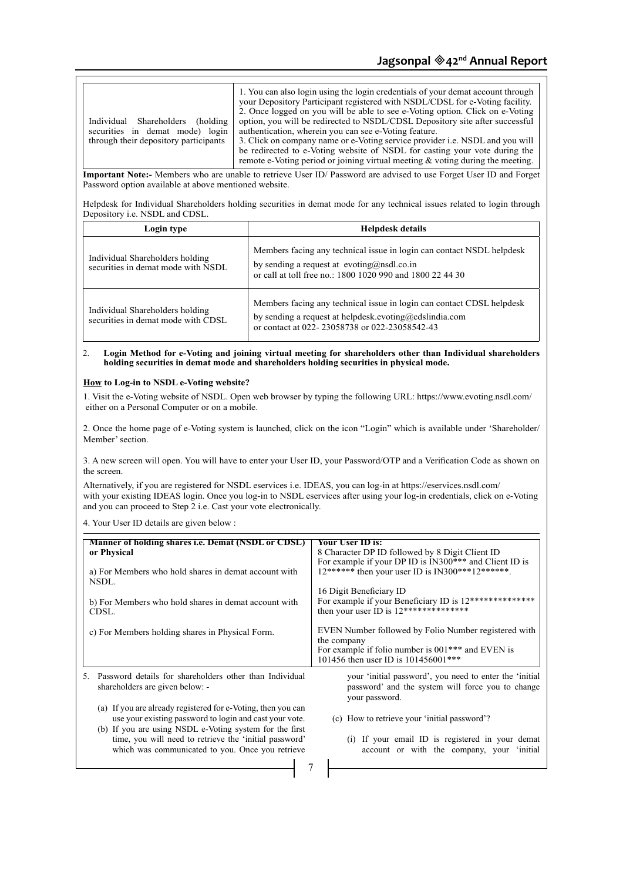| | |
|---|---|
| Individual Shareholders (holding securities in demat mode) login through their depository participants | 1. You can also login using the login credentials of your demat account through your Depository Participant registered with NSDL/CDSL for e-Voting facility. 2. Once logged on you will be able to see e-Voting option. Click on e-Voting option, you will be redirected to NSDL/CDSL Depository site after successful authentication, wherein you can see e-Voting feature. 3. Click on company name or e-Voting service provider i.e. NSDL and you will be redirected to e-Voting website of NSDL for casting your vote during the remote e-Voting period or joining virtual meeting & voting during the meeting. |

**Important Note:-** Members who are unable to retrieve User ID/ Password are advised to use Forget User ID and Forget Password option available at above mentioned website.

Helpdesk for Individual Shareholders holding securities in demat mode for any technical issues related to login through Depository i.e. NSDL and CDSL.

| Login type | Helpdesk details |
|---|---|
| Individual Shareholders holding securities in demat mode with NSDL | Members facing any technical issue in login can contact NSDL helpdesk by sending a request at evoting@nsdl.co.in or call at toll free no.: 1800 1020 990 and 1800 22 44 30 |
| Individual Shareholders holding securities in demat mode with CDSL | Members facing any technical issue in login can contact CDSL helpdesk by sending a request at helpdesk.evoting@cdslindia.com or contact at 022- 23058738 or 022-23058542-43 |

2. **Login Method for e-Voting and joining virtual meeting for shareholders other than Individual shareholders holding securities in demat mode and shareholders holding securities in physical mode.**

**How to Log-in to NSDL e-Voting website?**

1. Visit the e-Voting website of NSDL. Open web browser by typing the following URL: https://www.evoting.nsdl.com/ either on a Personal Computer or on a mobile.

2. Once the home page of e-Voting system is launched, click on the icon "Login" which is available under 'Shareholder/ Member' section.

3. A new screen will open. You will have to enter your User ID, your Password/OTP and a Verification Code as shown on the screen.

Alternatively, if you are registered for NSDL eservices i.e. IDEAS, you can log-in at https://eservices.nsdl.com/ with your existing IDEAS login. Once you log-in to NSDL eservices after using your log-in credentials, click on e-Voting and you can proceed to Step 2 i.e. Cast your vote electronically.

4. Your User ID details are given below :

| Manner of holding shares i.e. Demat (NSDL or CDSL) or Physical | Your User ID is: |
|---|---|
| a) For Members who hold shares in demat account with NSDL. | 8 Character DP ID followed by 8 Digit Client ID For example if your DP ID is IN300*** and Client ID is 12****** then your user ID is IN300***12******. |
| b) For Members who hold shares in demat account with CDSL. | 16 Digit Beneficiary ID For example if your Beneficiary ID is 12************** then your user ID is 12************** |
| c) For Members holding shares in Physical Form. | EVEN Number followed by Folio Number registered with the company For example if folio number is 001*** and EVEN is 101456 then user ID is 101456001*** |

5. Password details for shareholders other than Individual shareholders are given below: -

   (a) If you are already registered for e-Voting, then you can use your existing password to login and cast your vote.

   (b) If you are using NSDL e-Voting system for the first time, you will need to retrieve the 'initial password' which was communicated to you. Once you retrieve your 'initial password', you need to enter the 'initial password' and the system will force you to change your password.

   (c) How to retrieve your 'initial password'?

      (i) If your email ID is registered in your demat account or with the company, your 'initial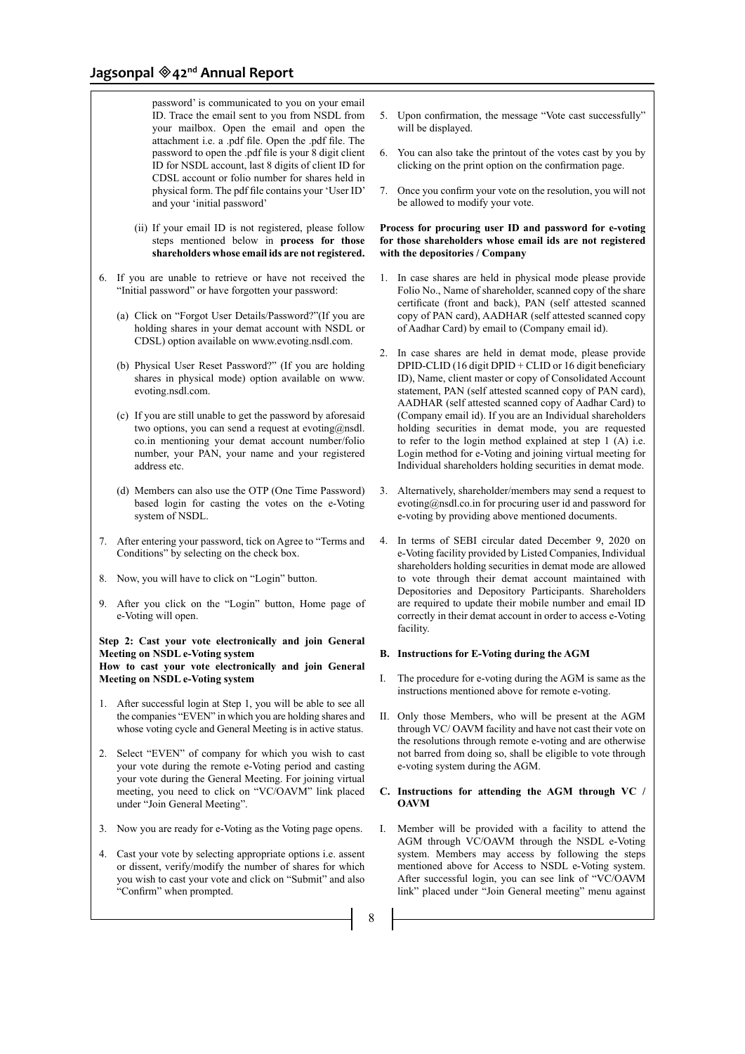password' is communicated to you on your email ID. Trace the email sent to you from NSDL from your mailbox. Open the email and open the attachment i.e. a .pdf file. Open the .pdf file. The password to open the .pdf file is your 8 digit client ID for NSDL account, last 8 digits of client ID for CDSL account or folio number for shares held in physical form. The pdf file contains your 'User ID' and your 'initial password'

(ii) If your email ID is not registered, please follow steps mentioned below in **process for those shareholders whose email ids are not registered.**

6. If you are unable to retrieve or have not received the "Initial password" or have forgotten your password:

   (a) Click on "Forgot User Details/Password?"(If you are holding shares in your demat account with NSDL or CDSL) option available on www.evoting.nsdl.com.

   (b) Physical User Reset Password?" (If you are holding shares in physical mode) option available on www.evoting.nsdl.com.

   (c) If you are still unable to get the password by aforesaid two options, you can send a request at evoting@nsdl.co.in mentioning your demat account number/folio number, your PAN, your name and your registered address etc.

   (d) Members can also use the OTP (One Time Password) based login for casting the votes on the e-Voting system of NSDL.

7. After entering your password, tick on Agree to "Terms and Conditions" by selecting on the check box.

8. Now, you will have to click on "Login" button.

9. After you click on the "Login" button, Home page of e-Voting will open.

**Step 2: Cast your vote electronically and join General Meeting on NSDL e-Voting system**

**How to cast your vote electronically and join General Meeting on NSDL e-Voting system**

1. After successful login at Step 1, you will be able to see all the companies "EVEN" in which you are holding shares and whose voting cycle and General Meeting is in active status.

2. Select "EVEN" of company for which you wish to cast your vote during the remote e-Voting period and casting your vote during the General Meeting. For joining virtual meeting, you need to click on "VC/OAVM" link placed under "Join General Meeting".

3. Now you are ready for e-Voting as the Voting page opens.

4. Cast your vote by selecting appropriate options i.e. assent or dissent, verify/modify the number of shares for which you wish to cast your vote and click on "Submit" and also "Confirm" when prompted.

5. Upon confirmation, the message "Vote cast successfully" will be displayed.

6. You can also take the printout of the votes cast by you by clicking on the print option on the confirmation page.

7. Once you confirm your vote on the resolution, you will not be allowed to modify your vote.

**Process for procuring user ID and password for e-voting for those shareholders whose email ids are not registered with the depositories / Company**

1. In case shares are held in physical mode please provide Folio No., Name of shareholder, scanned copy of the share certificate (front and back), PAN (self attested scanned copy of PAN card), AADHAR (self attested scanned copy of Aadhar Card) by email to (Company email id).

2. In case shares are held in demat mode, please provide DPID-CLID (16 digit DPID + CLID or 16 digit beneficiary ID), Name, client master or copy of Consolidated Account statement, PAN (self attested scanned copy of PAN card), AADHAR (self attested scanned copy of Aadhar Card) to (Company email id). If you are an Individual shareholders holding securities in demat mode, you are requested to refer to the login method explained at step 1 (A) i.e. Login method for e-Voting and joining virtual meeting for Individual shareholders holding securities in demat mode.

3. Alternatively, shareholder/members may send a request to evoting@nsdl.co.in for procuring user id and password for e-voting by providing above mentioned documents.

4. In terms of SEBI circular dated December 9, 2020 on e-Voting facility provided by Listed Companies, Individual shareholders holding securities in demat mode are allowed to vote through their demat account maintained with Depositories and Depository Participants. Shareholders are required to update their mobile number and email ID correctly in their demat account in order to access e-Voting facility.

**B. Instructions for E-Voting during the AGM**

I. The procedure for e-voting during the AGM is same as the instructions mentioned above for remote e-voting.

II. Only those Members, who will be present at the AGM through VC/ OAVM facility and have not cast their vote on the resolutions through remote e-voting and are otherwise not barred from doing so, shall be eligible to vote through e-voting system during the AGM.

**C. Instructions for attending the AGM through VC / OAVM**

I. Member will be provided with a facility to attend the AGM through VC/OAVM through the NSDL e-Voting system. Members may access by following the steps mentioned above for Access to NSDL e-Voting system. After successful login, you can see link of "VC/OAVM link" placed under "Join General meeting" menu against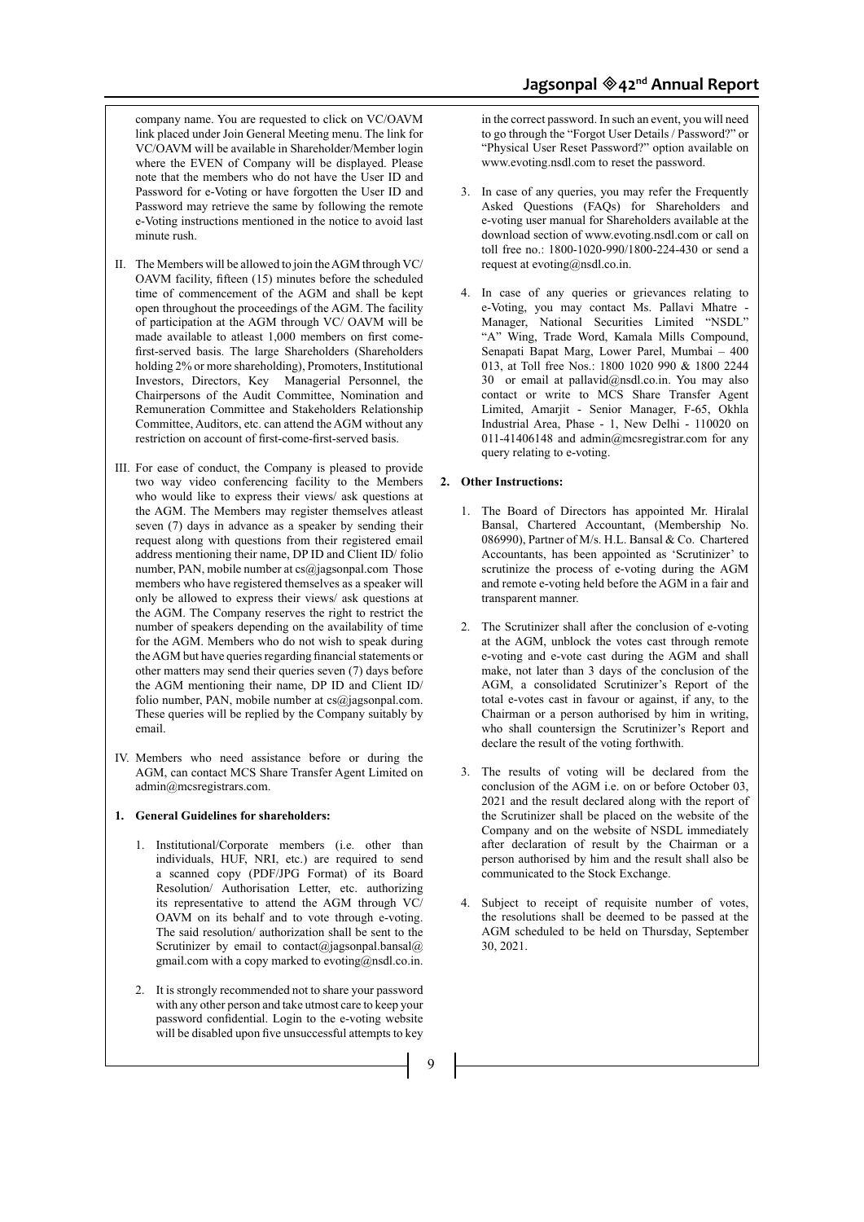company name. You are requested to click on VC/OAVM link placed under Join General Meeting menu. The link for VC/OAVM will be available in Shareholder/Member login where the EVEN of Company will be displayed. Please note that the members who do not have the User ID and Password for e-Voting or have forgotten the User ID and Password may retrieve the same by following the remote e-Voting instructions mentioned in the notice to avoid last minute rush.

II. The Members will be allowed to join the AGM through VC/ OAVM facility, fifteen (15) minutes before the scheduled time of commencement of the AGM and shall be kept open throughout the proceedings of the AGM. The facility of participation at the AGM through VC/ OAVM will be made available to atleast 1,000 members on first come-first-served basis. The large Shareholders (Shareholders holding 2% or more shareholding), Promoters, Institutional Investors, Directors, Key Managerial Personnel, the Chairpersons of the Audit Committee, Nomination and Remuneration Committee and Stakeholders Relationship Committee, Auditors, etc. can attend the AGM without any restriction on account of first-come-first-served basis.

III. For ease of conduct, the Company is pleased to provide two way video conferencing facility to the Members who would like to express their views/ ask questions at the AGM. The Members may register themselves atleast seven (7) days in advance as a speaker by sending their request along with questions from their registered email address mentioning their name, DP ID and Client ID/ folio number, PAN, mobile number at cs@jagsonpal.com Those members who have registered themselves as a speaker will only be allowed to express their views/ ask questions at the AGM. The Company reserves the right to restrict the number of speakers depending on the availability of time for the AGM. Members who do not wish to speak during the AGM but have queries regarding financial statements or other matters may send their queries seven (7) days before the AGM mentioning their name, DP ID and Client ID/ folio number, PAN, mobile number at cs@jagsonpal.com. These queries will be replied by the Company suitably by email.

IV. Members who need assistance before or during the AGM, can contact MCS Share Transfer Agent Limited on admin@mcsregistrars.com.

**1. General Guidelines for shareholders:**

1. Institutional/Corporate members (i.e. other than individuals, HUF, NRI, etc.) are required to send a scanned copy (PDF/JPG Format) of its Board Resolution/ Authorisation Letter, etc. authorizing its representative to attend the AGM through VC/ OAVM on its behalf and to vote through e-voting. The said resolution/ authorization shall be sent to the Scrutinizer by email to contact@jagsonpal.bansal@gmail.com with a copy marked to evoting@nsdl.co.in.

2. It is strongly recommended not to share your password with any other person and take utmost care to keep your password confidential. Login to the e-voting website will be disabled upon five unsuccessful attempts to key in the correct password. In such an event, you will need to go through the "Forgot User Details / Password?" or "Physical User Reset Password?" option available on www.evoting.nsdl.com to reset the password.

3. In case of any queries, you may refer the Frequently Asked Questions (FAQs) for Shareholders and e-voting user manual for Shareholders available at the download section of www.evoting.nsdl.com or call on toll free no.: 1800-1020-990/1800-224-430 or send a request at evoting@nsdl.co.in.

4. In case of any queries or grievances relating to e-Voting, you may contact Ms. Pallavi Mhatre - Manager, National Securities Limited "NSDL" "A" Wing, Trade Word, Kamala Mills Compound, Senapati Bapat Marg, Lower Parel, Mumbai – 400 013, at Toll free Nos.: 1800 1020 990 & 1800 2244 30 or email at pallavid@nsdl.co.in. You may also contact or write to MCS Share Transfer Agent Limited, Amarjit - Senior Manager, F-65, Okhla Industrial Area, Phase - 1, New Delhi - 110020 on 011-41406148 and admin@mcsregistrar.com for any query relating to e-voting.

**2. Other Instructions:**

1. The Board of Directors has appointed Mr. Hiralal Bansal, Chartered Accountant, (Membership No. 086990), Partner of M/s. H.L. Bansal & Co. Chartered Accountants, has been appointed as 'Scrutinizer' to scrutinize the process of e-voting during the AGM and remote e-voting held before the AGM in a fair and transparent manner.

2. The Scrutinizer shall after the conclusion of e-voting at the AGM, unblock the votes cast through remote e-voting and e-vote cast during the AGM and shall make, not later than 3 days of the conclusion of the AGM, a consolidated Scrutinizer's Report of the total e-votes cast in favour or against, if any, to the Chairman or a person authorised by him in writing, who shall countersign the Scrutinizer's Report and declare the result of the voting forthwith.

3. The results of voting will be declared from the conclusion of the AGM i.e. on or before October 03, 2021 and the result declared along with the report of the Scrutinizer shall be placed on the website of the Company and on the website of NSDL immediately after declaration of result by the Chairman or a person authorised by him and the result shall also be communicated to the Stock Exchange.

4. Subject to receipt of requisite number of votes, the resolutions shall be deemed to be passed at the AGM scheduled to be held on Thursday, September 30, 2021.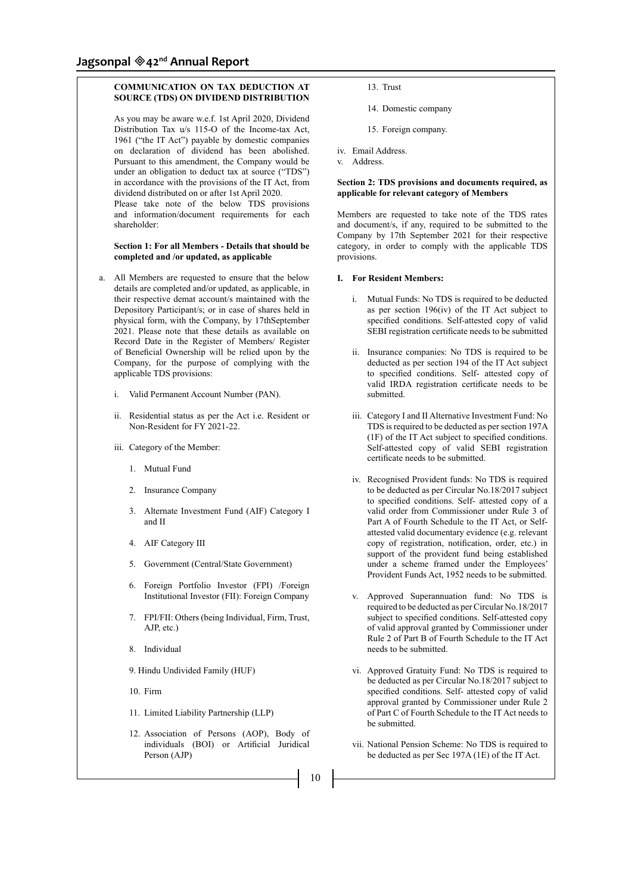**COMMUNICATION ON TAX DEDUCTION AT SOURCE (TDS) ON DIVIDEND DISTRIBUTION**

As you may be aware w.e.f. 1st April 2020, Dividend Distribution Tax u/s 115-O of the Income-tax Act, 1961 ("the IT Act") payable by domestic companies on declaration of dividend has been abolished. Pursuant to this amendment, the Company would be under an obligation to deduct tax at source ("TDS") in accordance with the provisions of the IT Act, from dividend distributed on or after 1st April 2020.

Please take note of the below TDS provisions and information/document requirements for each shareholder:

**Section 1: For all Members - Details that should be completed and /or updated, as applicable**

a. All Members are requested to ensure that the below details are completed and/or updated, as applicable, in their respective demat account/s maintained with the Depository Participant/s; or in case of shares held in physical form, with the Company, by 17thSeptember 2021. Please note that these details as available on Record Date in the Register of Members/ Register of Beneficial Ownership will be relied upon by the Company, for the purpose of complying with the applicable TDS provisions:

   i. Valid Permanent Account Number (PAN).

   ii. Residential status as per the Act i.e. Resident or Non-Resident for FY 2021-22.

   iii. Category of the Member:

      1. Mutual Fund
      2. Insurance Company
      3. Alternate Investment Fund (AIF) Category I and II
      4. AIF Category III
      5. Government (Central/State Government)
      6. Foreign Portfolio Investor (FPI) /Foreign Institutional Investor (FII): Foreign Company
      7. FPI/FII: Others (being Individual, Firm, Trust, AJP, etc.)
      8. Individual
      9. Hindu Undivided Family (HUF)
      10. Firm
      11. Limited Liability Partnership (LLP)
      12. Association of Persons (AOP), Body of individuals (BOI) or Artificial Juridical Person (AJP)
      13. Trust
      14. Domestic company
      15. Foreign company.

   iv. Email Address.

   v. Address.

**Section 2: TDS provisions and documents required, as applicable for relevant category of Members**

Members are requested to take note of the TDS rates and document/s, if any, required to be submitted to the Company by 17th September 2021 for their respective category, in order to comply with the applicable TDS provisions.

**I. For Resident Members:**

   i. Mutual Funds: No TDS is required to be deducted as per section 196(iv) of the IT Act subject to specified conditions. Self-attested copy of valid SEBI registration certificate needs to be submitted

   ii. Insurance companies: No TDS is required to be deducted as per section 194 of the IT Act subject to specified conditions. Self- attested copy of valid IRDA registration certificate needs to be submitted.

   iii. Category I and II Alternative Investment Fund: No TDS is required to be deducted as per section 197A (1F) of the IT Act subject to specified conditions. Self-attested copy of valid SEBI registration certificate needs to be submitted.

   iv. Recognised Provident funds: No TDS is required to be deducted as per Circular No.18/2017 subject to specified conditions. Self- attested copy of a valid order from Commissioner under Rule 3 of Part A of Fourth Schedule to the IT Act, or Self-attested valid documentary evidence (e.g. relevant copy of registration, notification, order, etc.) in support of the provident fund being established under a scheme framed under the Employees' Provident Funds Act, 1952 needs to be submitted.

   v. Approved Superannuation fund: No TDS is required to be deducted as per Circular No.18/2017 subject to specified conditions. Self-attested copy of valid approval granted by Commissioner under Rule 2 of Part B of Fourth Schedule to the IT Act needs to be submitted.

   vi. Approved Gratuity Fund: No TDS is required to be deducted as per Circular No.18/2017 subject to specified conditions. Self- attested copy of valid approval granted by Commissioner under Rule 2 of Part C of Fourth Schedule to the IT Act needs to be submitted.

   vii. National Pension Scheme: No TDS is required to be deducted as per Sec 197A (1E) of the IT Act.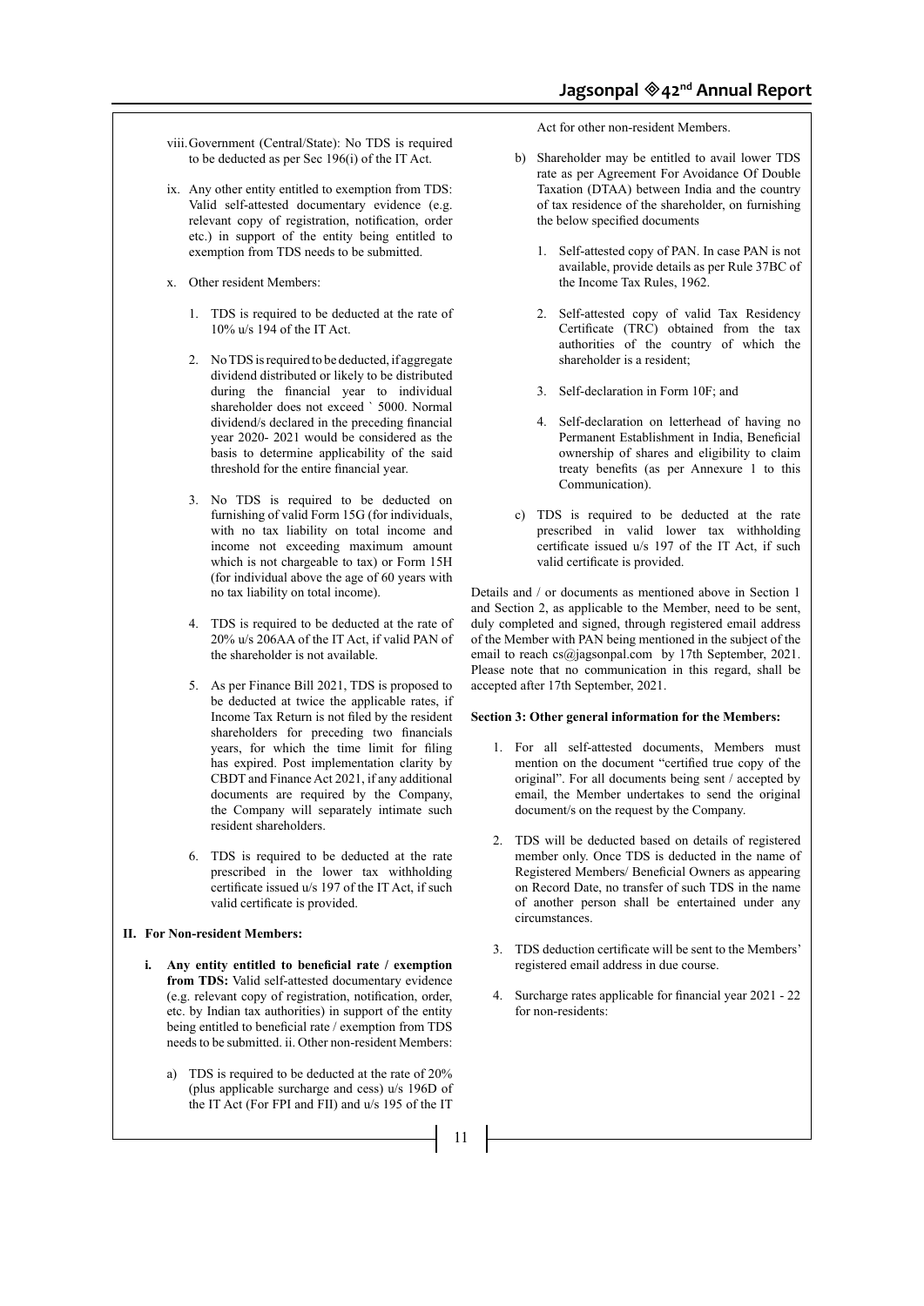viii. Government (Central/State): No TDS is required to be deducted as per Sec 196(i) of the IT Act.

ix. Any other entity entitled to exemption from TDS: Valid self-attested documentary evidence (e.g. relevant copy of registration, notification, order etc.) in support of the entity being entitled to exemption from TDS needs to be submitted.

x. Other resident Members:

1. TDS is required to be deducted at the rate of 10% u/s 194 of the IT Act.

2. No TDS is required to be deducted, if aggregate dividend distributed or likely to be distributed during the financial year to individual shareholder does not exceed ` 5000. Normal dividend/s declared in the preceding financial year 2020- 2021 would be considered as the basis to determine applicability of the said threshold for the entire financial year.

3. No TDS is required to be deducted on furnishing of valid Form 15G (for individuals, with no tax liability on total income and income not exceeding maximum amount which is not chargeable to tax) or Form 15H (for individual above the age of 60 years with no tax liability on total income).

4. TDS is required to be deducted at the rate of 20% u/s 206AA of the IT Act, if valid PAN of the shareholder is not available.

5. As per Finance Bill 2021, TDS is proposed to be deducted at twice the applicable rates, if Income Tax Return is not filed by the resident shareholders for preceding two financials years, for which the time limit for filing has expired. Post implementation clarity by CBDT and Finance Act 2021, if any additional documents are required by the Company, the Company will separately intimate such resident shareholders.

6. TDS is required to be deducted at the rate prescribed in the lower tax withholding certificate issued u/s 197 of the IT Act, if such valid certificate is provided.

**II. For Non-resident Members:**

**i. Any entity entitled to beneficial rate / exemption from TDS:** Valid self-attested documentary evidence (e.g. relevant copy of registration, notification, order, etc. by Indian tax authorities) in support of the entity being entitled to beneficial rate / exemption from TDS needs to be submitted. ii. Other non-resident Members:

a) TDS is required to be deducted at the rate of 20% (plus applicable surcharge and cess) u/s 196D of the IT Act (For FPI and FII) and u/s 195 of the IT Act for other non-resident Members.

b) Shareholder may be entitled to avail lower TDS rate as per Agreement For Avoidance Of Double Taxation (DTAA) between India and the country of tax residence of the shareholder, on furnishing the below specified documents

1. Self-attested copy of PAN. In case PAN is not available, provide details as per Rule 37BC of the Income Tax Rules, 1962.

2. Self-attested copy of valid Tax Residency Certificate (TRC) obtained from the tax authorities of the country of which the shareholder is a resident;

3. Self-declaration in Form 10F; and

4. Self-declaration on letterhead of having no Permanent Establishment in India, Beneficial ownership of shares and eligibility to claim treaty benefits (as per Annexure 1 to this Communication).

c) TDS is required to be deducted at the rate prescribed in valid lower tax withholding certificate issued u/s 197 of the IT Act, if such valid certificate is provided.

Details and / or documents as mentioned above in Section 1 and Section 2, as applicable to the Member, need to be sent, duly completed and signed, through registered email address of the Member with PAN being mentioned in the subject of the email to reach cs@jagsonpal.com by 17th September, 2021. Please note that no communication in this regard, shall be accepted after 17th September, 2021.

**Section 3: Other general information for the Members:**

1. For all self-attested documents, Members must mention on the document "certified true copy of the original". For all documents being sent / accepted by email, the Member undertakes to send the original document/s on the request by the Company.

2. TDS will be deducted based on details of registered member only. Once TDS is deducted in the name of Registered Members/ Beneficial Owners as appearing on Record Date, no transfer of such TDS in the name of another person shall be entertained under any circumstances.

3. TDS deduction certificate will be sent to the Members' registered email address in due course.

4. Surcharge rates applicable for financial year 2021 - 22 for non-residents: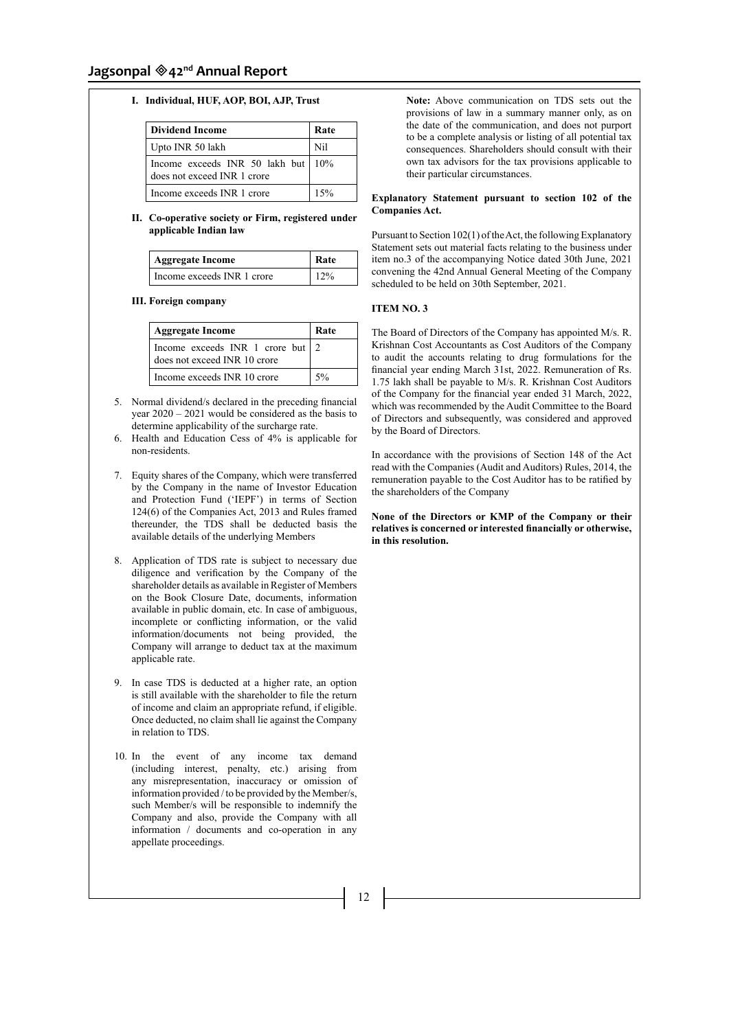**I. Individual, HUF, AOP, BOI, AJP, Trust**

| Dividend Income | Rate |
|---|---|
| Upto INR 50 lakh | Nil |
| Income exceeds INR 50 lakh but does not exceed INR 1 crore | 10% |
| Income exceeds INR 1 crore | 15% |

**II. Co-operative society or Firm, registered under applicable Indian law**

| Aggregate Income | Rate |
|---|---|
| Income exceeds INR 1 crore | 12% |

**III. Foreign company**

| Aggregate Income | Rate |
|---|---|
| Income exceeds INR 1 crore but does not exceed INR 10 crore | 2 |
| Income exceeds INR 10 crore | 5% |

5. Normal dividend/s declared in the preceding financial year 2020 – 2021 would be considered as the basis to determine applicability of the surcharge rate.
6. Health and Education Cess of 4% is applicable for non-residents.
7. Equity shares of the Company, which were transferred by the Company in the name of Investor Education and Protection Fund ('IEPF') in terms of Section 124(6) of the Companies Act, 2013 and Rules framed thereunder, the TDS shall be deducted basis the available details of the underlying Members
8. Application of TDS rate is subject to necessary due diligence and verification by the Company of the shareholder details as available in Register of Members on the Book Closure Date, documents, information available in public domain, etc. In case of ambiguous, incomplete or conflicting information, or the valid information/documents not being provided, the Company will arrange to deduct tax at the maximum applicable rate.
9. In case TDS is deducted at a higher rate, an option is still available with the shareholder to file the return of income and claim an appropriate refund, if eligible. Once deducted, no claim shall lie against the Company in relation to TDS.
10. In the event of any income tax demand (including interest, penalty, etc.) arising from any misrepresentation, inaccuracy or omission of information provided / to be provided by the Member/s, such Member/s will be responsible to indemnify the Company and also, provide the Company with all information / documents and co-operation in any appellate proceedings.

**Note:** Above communication on TDS sets out the provisions of law in a summary manner only, as on the date of the communication, and does not purport to be a complete analysis or listing of all potential tax consequences. Shareholders should consult with their own tax advisors for the tax provisions applicable to their particular circumstances.

**Explanatory Statement pursuant to section 102 of the Companies Act.**

Pursuant to Section 102(1) of the Act, the following Explanatory Statement sets out material facts relating to the business under item no.3 of the accompanying Notice dated 30th June, 2021 convening the 42nd Annual General Meeting of the Company scheduled to be held on 30th September, 2021.

**ITEM NO. 3**

The Board of Directors of the Company has appointed M/s. R. Krishnan Cost Accountants as Cost Auditors of the Company to audit the accounts relating to drug formulations for the financial year ending March 31st, 2022. Remuneration of Rs. 1.75 lakh shall be payable to M/s. R. Krishnan Cost Auditors of the Company for the financial year ended 31 March, 2022, which was recommended by the Audit Committee to the Board of Directors and subsequently, was considered and approved by the Board of Directors.

In accordance with the provisions of Section 148 of the Act read with the Companies (Audit and Auditors) Rules, 2014, the remuneration payable to the Cost Auditor has to be ratified by the shareholders of the Company

**None of the Directors or KMP of the Company or their relatives is concerned or interested financially or otherwise, in this resolution.**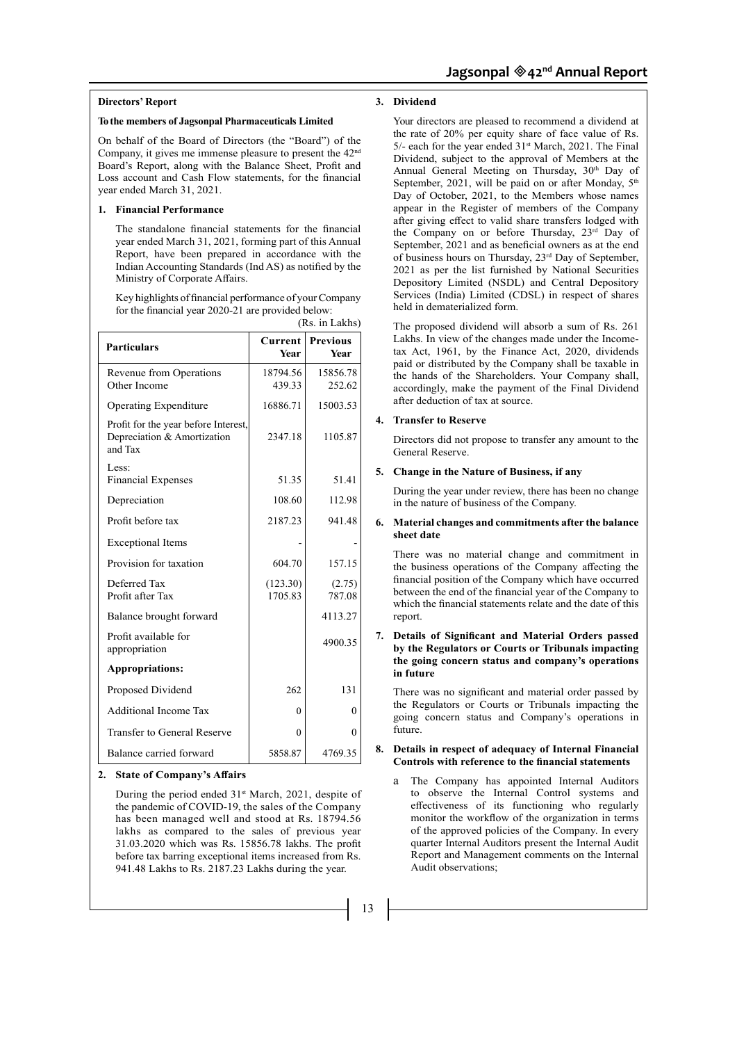**Directors' Report**

**To the members of Jagsonpal Pharmaceuticals Limited**

On behalf of the Board of Directors (the "Board") of the Company, it gives me immense pleasure to present the 42nd Board's Report, along with the Balance Sheet, Profit and Loss account and Cash Flow statements, for the financial year ended March 31, 2021.

**1. Financial Performance**

The standalone financial statements for the financial year ended March 31, 2021, forming part of this Annual Report, have been prepared in accordance with the Indian Accounting Standards (Ind AS) as notified by the Ministry of Corporate Affairs.

Key highlights of financial performance of your Company for the financial year 2020-21 are provided below:

(Rs. in Lakhs)

| Particulars | Current Year | Previous Year |
|---|---|---|
| Revenue from Operations<br>Other Income | 18794.56<br>439.33 | 15856.78<br>252.62 |
| Operating Expenditure | 16886.71 | 15003.53 |
| Profit for the year before Interest, Depreciation & Amortization and Tax | 2347.18 | 1105.87 |
| Less:<br>Financial Expenses | 51.35 | 51.41 |
| Depreciation | 108.60 | 112.98 |
| Profit before tax | 2187.23 | 941.48 |
| Exceptional Items | - | - |
| Provision for taxation | 604.70 | 157.15 |
| Deferred Tax<br>Profit after Tax | (123.30)<br>1705.83 | (2.75)<br>787.08 |
| Balance brought forward | | 4113.27 |
| Profit available for appropriation | | 4900.35 |
| **Appropriations:** | | |
| Proposed Dividend | 262 | 131 |
| Additional Income Tax | 0 | 0 |
| Transfer to General Reserve | 0 | 0 |
| Balance carried forward | 5858.87 | 4769.35 |

**2. State of Company's Affairs**

During the period ended 31st March, 2021, despite of the pandemic of COVID-19, the sales of the Company has been managed well and stood at Rs. 18794.56 lakhs as compared to the sales of previous year 31.03.2020 which was Rs. 15856.78 lakhs. The profit before tax barring exceptional items increased from Rs. 941.48 Lakhs to Rs. 2187.23 Lakhs during the year.

**3. Dividend**

Your directors are pleased to recommend a dividend at the rate of 20% per equity share of face value of Rs. 5/- each for the year ended 31st March, 2021. The Final Dividend, subject to the approval of Members at the Annual General Meeting on Thursday, 30th Day of September, 2021, will be paid on or after Monday, 5th Day of October, 2021, to the Members whose names appear in the Register of members of the Company after giving effect to valid share transfers lodged with the Company on or before Thursday, 23rd Day of September, 2021 and as beneficial owners as at the end of business hours on Thursday, 23rd Day of September, 2021 as per the list furnished by National Securities Depository Limited (NSDL) and Central Depository Services (India) Limited (CDSL) in respect of shares held in dematerialized form.

The proposed dividend will absorb a sum of Rs. 261 Lakhs. In view of the changes made under the Income-tax Act, 1961, by the Finance Act, 2020, dividends paid or distributed by the Company shall be taxable in the hands of the Shareholders. Your Company shall, accordingly, make the payment of the Final Dividend after deduction of tax at source.

**4. Transfer to Reserve**

Directors did not propose to transfer any amount to the General Reserve.

**5. Change in the Nature of Business, if any**

During the year under review, there has been no change in the nature of business of the Company.

**6. Material changes and commitments after the balance sheet date**

There was no material change and commitment in the business operations of the Company affecting the financial position of the Company which have occurred between the end of the financial year of the Company to which the financial statements relate and the date of this report.

**7. Details of Significant and Material Orders passed by the Regulators or Courts or Tribunals impacting the going concern status and company's operations in future**

There was no significant and material order passed by the Regulators or Courts or Tribunals impacting the going concern status and Company's operations in future.

**8. Details in respect of adequacy of Internal Financial Controls with reference to the financial statements**

a The Company has appointed Internal Auditors to observe the Internal Control systems and effectiveness of its functioning who regularly monitor the workflow of the organization in terms of the approved policies of the Company. In every quarter Internal Auditors present the Internal Audit Report and Management comments on the Internal Audit observations;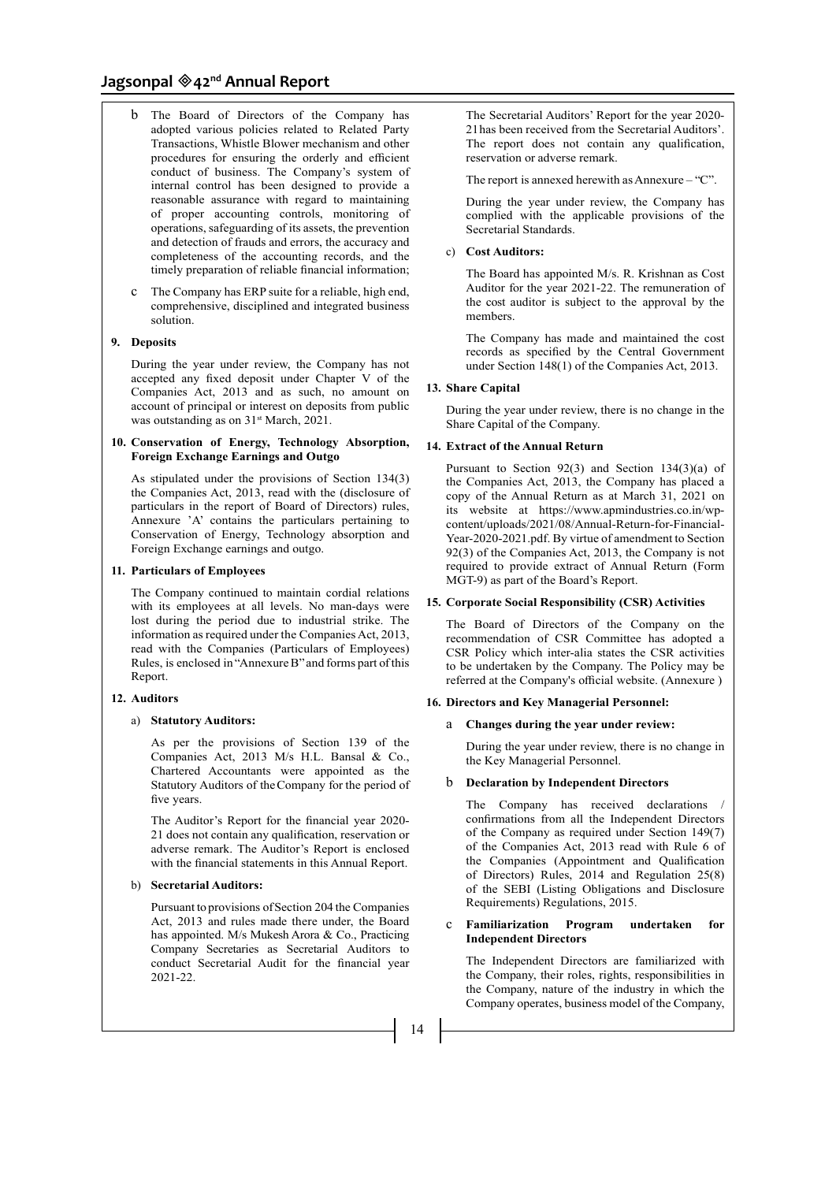b. The Board of Directors of the Company has adopted various policies related to Related Party Transactions, Whistle Blower mechanism and other procedures for ensuring the orderly and efficient conduct of business. The Company's system of internal control has been designed to provide a reasonable assurance with regard to maintaining of proper accounting controls, monitoring of operations, safeguarding of its assets, the prevention and detection of frauds and errors, the accuracy and completeness of the accounting records, and the timely preparation of reliable financial information;

c. The Company has ERP suite for a reliable, high end, comprehensive, disciplined and integrated business solution.

**9. Deposits**

During the year under review, the Company has not accepted any fixed deposit under Chapter V of the Companies Act, 2013 and as such, no amount on account of principal or interest on deposits from public was outstanding as on 31st March, 2021.

**10. Conservation of Energy, Technology Absorption, Foreign Exchange Earnings and Outgo**

As stipulated under the provisions of Section 134(3) the Companies Act, 2013, read with the (disclosure of particulars in the report of Board of Directors) rules, Annexure 'A' contains the particulars pertaining to Conservation of Energy, Technology absorption and Foreign Exchange earnings and outgo.

**11. Particulars of Employees**

The Company continued to maintain cordial relations with its employees at all levels. No man-days were lost during the period due to industrial strike. The information as required under the Companies Act, 2013, read with the Companies (Particulars of Employees) Rules, is enclosed in "Annexure B" and forms part of this Report.

**12. Auditors**

a) **Statutory Auditors:**

As per the provisions of Section 139 of the Companies Act, 2013 M/s H.L. Bansal & Co., Chartered Accountants were appointed as the Statutory Auditors of the Company for the period of five years.

The Auditor's Report for the financial year 2020-21 does not contain any qualification, reservation or adverse remark. The Auditor's Report is enclosed with the financial statements in this Annual Report.

b) **Secretarial Auditors:**

Pursuant to provisions of Section 204 the Companies Act, 2013 and rules made there under, the Board has appointed. M/s Mukesh Arora & Co., Practicing Company Secretaries as Secretarial Auditors to conduct Secretarial Audit for the financial year 2021-22.

The Secretarial Auditors' Report for the year 2020-21 has been received from the Secretarial Auditors'. The report does not contain any qualification, reservation or adverse remark.

The report is annexed herewith as Annexure – "C".

During the year under review, the Company has complied with the applicable provisions of the Secretarial Standards.

c) **Cost Auditors:**

The Board has appointed M/s. R. Krishnan as Cost Auditor for the year 2021-22. The remuneration of the cost auditor is subject to the approval by the members.

The Company has made and maintained the cost records as specified by the Central Government under Section 148(1) of the Companies Act, 2013.

**13. Share Capital**

During the year under review, there is no change in the Share Capital of the Company.

**14. Extract of the Annual Return**

Pursuant to Section 92(3) and Section 134(3)(a) of the Companies Act, 2013, the Company has placed a copy of the Annual Return as at March 31, 2021 on its website at https://www.apmindustries.co.in/wp-content/uploads/2021/08/Annual-Return-for-Financial-Year-2020-2021.pdf. By virtue of amendment to Section 92(3) of the Companies Act, 2013, the Company is not required to provide extract of Annual Return (Form MGT-9) as part of the Board's Report.

**15. Corporate Social Responsibility (CSR) Activities**

The Board of Directors of the Company on the recommendation of CSR Committee has adopted a CSR Policy which inter-alia states the CSR activities to be undertaken by the Company. The Policy may be referred at the Company's official website. (Annexure )

**16. Directors and Key Managerial Personnel:**

a. **Changes during the year under review:**

During the year under review, there is no change in the Key Managerial Personnel.

b. **Declaration by Independent Directors**

The Company has received declarations / confirmations from all the Independent Directors of the Company as required under Section 149(7) of the Companies Act, 2013 read with Rule 6 of the Companies (Appointment and Qualification of Directors) Rules, 2014 and Regulation 25(8) of the SEBI (Listing Obligations and Disclosure Requirements) Regulations, 2015.

c. **Familiarization Program undertaken for Independent Directors**

The Independent Directors are familiarized with the Company, their roles, rights, responsibilities in the Company, nature of the industry in which the Company operates, business model of the Company,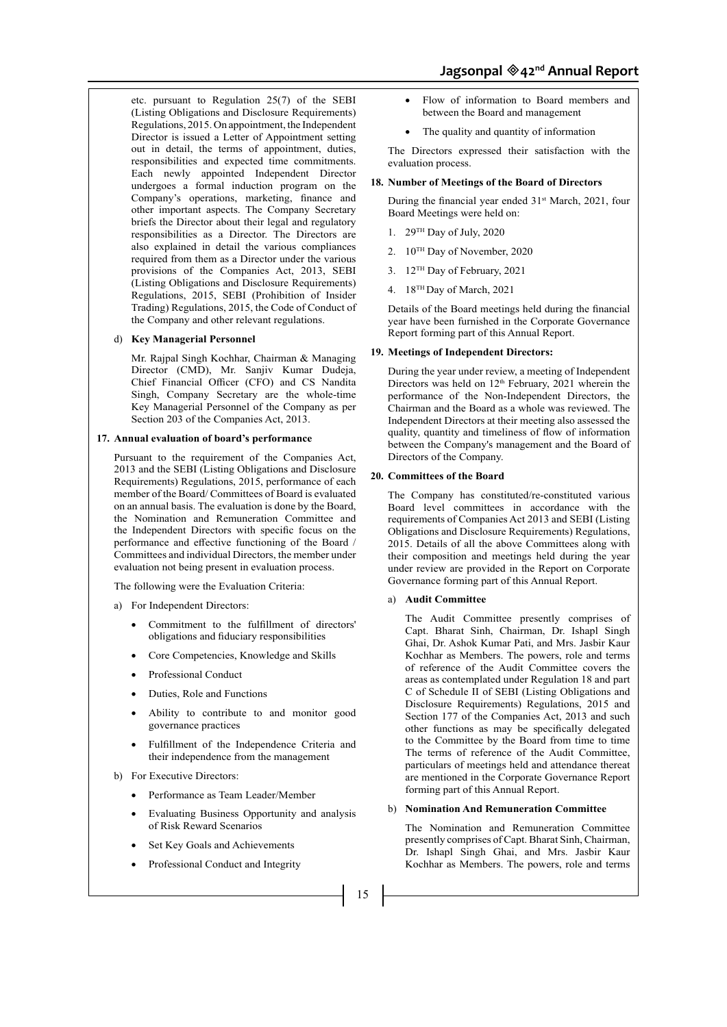etc. pursuant to Regulation 25(7) of the SEBI (Listing Obligations and Disclosure Requirements) Regulations, 2015. On appointment, the Independent Director is issued a Letter of Appointment setting out in detail, the terms of appointment, duties, responsibilities and expected time commitments. Each newly appointed Independent Director undergoes a formal induction program on the Company's operations, marketing, finance and other important aspects. The Company Secretary briefs the Director about their legal and regulatory responsibilities as a Director. The Directors are also explained in detail the various compliances required from them as a Director under the various provisions of the Companies Act, 2013, SEBI (Listing Obligations and Disclosure Requirements) Regulations, 2015, SEBI (Prohibition of Insider Trading) Regulations, 2015, the Code of Conduct of the Company and other relevant regulations.

d) **Key Managerial Personnel**

Mr. Rajpal Singh Kochhar, Chairman & Managing Director (CMD), Mr. Sanjiv Kumar Dudeja, Chief Financial Officer (CFO) and CS Nandita Singh, Company Secretary are the whole-time Key Managerial Personnel of the Company as per Section 203 of the Companies Act, 2013.

**17. Annual evaluation of board's performance**

Pursuant to the requirement of the Companies Act, 2013 and the SEBI (Listing Obligations and Disclosure Requirements) Regulations, 2015, performance of each member of the Board/ Committees of Board is evaluated on an annual basis. The evaluation is done by the Board, the Nomination and Remuneration Committee and the Independent Directors with specific focus on the performance and effective functioning of the Board / Committees and individual Directors, the member under evaluation not being present in evaluation process.

The following were the Evaluation Criteria:

a) For Independent Directors:

- Commitment to the fulfillment of directors' obligations and fiduciary responsibilities
- Core Competencies, Knowledge and Skills
- Professional Conduct
- Duties, Role and Functions
- Ability to contribute to and monitor good governance practices
- Fulfillment of the Independence Criteria and their independence from the management

b) For Executive Directors:

- Performance as Team Leader/Member
- Evaluating Business Opportunity and analysis of Risk Reward Scenarios
- Set Key Goals and Achievements
- Professional Conduct and Integrity
- Flow of information to Board members and between the Board and management
- The quality and quantity of information

The Directors expressed their satisfaction with the evaluation process.

**18. Number of Meetings of the Board of Directors**

During the financial year ended 31st March, 2021, four Board Meetings were held on:

1. 29TH Day of July, 2020
2. 10TH Day of November, 2020
3. 12TH Day of February, 2021
4. 18TH Day of March, 2021

Details of the Board meetings held during the financial year have been furnished in the Corporate Governance Report forming part of this Annual Report.

**19. Meetings of Independent Directors:**

During the year under review, a meeting of Independent Directors was held on 12th February, 2021 wherein the performance of the Non-Independent Directors, the Chairman and the Board as a whole was reviewed. The Independent Directors at their meeting also assessed the quality, quantity and timeliness of flow of information between the Company's management and the Board of Directors of the Company.

**20. Committees of the Board**

The Company has constituted/re-constituted various Board level committees in accordance with the requirements of Companies Act 2013 and SEBI (Listing Obligations and Disclosure Requirements) Regulations, 2015. Details of all the above Committees along with their composition and meetings held during the year under review are provided in the Report on Corporate Governance forming part of this Annual Report.

a) **Audit Committee**

The Audit Committee presently comprises of Capt. Bharat Sinh, Chairman, Dr. Ishapl Singh Ghai, Dr. Ashok Kumar Pati, and Mrs. Jasbir Kaur Kochhar as Members. The powers, role and terms of reference of the Audit Committee covers the areas as contemplated under Regulation 18 and part C of Schedule II of SEBI (Listing Obligations and Disclosure Requirements) Regulations, 2015 and Section 177 of the Companies Act, 2013 and such other functions as may be specifically delegated to the Committee by the Board from time to time The terms of reference of the Audit Committee, particulars of meetings held and attendance thereat are mentioned in the Corporate Governance Report forming part of this Annual Report.

b) **Nomination And Remuneration Committee**

The Nomination and Remuneration Committee presently comprises of Capt. Bharat Sinh, Chairman, Dr. Ishapl Singh Ghai, and Mrs. Jasbir Kaur Kochhar as Members. The powers, role and terms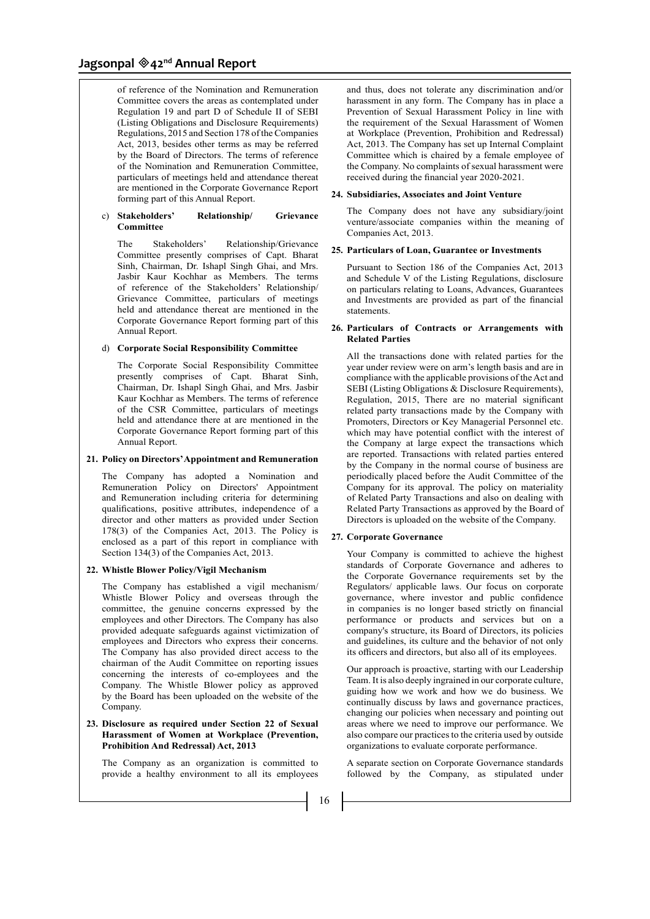of reference of the Nomination and Remuneration Committee covers the areas as contemplated under Regulation 19 and part D of Schedule II of SEBI (Listing Obligations and Disclosure Requirements) Regulations, 2015 and Section 178 of the Companies Act, 2013, besides other terms as may be referred by the Board of Directors. The terms of reference of the Nomination and Remuneration Committee, particulars of meetings held and attendance thereat are mentioned in the Corporate Governance Report forming part of this Annual Report.

c) **Stakeholders' Relationship/ Grievance Committee**

The Stakeholders' Relationship/Grievance Committee presently comprises of Capt. Bharat Sinh, Chairman, Dr. Ishapl Singh Ghai, and Mrs. Jasbir Kaur Kochhar as Members. The terms of reference of the Stakeholders' Relationship/ Grievance Committee, particulars of meetings held and attendance thereat are mentioned in the Corporate Governance Report forming part of this Annual Report.

d) **Corporate Social Responsibility Committee**

The Corporate Social Responsibility Committee presently comprises of Capt. Bharat Sinh, Chairman, Dr. Ishapl Singh Ghai, and Mrs. Jasbir Kaur Kochhar as Members. The terms of reference of the CSR Committee, particulars of meetings held and attendance there at are mentioned in the Corporate Governance Report forming part of this Annual Report.

**21. Policy on Directors' Appointment and Remuneration**

The Company has adopted a Nomination and Remuneration Policy on Directors' Appointment and Remuneration including criteria for determining qualifications, positive attributes, independence of a director and other matters as provided under Section 178(3) of the Companies Act, 2013. The Policy is enclosed as a part of this report in compliance with Section 134(3) of the Companies Act, 2013.

**22. Whistle Blower Policy/Vigil Mechanism**

The Company has established a vigil mechanism/ Whistle Blower Policy and overseas through the committee, the genuine concerns expressed by the employees and other Directors. The Company has also provided adequate safeguards against victimization of employees and Directors who express their concerns. The Company has also provided direct access to the chairman of the Audit Committee on reporting issues concerning the interests of co-employees and the Company. The Whistle Blower policy as approved by the Board has been uploaded on the website of the Company.

**23. Disclosure as required under Section 22 of Sexual Harassment of Women at Workplace (Prevention, Prohibition And Redressal) Act, 2013**

The Company as an organization is committed to provide a healthy environment to all its employees and thus, does not tolerate any discrimination and/or harassment in any form. The Company has in place a Prevention of Sexual Harassment Policy in line with the requirement of the Sexual Harassment of Women at Workplace (Prevention, Prohibition and Redressal) Act, 2013. The Company has set up Internal Complaint Committee which is chaired by a female employee of the Company. No complaints of sexual harassment were received during the financial year 2020-2021.

**24. Subsidiaries, Associates and Joint Venture**

The Company does not have any subsidiary/joint venture/associate companies within the meaning of Companies Act, 2013.

**25. Particulars of Loan, Guarantee or Investments**

Pursuant to Section 186 of the Companies Act, 2013 and Schedule V of the Listing Regulations, disclosure on particulars relating to Loans, Advances, Guarantees and Investments are provided as part of the financial statements.

**26. Particulars of Contracts or Arrangements with Related Parties**

All the transactions done with related parties for the year under review were on arm's length basis and are in compliance with the applicable provisions of the Act and SEBI (Listing Obligations & Disclosure Requirements), Regulation, 2015, There are no material significant related party transactions made by the Company with Promoters, Directors or Key Managerial Personnel etc. which may have potential conflict with the interest of the Company at large expect the transactions which are reported. Transactions with related parties entered by the Company in the normal course of business are periodically placed before the Audit Committee of the Company for its approval. The policy on materiality of Related Party Transactions and also on dealing with Related Party Transactions as approved by the Board of Directors is uploaded on the website of the Company.

**27. Corporate Governance**

Your Company is committed to achieve the highest standards of Corporate Governance and adheres to the Corporate Governance requirements set by the Regulators/ applicable laws. Our focus on corporate governance, where investor and public confidence in companies is no longer based strictly on financial performance or products and services but on a company's structure, its Board of Directors, its policies and guidelines, its culture and the behavior of not only its officers and directors, but also all of its employees.

Our approach is proactive, starting with our Leadership Team. It is also deeply ingrained in our corporate culture, guiding how we work and how we do business. We continually discuss by laws and governance practices, changing our policies when necessary and pointing out areas where we need to improve our performance. We also compare our practices to the criteria used by outside organizations to evaluate corporate performance.

A separate section on Corporate Governance standards followed by the Company, as stipulated under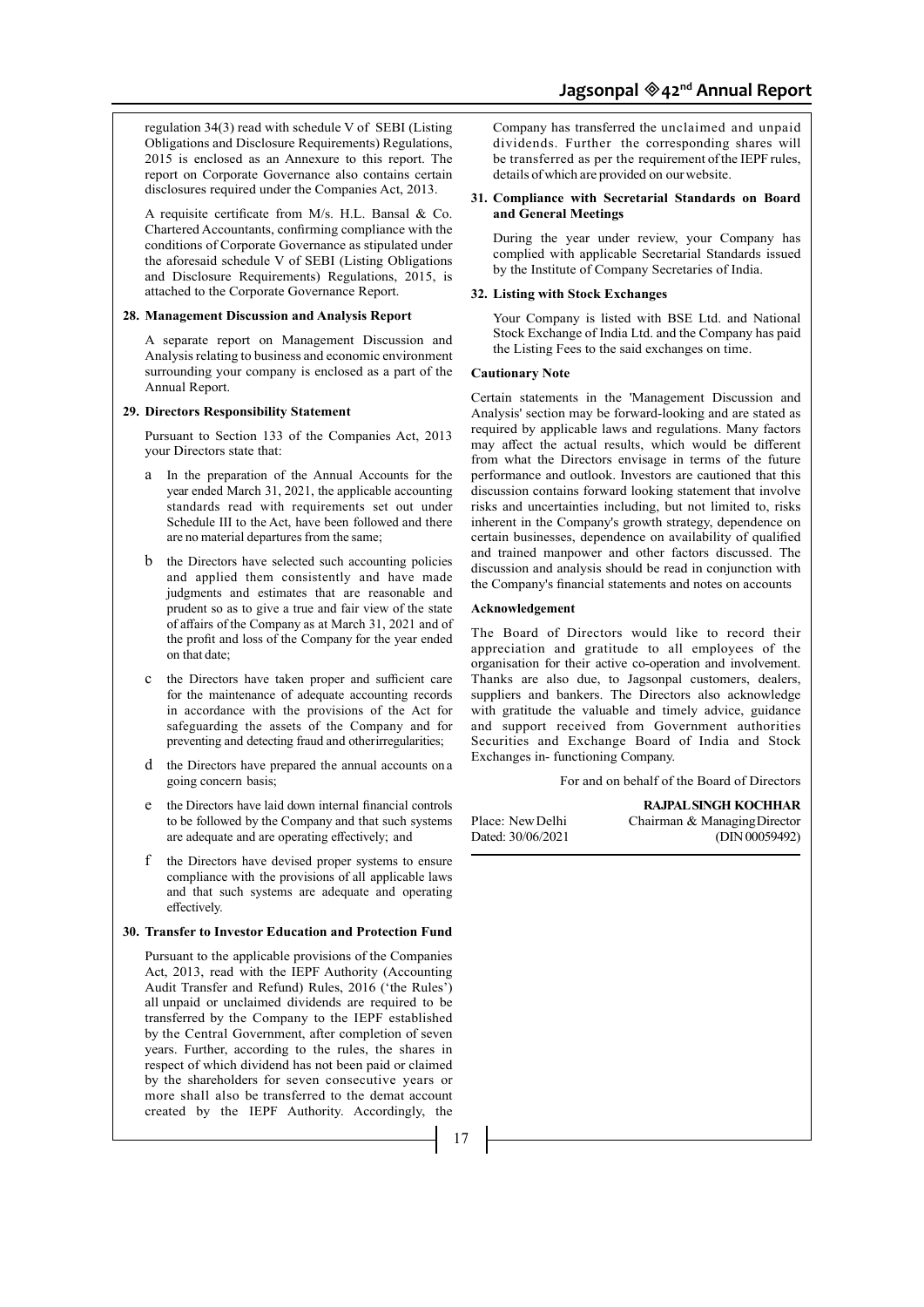regulation 34(3) read with schedule V of SEBI (Listing Obligations and Disclosure Requirements) Regulations, 2015 is enclosed as an Annexure to this report. The report on Corporate Governance also contains certain disclosures required under the Companies Act, 2013.

A requisite certificate from M/s. H.L. Bansal & Co. Chartered Accountants, confirming compliance with the conditions of Corporate Governance as stipulated under the aforesaid schedule V of SEBI (Listing Obligations and Disclosure Requirements) Regulations, 2015, is attached to the Corporate Governance Report.

**28. Management Discussion and Analysis Report**

A separate report on Management Discussion and Analysis relating to business and economic environment surrounding your company is enclosed as a part of the Annual Report.

**29. Directors Responsibility Statement**

Pursuant to Section 133 of the Companies Act, 2013 your Directors state that:

a In the preparation of the Annual Accounts for the year ended March 31, 2021, the applicable accounting standards read with requirements set out under Schedule III to the Act, have been followed and there are no material departures from the same;

b the Directors have selected such accounting policies and applied them consistently and have made judgments and estimates that are reasonable and prudent so as to give a true and fair view of the state of affairs of the Company as at March 31, 2021 and of the profit and loss of the Company for the year ended on that date;

c the Directors have taken proper and sufficient care for the maintenance of adequate accounting records in accordance with the provisions of the Act for safeguarding the assets of the Company and for preventing and detecting fraud and otherirregularities;

d the Directors have prepared the annual accounts on a going concern basis;

e the Directors have laid down internal financial controls to be followed by the Company and that such systems are adequate and are operating effectively; and

f the Directors have devised proper systems to ensure compliance with the provisions of all applicable laws and that such systems are adequate and operating effectively.

**30. Transfer to Investor Education and Protection Fund**

Pursuant to the applicable provisions of the Companies Act, 2013, read with the IEPF Authority (Accounting Audit Transfer and Refund) Rules, 2016 ('the Rules') all unpaid or unclaimed dividends are required to be transferred by the Company to the IEPF established by the Central Government, after completion of seven years. Further, according to the rules, the shares in respect of which dividend has not been paid or claimed by the shareholders for seven consecutive years or more shall also be transferred to the demat account created by the IEPF Authority. Accordingly, the Company has transferred the unclaimed and unpaid dividends. Further the corresponding shares will be transferred as per the requirement of the IEPF rules, details of which are provided on our website.

**31. Compliance with Secretarial Standards on Board and General Meetings**

During the year under review, your Company has complied with applicable Secretarial Standards issued by the Institute of Company Secretaries of India.

**32. Listing with Stock Exchanges**

Your Company is listed with BSE Ltd. and National Stock Exchange of India Ltd. and the Company has paid the Listing Fees to the said exchanges on time.

**Cautionary Note**

Certain statements in the 'Management Discussion and Analysis' section may be forward-looking and are stated as required by applicable laws and regulations. Many factors may affect the actual results, which would be different from what the Directors envisage in terms of the future performance and outlook. Investors are cautioned that this discussion contains forward looking statement that involve risks and uncertainties including, but not limited to, risks inherent in the Company's growth strategy, dependence on certain businesses, dependence on availability of qualified and trained manpower and other factors discussed. The discussion and analysis should be read in conjunction with the Company's financial statements and notes on accounts

**Acknowledgement**

The Board of Directors would like to record their appreciation and gratitude to all employees of the organisation for their active co-operation and involvement. Thanks are also due, to Jagsonpal customers, dealers, suppliers and bankers. The Directors also acknowledge with gratitude the valuable and timely advice, guidance and support received from Government authorities Securities and Exchange Board of India and Stock Exchanges in- functioning Company.

For and on behalf of the Board of Directors

**RAJPAL SINGH KOCHHAR**
Chairman & Managing Director
(DIN 00059492)

Place: New Delhi
Dated: 30/06/2021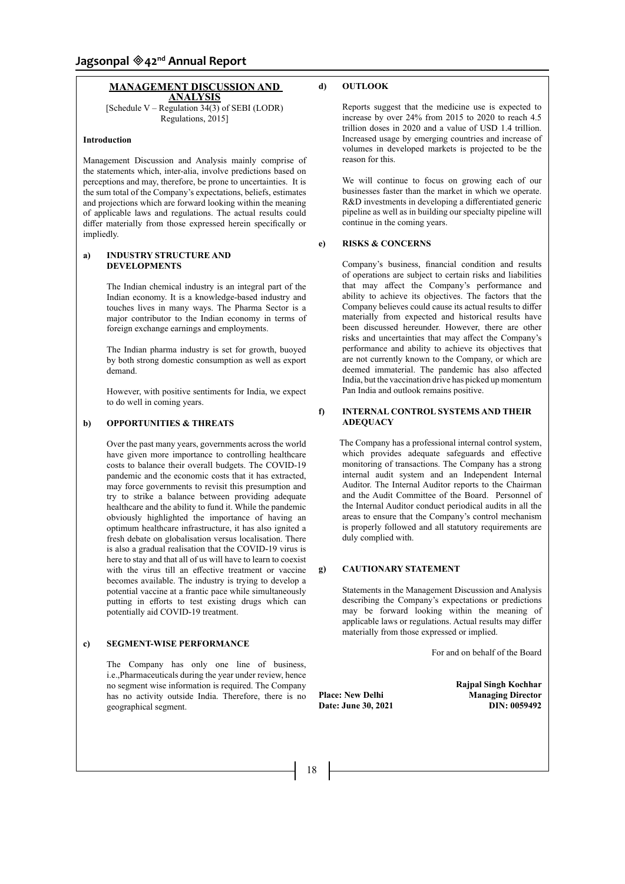## MANAGEMENT DISCUSSION AND ANALYSIS

[Schedule V – Regulation 34(3) of SEBI (LODR) Regulations, 2015]

**Introduction**

Management Discussion and Analysis mainly comprise of the statements which, inter-alia, involve predictions based on perceptions and may, therefore, be prone to uncertainties. It is the sum total of the Company's expectations, beliefs, estimates and projections which are forward looking within the meaning of applicable laws and regulations. The actual results could differ materially from those expressed herein specifically or impliedly.

### a) INDUSTRY STRUCTURE AND DEVELOPMENTS

The Indian chemical industry is an integral part of the Indian economy. It is a knowledge-based industry and touches lives in many ways. The Pharma Sector is a major contributor to the Indian economy in terms of foreign exchange earnings and employments.

The Indian pharma industry is set for growth, buoyed by both strong domestic consumption as well as export demand.

However, with positive sentiments for India, we expect to do well in coming years.

### b) OPPORTUNITIES & THREATS

Over the past many years, governments across the world have given more importance to controlling healthcare costs to balance their overall budgets. The COVID-19 pandemic and the economic costs that it has extracted, may force governments to revisit this presumption and try to strike a balance between providing adequate healthcare and the ability to fund it. While the pandemic obviously highlighted the importance of having an optimum healthcare infrastructure, it has also ignited a fresh debate on globalisation versus localisation. There is also a gradual realisation that the COVID-19 virus is here to stay and that all of us will have to learn to coexist with the virus till an effective treatment or vaccine becomes available. The industry is trying to develop a potential vaccine at a frantic pace while simultaneously putting in efforts to test existing drugs which can potentially aid COVID-19 treatment.

### c) SEGMENT-WISE PERFORMANCE

The Company has only one line of business, i.e.,Pharmaceuticals during the year under review, hence no segment wise information is required. The Company has no activity outside India. Therefore, there is no geographical segment.

### d) OUTLOOK

Reports suggest that the medicine use is expected to increase by over 24% from 2015 to 2020 to reach 4.5 trillion doses in 2020 and a value of USD 1.4 trillion. Increased usage by emerging countries and increase of volumes in developed markets is projected to be the reason for this.

We will continue to focus on growing each of our businesses faster than the market in which we operate. R&D investments in developing a differentiated generic pipeline as well as in building our specialty pipeline will continue in the coming years.

### e) RISKS & CONCERNS

Company's business, financial condition and results of operations are subject to certain risks and liabilities that may affect the Company's performance and ability to achieve its objectives. The factors that the Company believes could cause its actual results to differ materially from expected and historical results have been discussed hereunder. However, there are other risks and uncertainties that may affect the Company's performance and ability to achieve its objectives that are not currently known to the Company, or which are deemed immaterial. The pandemic has also affected India, but the vaccination drive has picked up momentum Pan India and outlook remains positive.

### f) INTERNAL CONTROL SYSTEMS AND THEIR ADEQUACY

The Company has a professional internal control system, which provides adequate safeguards and effective monitoring of transactions. The Company has a strong internal audit system and an Independent Internal Auditor. The Internal Auditor reports to the Chairman and the Audit Committee of the Board. Personnel of the Internal Auditor conduct periodical audits in all the areas to ensure that the Company's control mechanism is properly followed and all statutory requirements are duly complied with.

### g) CAUTIONARY STATEMENT

Statements in the Management Discussion and Analysis describing the Company's expectations or predictions may be forward looking within the meaning of applicable laws or regulations. Actual results may differ materially from those expressed or implied.

For and on behalf of the Board

**Place: New Delhi**
**Date: June 30, 2021**

**Rajpal Singh Kochhar**
**Managing Director**
**DIN: 0059492**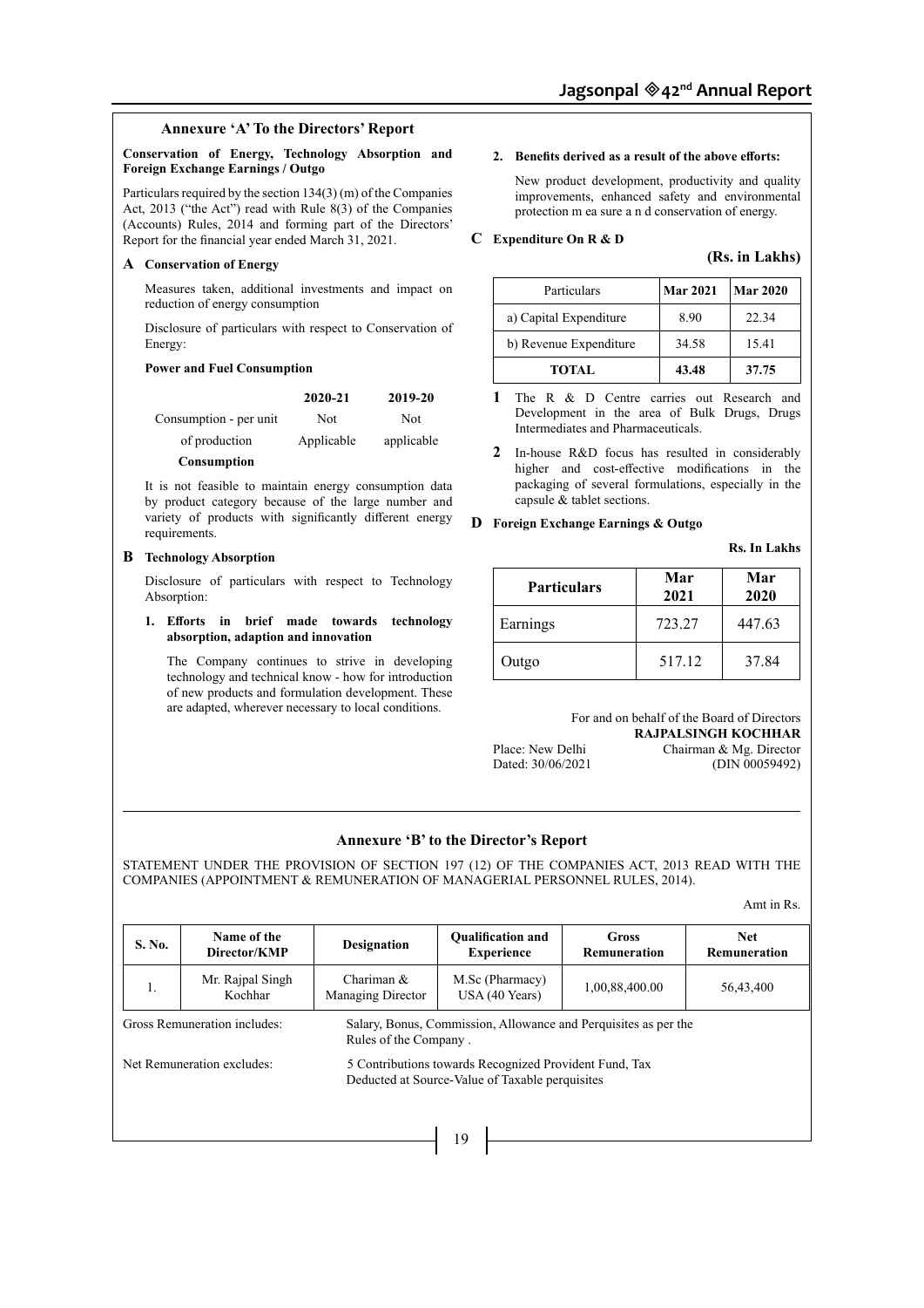## Annexure 'A' To the Directors' Report

**Conservation of Energy, Technology Absorption and Foreign Exchange Earnings / Outgo**

Particulars required by the section 134(3) (m) of the Companies Act, 2013 ("the Act") read with Rule 8(3) of the Companies (Accounts) Rules, 2014 and forming part of the Directors' Report for the financial year ended March 31, 2021.

### A Conservation of Energy

Measures taken, additional investments and impact on reduction of energy consumption

Disclosure of particulars with respect to Conservation of Energy:

**Power and Fuel Consumption**

| | 2020-21 | 2019-20 |
|---|---|---|
| Consumption - per unit of production | Not Applicable | Not applicable |
| **Consumption** | | |

It is not feasible to maintain energy consumption data by product category because of the large number and variety of products with significantly different energy requirements.

### B Technology Absorption

Disclosure of particulars with respect to Technology Absorption:

**1. Efforts in brief made towards technology absorption, adaption and innovation**

The Company continues to strive in developing technology and technical know - how for introduction of new products and formulation development. These are adapted, wherever necessary to local conditions.

**2. Benefits derived as a result of the above efforts:**

New product development, productivity and quality improvements, enhanced safety and environmental protection m ea sure a n d conservation of energy.

### C Expenditure On R & D

**(Rs. in Lakhs)**

| Particulars | Mar 2021 | Mar 2020 |
|---|---|---|
| a) Capital Expenditure | 8.90 | 22.34 |
| b) Revenue Expenditure | 34.58 | 15.41 |
| **TOTAL** | **43.48** | **37.75** |

1. The R & D Centre carries out Research and Development in the area of Bulk Drugs, Drugs Intermediates and Pharmaceuticals.
2. In-house R&D focus has resulted in considerably higher and cost-effective modifications in the packaging of several formulations, especially in the capsule & tablet sections.

### D Foreign Exchange Earnings & Outgo

**Rs. In Lakhs**

| Particulars | Mar 2021 | Mar 2020 |
|---|---|---|
| Earnings | 723.27 | 447.63 |
| Outgo | 517.12 | 37.84 |

For and on behalf of the Board of Directors
**RAJPALSINGH KOCHHAR**
Chairman & Mg. Director
(DIN 00059492)

Place: New Delhi
Dated: 30/06/2021

## Annexure 'B' to the Director's Report

STATEMENT UNDER THE PROVISION OF SECTION 197 (12) OF THE COMPANIES ACT, 2013 READ WITH THE COMPANIES (APPOINTMENT & REMUNERATION OF MANAGERIAL PERSONNEL RULES, 2014).

Amt in Rs.

| S. No. | Name of the Director/KMP | Designation | Qualification and Experience | Gross Remuneration | Net Remuneration |
|---|---|---|---|---|---|
| 1. | Mr. Rajpal Singh Kochhar | Chariman & Managing Director | M.Sc (Pharmacy) USA (40 Years) | 1,00,88,400.00 | 56,43,400 |

Gross Remuneration includes: Salary, Bonus, Commission, Allowance and Perquisites as per the Rules of the Company .

Net Remuneration excludes: 5 Contributions towards Recognized Provident Fund, Tax Deducted at Source-Value of Taxable perquisites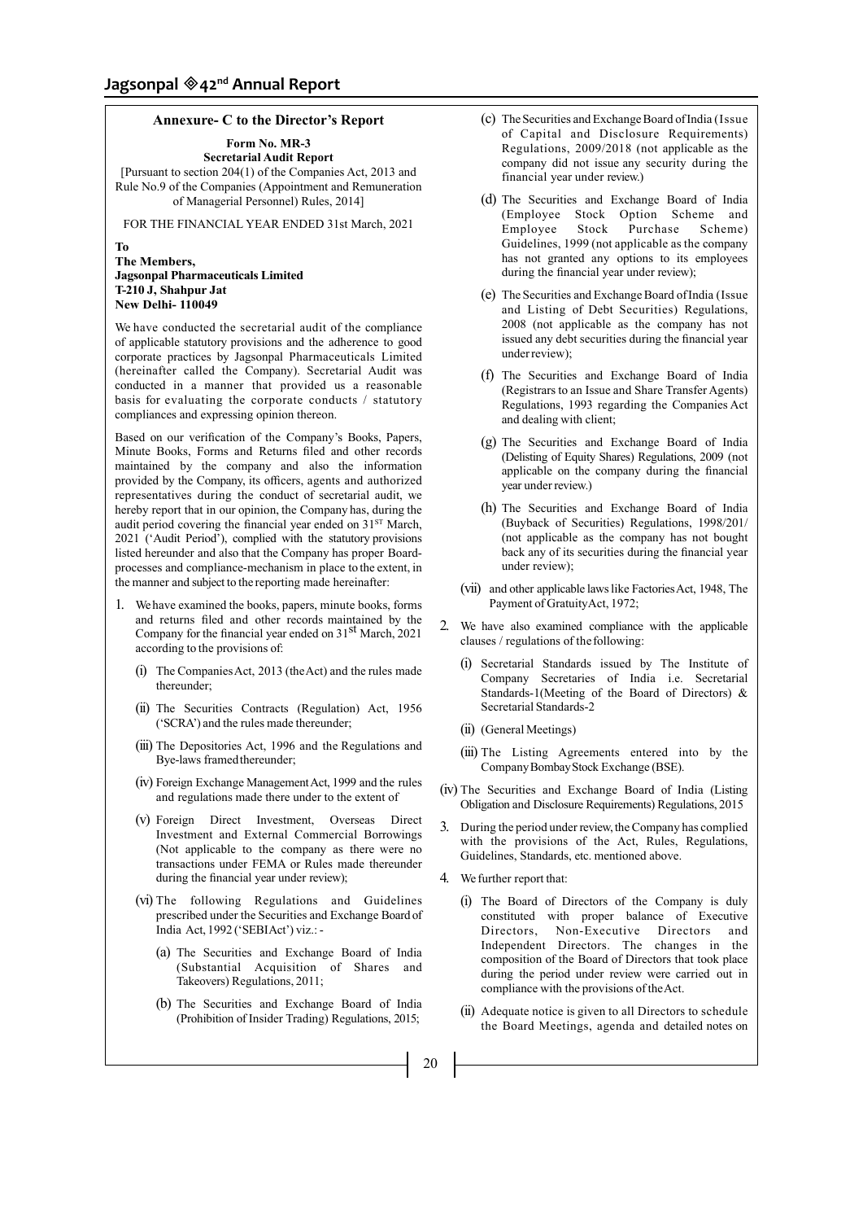## Annexure- C to the Director's Report

**Form No. MR-3**
**Secretarial Audit Report**

[Pursuant to section 204(1) of the Companies Act, 2013 and Rule No.9 of the Companies (Appointment and Remuneration of Managerial Personnel) Rules, 2014]

FOR THE FINANCIAL YEAR ENDED 31st March, 2021

**To**
**The Members,**
**Jagsonpal Pharmaceuticals Limited**
**T-210 J, Shahpur Jat**
**New Delhi- 110049**

We have conducted the secretarial audit of the compliance of applicable statutory provisions and the adherence to good corporate practices by Jagsonpal Pharmaceuticals Limited (hereinafter called the Company). Secretarial Audit was conducted in a manner that provided us a reasonable basis for evaluating the corporate conducts / statutory compliances and expressing opinion thereon.

Based on our verification of the Company's Books, Papers, Minute Books, Forms and Returns filed and other records maintained by the company and also the information provided by the Company, its officers, agents and authorized representatives during the conduct of secretarial audit, we hereby report that in our opinion, the Company has, during the audit period covering the financial year ended on 31ST March, 2021 ('Audit Period'), complied with the statutory provisions listed hereunder and also that the Company has proper Board-processes and compliance-mechanism in place to the extent, in the manner and subject to the reporting made hereinafter:

1. We have examined the books, papers, minute books, forms and returns filed and other records maintained by the Company for the financial year ended on 31st March, 2021 according to the provisions of:
   - (i) The Companies Act, 2013 (the Act) and the rules made thereunder;
   - (ii) The Securities Contracts (Regulation) Act, 1956 ('SCRA') and the rules made thereunder;
   - (iii) The Depositories Act, 1996 and the Regulations and Bye-laws framed thereunder;
   - (iv) Foreign Exchange Management Act, 1999 and the rules and regulations made there under to the extent of
   - (v) Foreign Direct Investment, Overseas Direct Investment and External Commercial Borrowings (Not applicable to the company as there were no transactions under FEMA or Rules made thereunder during the financial year under review);
   - (vi) The following Regulations and Guidelines prescribed under the Securities and Exchange Board of India Act, 1992 ('SEBI Act') viz.: -
     - (a) The Securities and Exchange Board of India (Substantial Acquisition of Shares and Takeovers) Regulations, 2011;
     - (b) The Securities and Exchange Board of India (Prohibition of Insider Trading) Regulations, 2015;
     - (c) The Securities and Exchange Board of India (Issue of Capital and Disclosure Requirements) Regulations, 2009/2018 (not applicable as the company did not issue any security during the financial year under review.)
     - (d) The Securities and Exchange Board of India (Employee Stock Option Scheme and Employee Stock Purchase Scheme) Guidelines, 1999 (not applicable as the company has not granted any options to its employees during the financial year under review);
     - (e) The Securities and Exchange Board of India (Issue and Listing of Debt Securities) Regulations, 2008 (not applicable as the company has not issued any debt securities during the financial year under review);
     - (f) The Securities and Exchange Board of India (Registrars to an Issue and Share Transfer Agents) Regulations, 1993 regarding the Companies Act and dealing with client;
     - (g) The Securities and Exchange Board of India (Delisting of Equity Shares) Regulations, 2009 (not applicable on the company during the financial year under review.)
     - (h) The Securities and Exchange Board of India (Buyback of Securities) Regulations, 1998/201/ (not applicable as the company has not bought back any of its securities during the financial year under review);
   - (vii) and other applicable laws like Factories Act, 1948, The Payment of Gratuity Act, 1972;
2. We have also examined compliance with the applicable clauses / regulations of the following:
   - (i) Secretarial Standards issued by The Institute of Company Secretaries of India i.e. Secretarial Standards-1(Meeting of the Board of Directors) & Secretarial Standards-2
   - (ii) (General Meetings)
   - (iii) The Listing Agreements entered into by the Company Bombay Stock Exchange (BSE).
   - (iv) The Securities and Exchange Board of India (Listing Obligation and Disclosure Requirements) Regulations, 2015
3. During the period under review, the Company has complied with the provisions of the Act, Rules, Regulations, Guidelines, Standards, etc. mentioned above.
4. We further report that:
   - (i) The Board of Directors of the Company is duly constituted with proper balance of Executive Directors, Non-Executive Directors and Independent Directors. The changes in the composition of the Board of Directors that took place during the period under review were carried out in compliance with the provisions of the Act.
   - (ii) Adequate notice is given to all Directors to schedule the Board Meetings, agenda and detailed notes on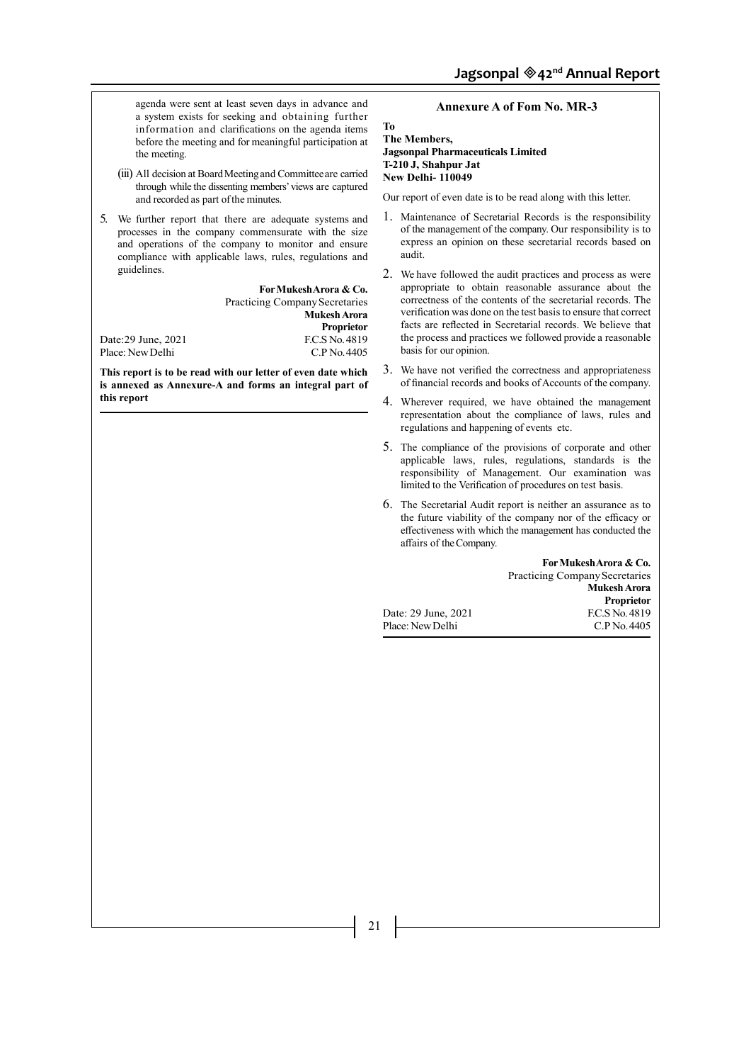agenda were sent at least seven days in advance and a system exists for seeking and obtaining further information and clarifications on the agenda items before the meeting and for meaningful participation at the meeting.

(iii) All decision at Board Meeting and Committee are carried through while the dissenting members' views are captured and recorded as part of the minutes.

5. We further report that there are adequate systems and processes in the company commensurate with the size and operations of the company to monitor and ensure compliance with applicable laws, rules, regulations and guidelines.

**For Mukesh Arora & Co.**
Practicing Company Secretaries
**Mukesh Arora**
**Proprietor**
F.C.S No. 4819
C.P No. 4405

Date: 29 June, 2021
Place: New Delhi

**This report is to be read with our letter of even date which is annexed as Annexure-A and forms an integral part of this report**

**Annexure A of Fom No. MR-3**

**To**
**The Members,**
**Jagsonpal Pharmaceuticals Limited**
**T-210 J, Shahpur Jat**
**New Delhi- 110049**

Our report of even date is to be read along with this letter.

1. Maintenance of Secretarial Records is the responsibility of the management of the company. Our responsibility is to express an opinion on these secretarial records based on audit.
2. We have followed the audit practices and process as were appropriate to obtain reasonable assurance about the correctness of the contents of the secretarial records. The verification was done on the test basis to ensure that correct facts are reflected in Secretarial records. We believe that the process and practices we followed provide a reasonable basis for our opinion.
3. We have not verified the correctness and appropriateness of financial records and books of Accounts of the company.
4. Wherever required, we have obtained the management representation about the compliance of laws, rules and regulations and happening of events etc.
5. The compliance of the provisions of corporate and other applicable laws, rules, regulations, standards is the responsibility of Management. Our examination was limited to the Verification of procedures on test basis.
6. The Secretarial Audit report is neither an assurance as to the future viability of the company nor of the efficacy or effectiveness with which the management has conducted the affairs of the Company.

**For Mukesh Arora & Co.**
Practicing Company Secretaries
**Mukesh Arora**
**Proprietor**
F.C.S No. 4819
C.P No. 4405

Date: 29 June, 2021
Place: New Delhi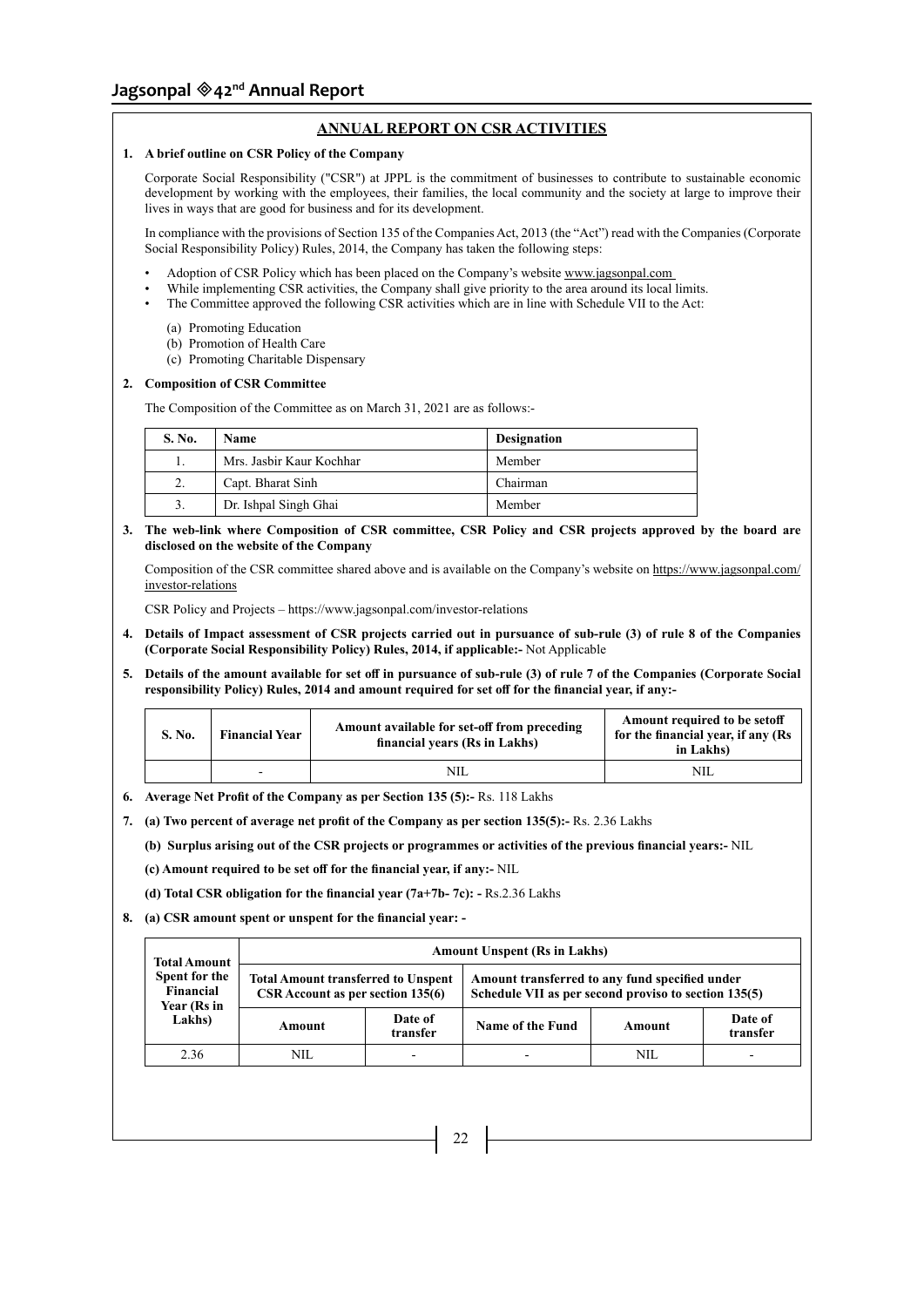## ANNUAL REPORT ON CSR ACTIVITIES

**1. A brief outline on CSR Policy of the Company**

Corporate Social Responsibility ("CSR") at JPPL is the commitment of businesses to contribute to sustainable economic development by working with the employees, their families, the local community and the society at large to improve their lives in ways that are good for business and for its development.

In compliance with the provisions of Section 135 of the Companies Act, 2013 (the "Act") read with the Companies (Corporate Social Responsibility Policy) Rules, 2014, the Company has taken the following steps:

- Adoption of CSR Policy which has been placed on the Company's website www.jagsonpal.com
- While implementing CSR activities, the Company shall give priority to the area around its local limits.
- The Committee approved the following CSR activities which are in line with Schedule VII to the Act:

  (a) Promoting Education
  (b) Promotion of Health Care
  (c) Promoting Charitable Dispensary

**2. Composition of CSR Committee**

The Composition of the Committee as on March 31, 2021 are as follows:-

| S. No. | Name | Designation |
|---|---|---|
| 1. | Mrs. Jasbir Kaur Kochhar | Member |
| 2. | Capt. Bharat Sinh | Chairman |
| 3. | Dr. Ishpal Singh Ghai | Member |

**3. The web-link where Composition of CSR committee, CSR Policy and CSR projects approved by the board are disclosed on the website of the Company**

Composition of the CSR committee shared above and is available on the Company's website on https://www.jagsonpal.com/investor-relations

CSR Policy and Projects – https://www.jagsonpal.com/investor-relations

**4. Details of Impact assessment of CSR projects carried out in pursuance of sub-rule (3) of rule 8 of the Companies (Corporate Social Responsibility Policy) Rules, 2014, if applicable:-** Not Applicable

**5. Details of the amount available for set off in pursuance of sub-rule (3) of rule 7 of the Companies (Corporate Social responsibility Policy) Rules, 2014 and amount required for set off for the financial year, if any:-**

| S. No. | Financial Year | Amount available for set-off from preceding financial years (Rs in Lakhs) | Amount required to be setoff for the financial year, if any (Rs in Lakhs) |
|---|---|---|---|
| | - | NIL | NIL |

**6. Average Net Profit of the Company as per Section 135 (5):-** Rs. 118 Lakhs

**7. (a) Two percent of average net profit of the Company as per section 135(5):-** Rs. 2.36 Lakhs

**(b) Surplus arising out of the CSR projects or programmes or activities of the previous financial years:-** NIL

**(c) Amount required to be set off for the financial year, if any:-** NIL

**(d) Total CSR obligation for the financial year (7a+7b- 7c): -** Rs.2.36 Lakhs

**8. (a) CSR amount spent or unspent for the financial year: -**

| Total Amount Spent for the Financial Year (Rs in Lakhs) | Amount Unspent (Rs in Lakhs) | | | | |
|---|---|---|---|---|---|
| | Total Amount transferred to Unspent CSR Account as per section 135(6) | | Amount transferred to any fund specified under Schedule VII as per second proviso to section 135(5) | | |
| | Amount | Date of transfer | Name of the Fund | Amount | Date of transfer |
| 2.36 | NIL | - | - | NIL | - |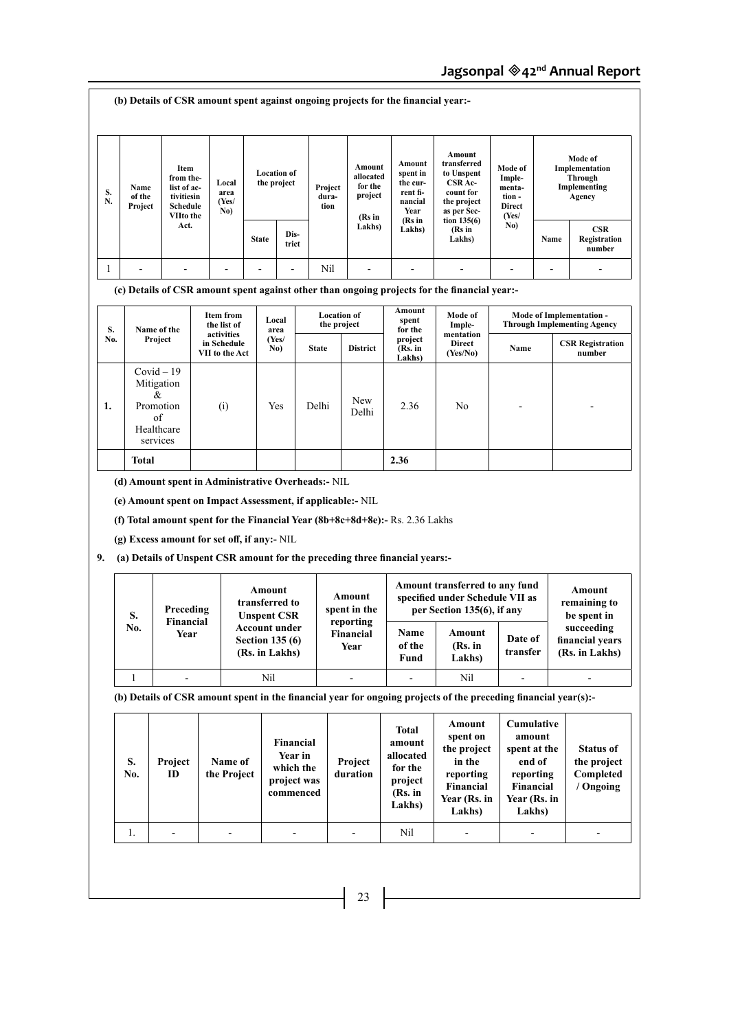**(b) Details of CSR amount spent against ongoing projects for the financial year:-**

| S. N. | Name of the Project | Item from the-list of ac-tivitiesin Schedule VIIto the Act. | Local area (Yes/ No) | Location of the project | | Project dura-tion | Amount allocated for the project (Rs in Lakhs) | Amount spent in the cur-rent fi-nancial Year (Rs in Lakhs) | Amount transferred to Unspent CSR Ac-count for the project as per Sec-tion 135(6) (Rs in Lakhs) | Mode of Imple-menta-tion - Direct (Yes/ No) | Mode of Implementation Through Implementing Agency | |
|---|---|---|---|---|---|---|---|---|---|---|---|---|
| | | | | State | Dis-trict | | | | | | Name | CSR Registration number |
| 1 | - | - | - | - | - | Nil | - | - | - | - | - | - |

**(c) Details of CSR amount spent against other than ongoing projects for the financial year:-**

| S. No. | Name of the Project | Item from the list of activities in Schedule VII to the Act | Local area (Yes/ No) | Location of the project | | Amount spent for the project (Rs. in Lakhs) | Mode of Imple-mentation Direct (Yes/No) | Mode of Implementation - Through Implementing Agency | |
|---|---|---|---|---|---|---|---|---|---|
| | | | | State | District | | | Name | CSR Registration number |
| 1. | Covid – 19 Mitigation & Promotion of Healthcare services | (i) | Yes | Delhi | New Delhi | 2.36 | No | - | - |
| | **Total** | | | | | **2.36** | | | |

**(d) Amount spent in Administrative Overheads:-** NIL

**(e) Amount spent on Impact Assessment, if applicable:-** NIL

**(f) Total amount spent for the Financial Year (8b+8c+8d+8e):-** Rs. 2.36 Lakhs

**(g) Excess amount for set off, if any:-** NIL

**9. (a) Details of Unspent CSR amount for the preceding three financial years:-**

| S. No. | Preceding Financial Year | Amount transferred to Unspent CSR Account under Section 135 (6) (Rs. in Lakhs) | Amount spent in the reporting Financial Year | Amount transferred to any fund specified under Schedule VII as per Section 135(6), if any | | | Amount remaining to be spent in succeeding financial years (Rs. in Lakhs) |
|---|---|---|---|---|---|---|---|
| | | | | Name of the Fund | Amount (Rs. in Lakhs) | Date of transfer | |
| 1 | - | Nil | - | - | Nil | - | - |

**(b) Details of CSR amount spent in the financial year for ongoing projects of the preceding financial year(s):-**

| S. No. | Project ID | Name of the Project | Financial Year in which the project was commenced | Project duration | Total amount allocated for the project (Rs. in Lakhs) | Amount spent on the project in the reporting Financial Year (Rs. in Lakhs) | Cumulative amount spent at the end of reporting Financial Year (Rs. in Lakhs) | Status of the project Completed / Ongoing |
|---|---|---|---|---|---|---|---|---|
| 1. | - | - | - | - | Nil | - | - | - |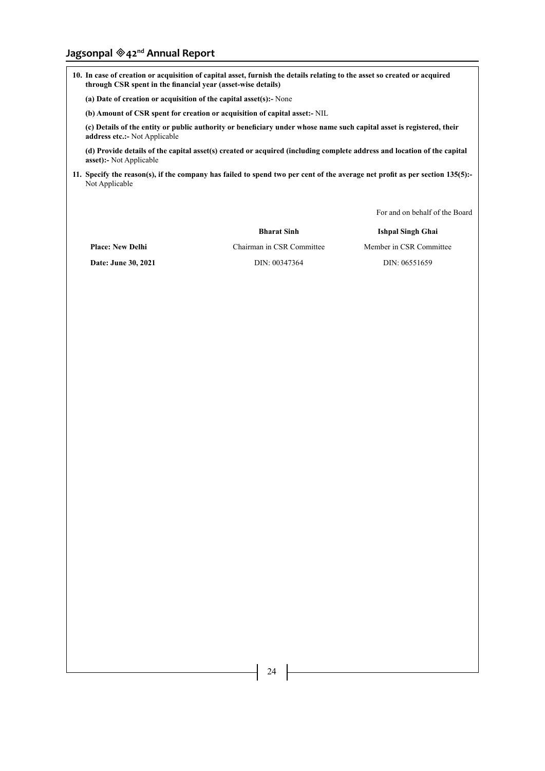**10. In case of creation or acquisition of capital asset, furnish the details relating to the asset so created or acquired through CSR spent in the financial year (asset-wise details)**

**(a) Date of creation or acquisition of the capital asset(s):-** None

**(b) Amount of CSR spent for creation or acquisition of capital asset:-** NIL

**(c) Details of the entity or public authority or beneficiary under whose name such capital asset is registered, their address etc.:-** Not Applicable

**(d) Provide details of the capital asset(s) created or acquired (including complete address and location of the capital asset):-** Not Applicable

**11. Specify the reason(s), if the company has failed to spend two per cent of the average net profit as per section 135(5):-** Not Applicable

For and on behalf of the Board

| | | |
|---|---|---|
| | **Bharat Sinh** | **Ishpal Singh Ghai** |
| **Place: New Delhi** | Chairman in CSR Committee | Member in CSR Committee |
| **Date: June 30, 2021** | DIN: 00347364 | DIN: 06551659 |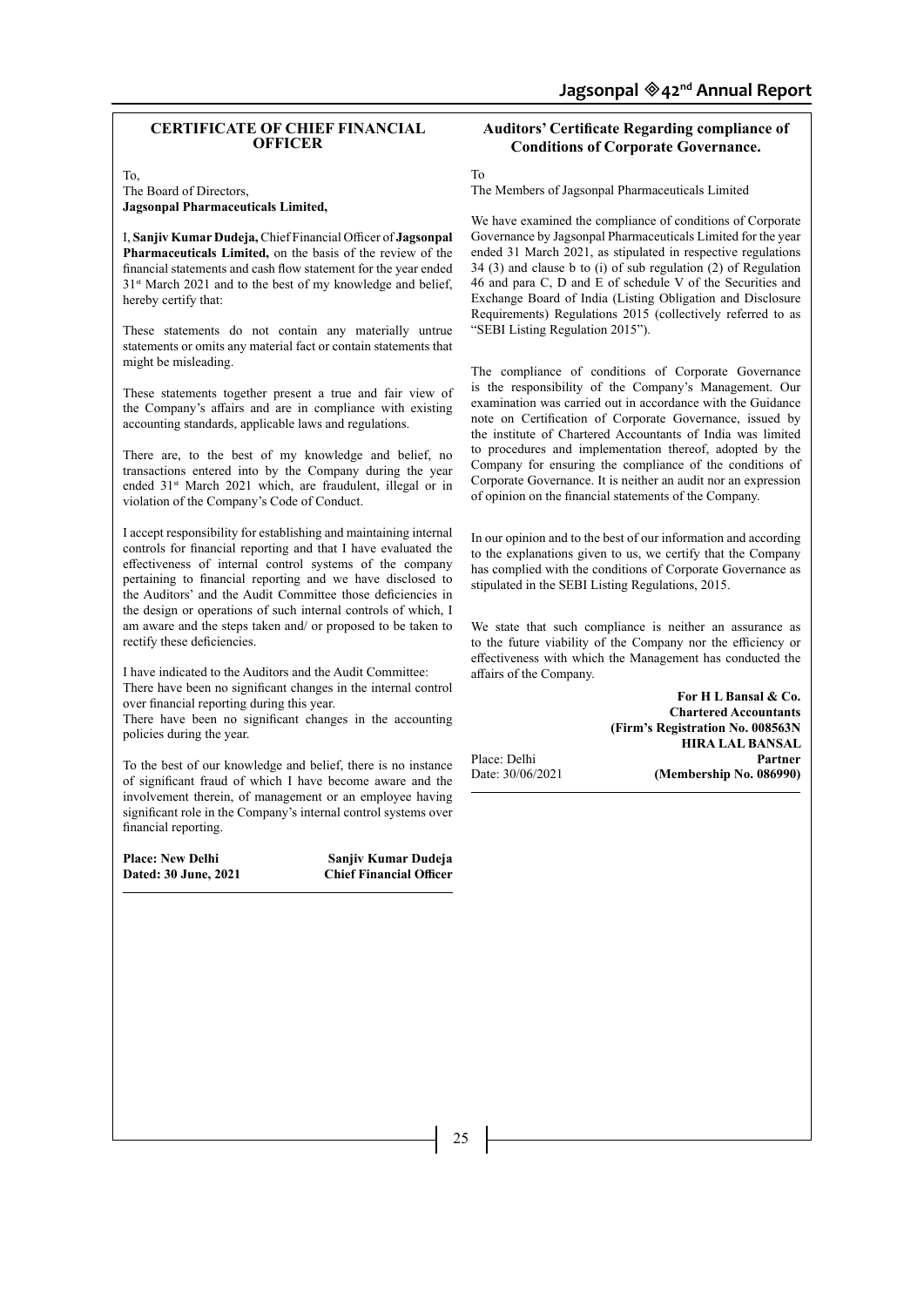## CERTIFICATE OF CHIEF FINANCIAL OFFICER

To,
The Board of Directors,
**Jagsonpal Pharmaceuticals Limited,**

I, **Sanjiv Kumar Dudeja,** Chief Financial Officer of **Jagsonpal Pharmaceuticals Limited,** on the basis of the review of the financial statements and cash flow statement for the year ended 31st March 2021 and to the best of my knowledge and belief, hereby certify that:

These statements do not contain any materially untrue statements or omits any material fact or contain statements that might be misleading.

These statements together present a true and fair view of the Company's affairs and are in compliance with existing accounting standards, applicable laws and regulations.

There are, to the best of my knowledge and belief, no transactions entered into by the Company during the year ended 31st March 2021 which, are fraudulent, illegal or in violation of the Company's Code of Conduct.

I accept responsibility for establishing and maintaining internal controls for financial reporting and that I have evaluated the effectiveness of internal control systems of the company pertaining to financial reporting and we have disclosed to the Auditors' and the Audit Committee those deficiencies in the design or operations of such internal controls of which, I am aware and the steps taken and/ or proposed to be taken to rectify these deficiencies.

I have indicated to the Auditors and the Audit Committee:
There have been no significant changes in the internal control over financial reporting during this year.
There have been no significant changes in the accounting policies during the year.

To the best of our knowledge and belief, there is no instance of significant fraud of which I have become aware and the involvement therein, of management or an employee having significant role in the Company's internal control systems over financial reporting.

**Place: New Delhi**
**Dated: 30 June, 2021**

**Sanjiv Kumar Dudeja**
**Chief Financial Officer**

## Auditors' Certificate Regarding compliance of Conditions of Corporate Governance.

To
The Members of Jagsonpal Pharmaceuticals Limited

We have examined the compliance of conditions of Corporate Governance by Jagsonpal Pharmaceuticals Limited for the year ended 31 March 2021, as stipulated in respective regulations 34 (3) and clause b to (i) of sub regulation (2) of Regulation 46 and para C, D and E of schedule V of the Securities and Exchange Board of India (Listing Obligation and Disclosure Requirements) Regulations 2015 (collectively referred to as "SEBI Listing Regulation 2015").

The compliance of conditions of Corporate Governance is the responsibility of the Company's Management. Our examination was carried out in accordance with the Guidance note on Certification of Corporate Governance, issued by the institute of Chartered Accountants of India was limited to procedures and implementation thereof, adopted by the Company for ensuring the compliance of the conditions of Corporate Governance. It is neither an audit nor an expression of opinion on the financial statements of the Company.

In our opinion and to the best of our information and according to the explanations given to us, we certify that the Company has complied with the conditions of Corporate Governance as stipulated in the SEBI Listing Regulations, 2015.

We state that such compliance is neither an assurance as to the future viability of the Company nor the efficiency or effectiveness with which the Management has conducted the affairs of the Company.

**For H L Bansal & Co.**
**Chartered Accountants**
**(Firm's Registration No. 008563N**
**HIRA LAL BANSAL**
**Partner**
**(Membership No. 086990)**

Place: Delhi
Date: 30/06/2021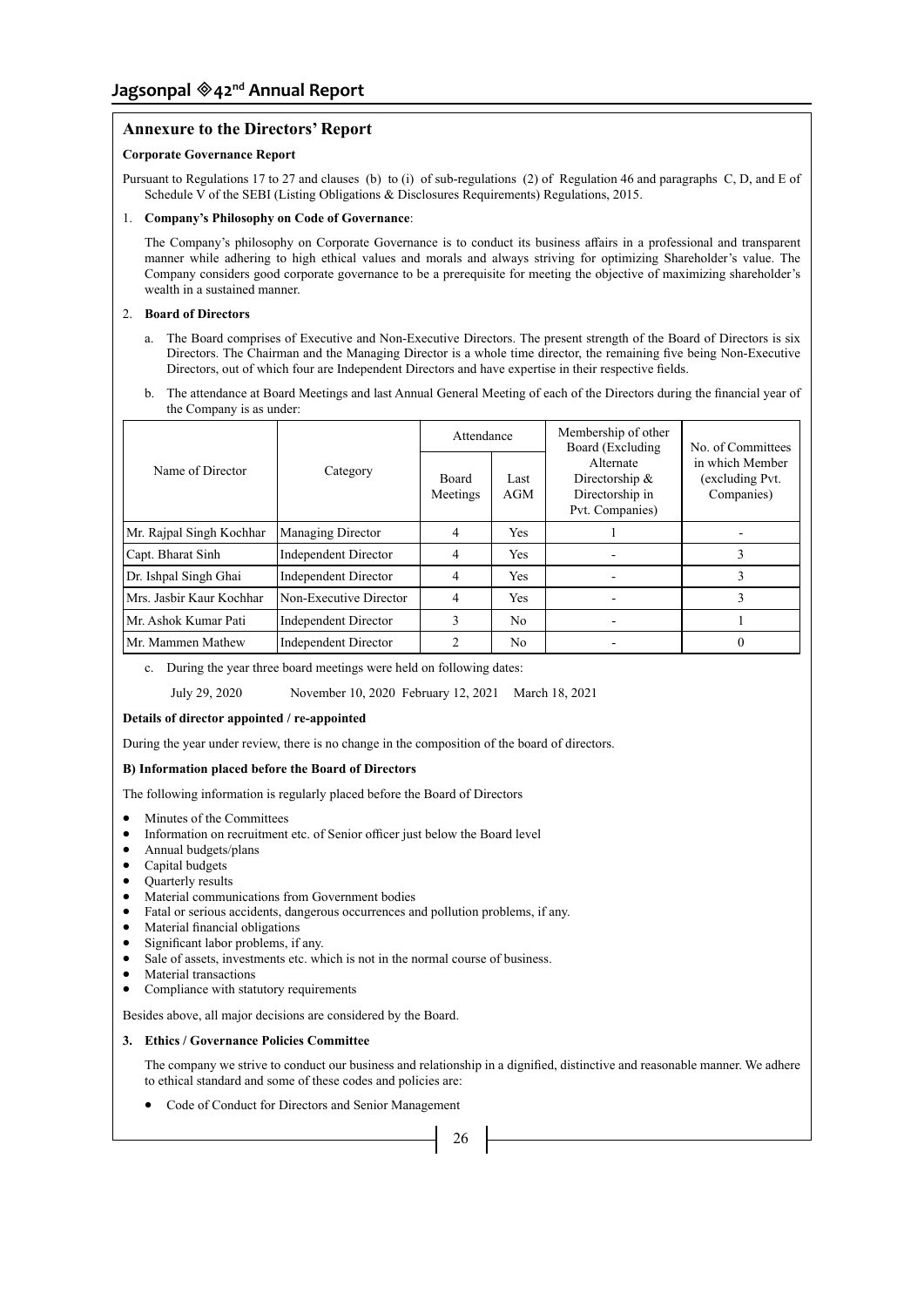## Annexure to the Directors' Report

**Corporate Governance Report**

Pursuant to Regulations 17 to 27 and clauses (b) to (i) of sub-regulations (2) of Regulation 46 and paragraphs C, D, and E of Schedule V of the SEBI (Listing Obligations & Disclosures Requirements) Regulations, 2015.

1. **Company's Philosophy on Code of Governance**:

   The Company's philosophy on Corporate Governance is to conduct its business affairs in a professional and transparent manner while adhering to high ethical values and morals and always striving for optimizing Shareholder's value. The Company considers good corporate governance to be a prerequisite for meeting the objective of maximizing shareholder's wealth in a sustained manner.

2. **Board of Directors**

   a. The Board comprises of Executive and Non-Executive Directors. The present strength of the Board of Directors is six Directors. The Chairman and the Managing Director is a whole time director, the remaining five being Non-Executive Directors, out of which four are Independent Directors and have expertise in their respective fields.

   b. The attendance at Board Meetings and last Annual General Meeting of each of the Directors during the financial year of the Company is as under:

| Name of Director | Category | Attendance | | Membership of other Board (Excluding Alternate Directorship & Directorship in Pvt. Companies) | No. of Committees in which Member (excluding Pvt. Companies) |
|---|---|---|---|---|---|
| | | Board Meetings | Last AGM | | |
| Mr. Rajpal Singh Kochhar | Managing Director | 4 | Yes | 1 | - |
| Capt. Bharat Sinh | Independent Director | 4 | Yes | - | 3 |
| Dr. Ishpal Singh Ghai | Independent Director | 4 | Yes | - | 3 |
| Mrs. Jasbir Kaur Kochhar | Non-Executive Director | 4 | Yes | - | 3 |
| Mr. Ashok Kumar Pati | Independent Director | 3 | No | - | 1 |
| Mr. Mammen Mathew | Independent Director | 2 | No | - | 0 |

   c. During the year three board meetings were held on following dates:

   July 29, 2020 November 10, 2020 February 12, 2021 March 18, 2021

**Details of director appointed / re-appointed**

During the year under review, there is no change in the composition of the board of directors.

**B) Information placed before the Board of Directors**

The following information is regularly placed before the Board of Directors

- Minutes of the Committees
- Information on recruitment etc. of Senior officer just below the Board level
- Annual budgets/plans
- Capital budgets
- Quarterly results
- Material communications from Government bodies
- Fatal or serious accidents, dangerous occurrences and pollution problems, if any.
- Material financial obligations
- Significant labor problems, if any.
- Sale of assets, investments etc. which is not in the normal course of business.
- Material transactions
- Compliance with statutory requirements

Besides above, all major decisions are considered by the Board.

3. **Ethics / Governance Policies Committee**

   The company we strive to conduct our business and relationship in a dignified, distinctive and reasonable manner. We adhere to ethical standard and some of these codes and policies are:

   - Code of Conduct for Directors and Senior Management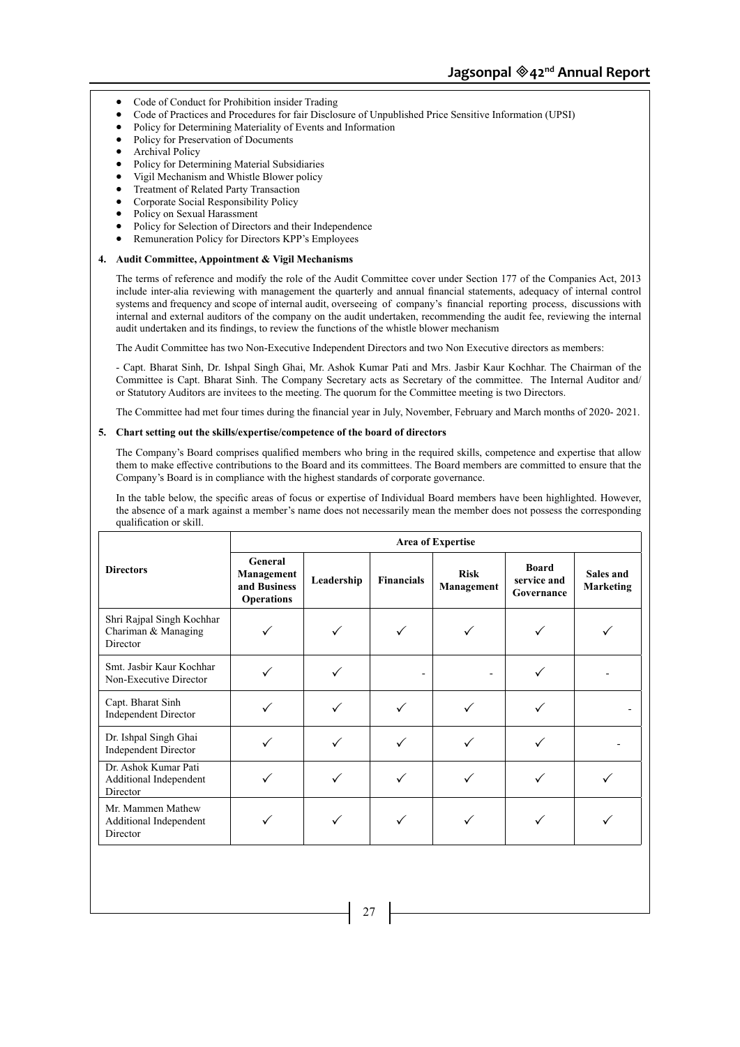- Code of Conduct for Prohibition insider Trading
- Code of Practices and Procedures for fair Disclosure of Unpublished Price Sensitive Information (UPSI)
- Policy for Determining Materiality of Events and Information
- Policy for Preservation of Documents
- Archival Policy
- Policy for Determining Material Subsidiaries
- Vigil Mechanism and Whistle Blower policy
- Treatment of Related Party Transaction
- Corporate Social Responsibility Policy
- Policy on Sexual Harassment
- Policy for Selection of Directors and their Independence
- Remuneration Policy for Directors KPP's Employees

**4. Audit Committee, Appointment & Vigil Mechanisms**

The terms of reference and modify the role of the Audit Committee cover under Section 177 of the Companies Act, 2013 include inter-alia reviewing with management the quarterly and annual financial statements, adequacy of internal control systems and frequency and scope of internal audit, overseeing of company's financial reporting process, discussions with internal and external auditors of the company on the audit undertaken, recommending the audit fee, reviewing the internal audit undertaken and its findings, to review the functions of the whistle blower mechanism

The Audit Committee has two Non-Executive Independent Directors and two Non Executive directors as members:

- Capt. Bharat Sinh, Dr. Ishpal Singh Ghai, Mr. Ashok Kumar Pati and Mrs. Jasbir Kaur Kochhar. The Chairman of the Committee is Capt. Bharat Sinh. The Company Secretary acts as Secretary of the committee. The Internal Auditor and/or Statutory Auditors are invitees to the meeting. The quorum for the Committee meeting is two Directors.

The Committee had met four times during the financial year in July, November, February and March months of 2020- 2021.

**5. Chart setting out the skills/expertise/competence of the board of directors**

The Company's Board comprises qualified members who bring in the required skills, competence and expertise that allow them to make effective contributions to the Board and its committees. The Board members are committed to ensure that the Company's Board is in compliance with the highest standards of corporate governance.

In the table below, the specific areas of focus or expertise of Individual Board members have been highlighted. However, the absence of a mark against a member's name does not necessarily mean the member does not possess the corresponding qualification or skill.

| Directors | Area of Expertise | | | | | |
|---|---|---|---|---|---|---|
| | General Management and Business Operations | Leadership | Financials | Risk Management | Board service and Governance | Sales and Marketing |
| Shri Rajpal Singh Kochhar Chariman & Managing Director | ✓ | ✓ | ✓ | ✓ | ✓ | ✓ |
| Smt. Jasbir Kaur Kochhar Non-Executive Director | ✓ | ✓ | - | - | ✓ | - |
| Capt. Bharat Sinh Independent Director | ✓ | ✓ | ✓ | ✓ | ✓ | - |
| Dr. Ishpal Singh Ghai Independent Director | ✓ | ✓ | ✓ | ✓ | ✓ | - |
| Dr. Ashok Kumar Pati Additional Independent Director | ✓ | ✓ | ✓ | ✓ | ✓ | ✓ |
| Mr. Mammen Mathew Additional Independent Director | ✓ | ✓ | ✓ | ✓ | ✓ | ✓ |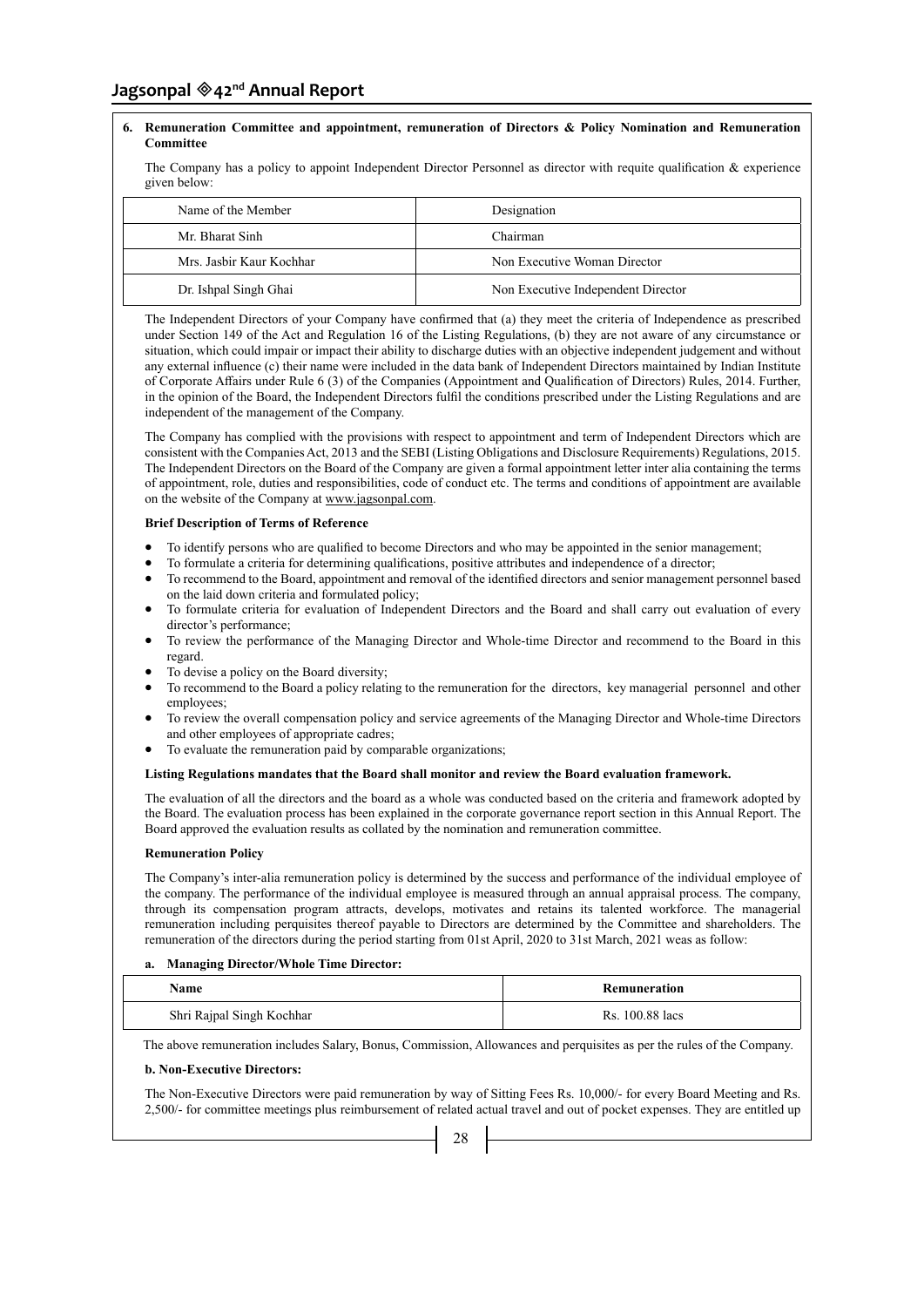**6. Remuneration Committee and appointment, remuneration of Directors & Policy Nomination and Remuneration Committee**

The Company has a policy to appoint Independent Director Personnel as director with requite qualification & experience given below:

| Name of the Member | Designation |
|---|---|
| Mr. Bharat Sinh | Chairman |
| Mrs. Jasbir Kaur Kochhar | Non Executive Woman Director |
| Dr. Ishpal Singh Ghai | Non Executive Independent Director |

The Independent Directors of your Company have confirmed that (a) they meet the criteria of Independence as prescribed under Section 149 of the Act and Regulation 16 of the Listing Regulations, (b) they are not aware of any circumstance or situation, which could impair or impact their ability to discharge duties with an objective independent judgement and without any external influence (c) their name were included in the data bank of Independent Directors maintained by Indian Institute of Corporate Affairs under Rule 6 (3) of the Companies (Appointment and Qualification of Directors) Rules, 2014. Further, in the opinion of the Board, the Independent Directors fulfil the conditions prescribed under the Listing Regulations and are independent of the management of the Company.

The Company has complied with the provisions with respect to appointment and term of Independent Directors which are consistent with the Companies Act, 2013 and the SEBI (Listing Obligations and Disclosure Requirements) Regulations, 2015. The Independent Directors on the Board of the Company are given a formal appointment letter inter alia containing the terms of appointment, role, duties and responsibilities, code of conduct etc. The terms and conditions of appointment are available on the website of the Company at www.jagsonpal.com.

**Brief Description of Terms of Reference**

- To identify persons who are qualified to become Directors and who may be appointed in the senior management;
- To formulate a criteria for determining qualifications, positive attributes and independence of a director;
- To recommend to the Board, appointment and removal of the identified directors and senior management personnel based on the laid down criteria and formulated policy;
- To formulate criteria for evaluation of Independent Directors and the Board and shall carry out evaluation of every director's performance;
- To review the performance of the Managing Director and Whole-time Director and recommend to the Board in this regard.
- To devise a policy on the Board diversity;
- To recommend to the Board a policy relating to the remuneration for the directors, key managerial personnel and other employees;
- To review the overall compensation policy and service agreements of the Managing Director and Whole-time Directors and other employees of appropriate cadres;
- To evaluate the remuneration paid by comparable organizations;

**Listing Regulations mandates that the Board shall monitor and review the Board evaluation framework.**

The evaluation of all the directors and the board as a whole was conducted based on the criteria and framework adopted by the Board. The evaluation process has been explained in the corporate governance report section in this Annual Report. The Board approved the evaluation results as collated by the nomination and remuneration committee.

**Remuneration Policy**

The Company's inter-alia remuneration policy is determined by the success and performance of the individual employee of the company. The performance of the individual employee is measured through an annual appraisal process. The company, through its compensation program attracts, develops, motivates and retains its talented workforce. The managerial remuneration including perquisites thereof payable to Directors are determined by the Committee and shareholders. The remuneration of the directors during the period starting from 01st April, 2020 to 31st March, 2021 weas as follow:

**a. Managing Director/Whole Time Director:**

| Name | Remuneration |
|---|---|
| Shri Rajpal Singh Kochhar | Rs. 100.88 lacs |

The above remuneration includes Salary, Bonus, Commission, Allowances and perquisites as per the rules of the Company.

**b. Non-Executive Directors:**

The Non-Executive Directors were paid remuneration by way of Sitting Fees Rs. 10,000/- for every Board Meeting and Rs. 2,500/- for committee meetings plus reimbursement of related actual travel and out of pocket expenses. They are entitled up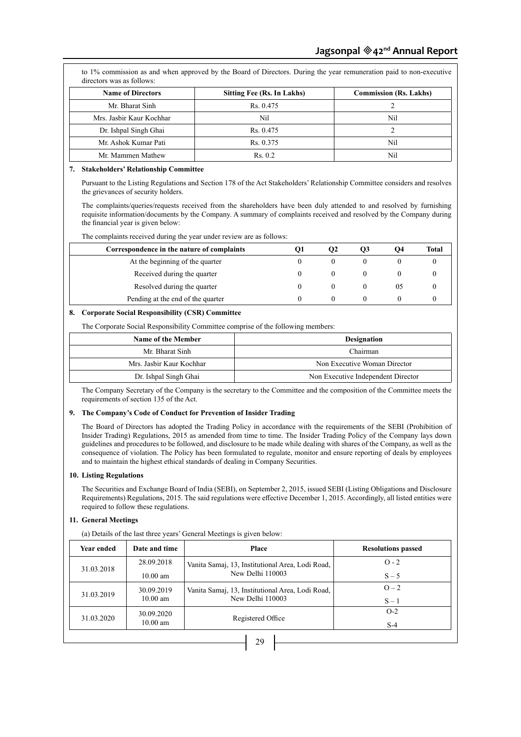to 1% commission as and when approved by the Board of Directors. During the year remuneration paid to non-executive directors was as follows:

| Name of Directors | Sitting Fee (Rs. In Lakhs) | Commission (Rs. Lakhs) |
|---|---|---|
| Mr. Bharat Sinh | Rs. 0.475 | 2 |
| Mrs. Jasbir Kaur Kochhar | Nil | Nil |
| Dr. Ishpal Singh Ghai | Rs. 0.475 | 2 |
| Mr. Ashok Kumar Pati | Rs. 0.375 | Nil |
| Mr. Mammen Mathew | Rs. 0.2 | Nil |

**7. Stakeholders' Relationship Committee**

Pursuant to the Listing Regulations and Section 178 of the Act Stakeholders' Relationship Committee considers and resolves the grievances of security holders.

The complaints/queries/requests received from the shareholders have been duly attended to and resolved by furnishing requisite information/documents by the Company. A summary of complaints received and resolved by the Company during the financial year is given below:

The complaints received during the year under review are as follows:

| Correspondence in the nature of complaints | Q1 | Q2 | Q3 | Q4 | Total |
|---|---|---|---|---|---|
| At the beginning of the quarter | 0 | 0 | 0 | 0 | 0 |
| Received during the quarter | 0 | 0 | 0 | 0 | 0 |
| Resolved during the quarter | 0 | 0 | 0 | 05 | 0 |
| Pending at the end of the quarter | 0 | 0 | 0 | 0 | 0 |

**8. Corporate Social Responsibility (CSR) Committee**

The Corporate Social Responsibility Committee comprise of the following members:

| Name of the Member | Designation |
|---|---|
| Mr. Bharat Sinh | Chairman |
| Mrs. Jasbir Kaur Kochhar | Non Executive Woman Director |
| Dr. Ishpal Singh Ghai | Non Executive Independent Director |

The Company Secretary of the Company is the secretary to the Committee and the composition of the Committee meets the requirements of section 135 of the Act.

**9. The Company's Code of Conduct for Prevention of Insider Trading**

The Board of Directors has adopted the Trading Policy in accordance with the requirements of the SEBI (Prohibition of Insider Trading) Regulations, 2015 as amended from time to time. The Insider Trading Policy of the Company lays down guidelines and procedures to be followed, and disclosure to be made while dealing with shares of the Company, as well as the consequence of violation. The Policy has been formulated to regulate, monitor and ensure reporting of deals by employees and to maintain the highest ethical standards of dealing in Company Securities.

**10. Listing Regulations**

The Securities and Exchange Board of India (SEBI), on September 2, 2015, issued SEBI (Listing Obligations and Disclosure Requirements) Regulations, 2015. The said regulations were effective December 1, 2015. Accordingly, all listed entities were required to follow these regulations.

**11. General Meetings**

(a) Details of the last three years' General Meetings is given below:

| Year ended | Date and time | Place | Resolutions passed |
|---|---|---|---|
| 31.03.2018 | 28.09.2018 10.00 am | Vanita Samaj, 13, Institutional Area, Lodi Road, New Delhi 110003 | O - 2 S – 5 |
| 31.03.2019 | 30.09.2019 10.00 am | Vanita Samaj, 13, Institutional Area, Lodi Road, New Delhi 110003 | O – 2 S – 1 |
| 31.03.2020 | 30.09.2020 10.00 am | Registered Office | O-2 S-4 |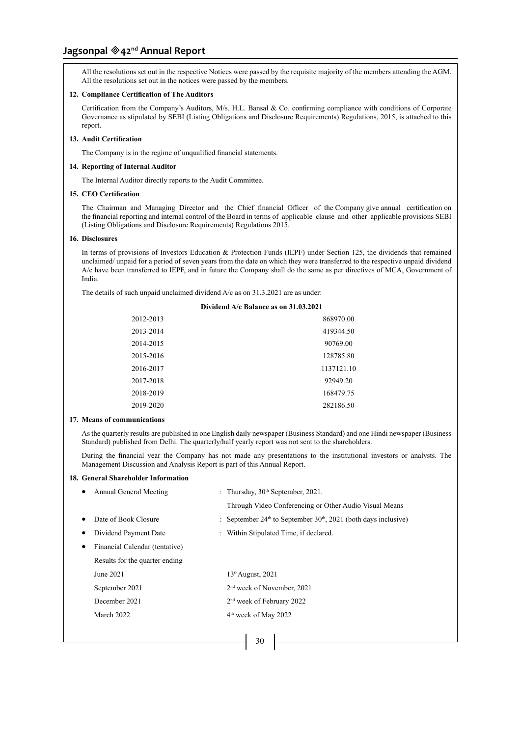All the resolutions set out in the respective Notices were passed by the requisite majority of the members attending the AGM. All the resolutions set out in the notices were passed by the members.

**12. Compliance Certification of The Auditors**

Certification from the Company's Auditors, M/s. H.L. Bansal & Co. confirming compliance with conditions of Corporate Governance as stipulated by SEBI (Listing Obligations and Disclosure Requirements) Regulations, 2015, is attached to this report.

**13. Audit Certification**

The Company is in the regime of unqualified financial statements.

**14. Reporting of Internal Auditor**

The Internal Auditor directly reports to the Audit Committee.

**15. CEO Certification**

The Chairman and Managing Director and the Chief financial Officer of the Company give annual certification on the financial reporting and internal control of the Board in terms of applicable clause and other applicable provisions SEBI (Listing Obligations and Disclosure Requirements) Regulations 2015.

**16. Disclosures**

In terms of provisions of Investors Education & Protection Funds (IEPF) under Section 125, the dividends that remained unclaimed/ unpaid for a period of seven years from the date on which they were transferred to the respective unpaid dividend A/c have been transferred to IEPF, and in future the Company shall do the same as per directives of MCA, Government of India.

The details of such unpaid unclaimed dividend A/c as on 31.3.2021 are as under:

| | Dividend A/c Balance as on 31.03.2021 |
|---|---|
| 2012-2013 | 868970.00 |
| 2013-2014 | 419344.50 |
| 2014-2015 | 90769.00 |
| 2015-2016 | 128785.80 |
| 2016-2017 | 1137121.10 |
| 2017-2018 | 92949.20 |
| 2018-2019 | 168479.75 |
| 2019-2020 | 282186.50 |

**17. Means of communications**

As the quarterly results are published in one English daily newspaper (Business Standard) and one Hindi newspaper (Business Standard) published from Delhi. The quarterly/half yearly report was not sent to the shareholders.

During the financial year the Company has not made any presentations to the institutional investors or analysts. The Management Discussion and Analysis Report is part of this Annual Report.

**18. General Shareholder Information**

- Annual General Meeting : Thursday, 30th September, 2021.
  Through Video Conferencing or Other Audio Visual Means
- Date of Book Closure : September 24th to September 30th, 2021 (both days inclusive)
- Dividend Payment Date : Within Stipulated Time, if declared.
- Financial Calendar (tentative)

  Results for the quarter ending

  | | |
  |---|---|
  | June 2021 | 13th August, 2021 |
  | September 2021 | 2nd week of November, 2021 |
  | December 2021 | 2nd week of February 2022 |
  | March 2022 | 4th week of May 2022 |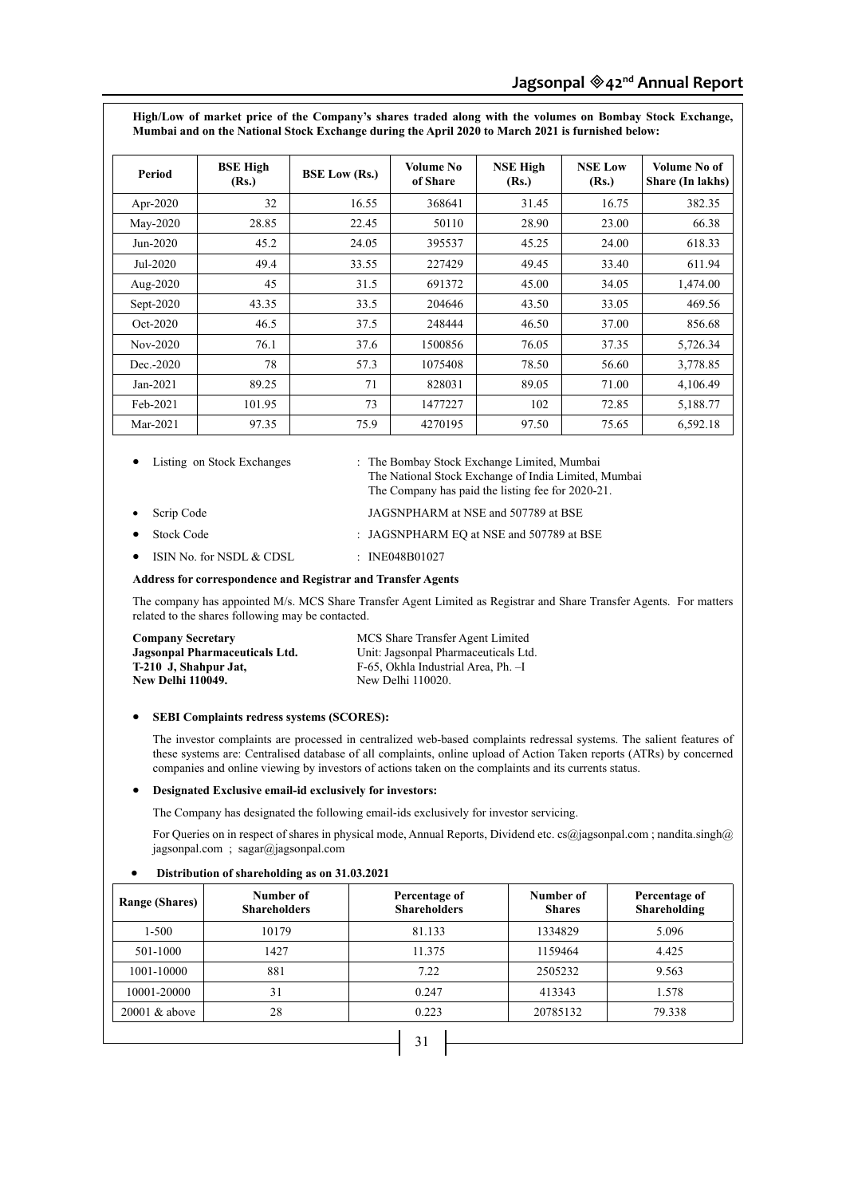**High/Low of market price of the Company's shares traded along with the volumes on Bombay Stock Exchange, Mumbai and on the National Stock Exchange during the April 2020 to March 2021 is furnished below:**

| Period | BSE High (Rs.) | BSE Low (Rs.) | Volume No of Share | NSE High (Rs.) | NSE Low (Rs.) | Volume No of Share (In lakhs) |
|---|---|---|---|---|---|---|
| Apr-2020 | 32 | 16.55 | 368641 | 31.45 | 16.75 | 382.35 |
| May-2020 | 28.85 | 22.45 | 50110 | 28.90 | 23.00 | 66.38 |
| Jun-2020 | 45.2 | 24.05 | 395537 | 45.25 | 24.00 | 618.33 |
| Jul-2020 | 49.4 | 33.55 | 227429 | 49.45 | 33.40 | 611.94 |
| Aug-2020 | 45 | 31.5 | 691372 | 45.00 | 34.05 | 1,474.00 |
| Sept-2020 | 43.35 | 33.5 | 204646 | 43.50 | 33.05 | 469.56 |
| Oct-2020 | 46.5 | 37.5 | 248444 | 46.50 | 37.00 | 856.68 |
| Nov-2020 | 76.1 | 37.6 | 1500856 | 76.05 | 37.35 | 5,726.34 |
| Dec.-2020 | 78 | 57.3 | 1075408 | 78.50 | 56.60 | 3,778.85 |
| Jan-2021 | 89.25 | 71 | 828031 | 89.05 | 71.00 | 4,106.49 |
| Feb-2021 | 101.95 | 73 | 1477227 | 102 | 72.85 | 5,188.77 |
| Mar-2021 | 97.35 | 75.9 | 4270195 | 97.50 | 75.65 | 6,592.18 |

- Listing on Stock Exchanges : The Bombay Stock Exchange Limited, Mumbai
  The National Stock Exchange of India Limited, Mumbai
  The Company has paid the listing fee for 2020-21.
- Scrip Code JAGSNPHARM at NSE and 507789 at BSE
- Stock Code : JAGSNPHARM EQ at NSE and 507789 at BSE
- ISIN No. for NSDL & CDSL : INE048B01027

**Address for correspondence and Registrar and Transfer Agents**

The company has appointed M/s. MCS Share Transfer Agent Limited as Registrar and Share Transfer Agents. For matters related to the shares following may be contacted.

**Company Secretary**
**Jagsonpal Pharmaceuticals Ltd.**
**T-210 J, Shahpur Jat,**
**New Delhi 110049.**

MCS Share Transfer Agent Limited
Unit: Jagsonpal Pharmaceuticals Ltd.
F-65, Okhla Industrial Area, Ph. –I
New Delhi 110020.

- **SEBI Complaints redress systems (SCORES):**

  The investor complaints are processed in centralized web-based complaints redressal systems. The salient features of these systems are: Centralised database of all complaints, online upload of Action Taken reports (ATRs) by concerned companies and online viewing by investors of actions taken on the complaints and its currents status.

- **Designated Exclusive email-id exclusively for investors:**

  The Company has designated the following email-ids exclusively for investor servicing.

  For Queries on in respect of shares in physical mode, Annual Reports, Dividend etc. cs@jagsonpal.com ; nandita.singh@jagsonpal.com ; sagar@jagsonpal.com

- **Distribution of shareholding as on 31.03.2021**

| Range (Shares) | Number of Shareholders | Percentage of Shareholders | Number of Shares | Percentage of Shareholding |
|---|---|---|---|---|
| 1-500 | 10179 | 81.133 | 1334829 | 5.096 |
| 501-1000 | 1427 | 11.375 | 1159464 | 4.425 |
| 1001-10000 | 881 | 7.22 | 2505232 | 9.563 |
| 10001-20000 | 31 | 0.247 | 413343 | 1.578 |
| 20001 & above | 28 | 0.223 | 20785132 | 79.338 |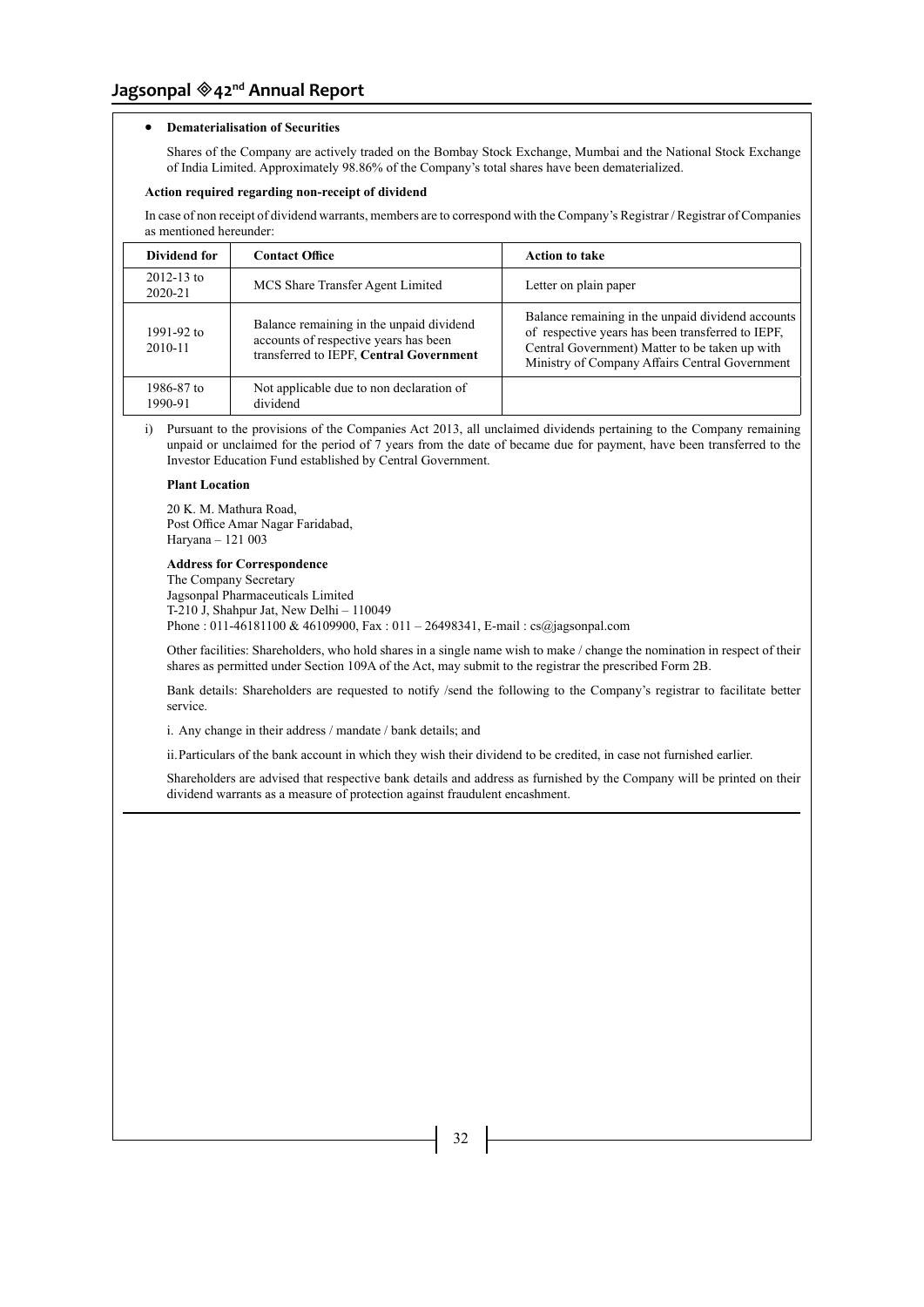- **Dematerialisation of Securities**

  Shares of the Company are actively traded on the Bombay Stock Exchange, Mumbai and the National Stock Exchange of India Limited. Approximately 98.86% of the Company's total shares have been dematerialized.

**Action required regarding non-receipt of dividend**

In case of non receipt of dividend warrants, members are to correspond with the Company's Registrar / Registrar of Companies as mentioned hereunder:

| Dividend for | Contact Office | Action to take |
|---|---|---|
| 2012-13 to 2020-21 | MCS Share Transfer Agent Limited | Letter on plain paper |
| 1991-92 to 2010-11 | Balance remaining in the unpaid dividend accounts of respective years has been transferred to IEPF, **Central Government** | Balance remaining in the unpaid dividend accounts of respective years has been transferred to IEPF, Central Government) Matter to be taken up with Ministry of Company Affairs Central Government |
| 1986-87 to 1990-91 | Not applicable due to non declaration of dividend | |

i) Pursuant to the provisions of the Companies Act 2013, all unclaimed dividends pertaining to the Company remaining unpaid or unclaimed for the period of 7 years from the date of became due for payment, have been transferred to the Investor Education Fund established by Central Government.

**Plant Location**

20 K. M. Mathura Road,
Post Office Amar Nagar Faridabad,
Haryana – 121 003

**Address for Correspondence**

The Company Secretary
Jagsonpal Pharmaceuticals Limited
T-210 J, Shahpur Jat, New Delhi – 110049
Phone : 011-46181100 & 46109900, Fax : 011 – 26498341, E-mail : cs@jagsonpal.com

Other facilities: Shareholders, who hold shares in a single name wish to make / change the nomination in respect of their shares as permitted under Section 109A of the Act, may submit to the registrar the prescribed Form 2B.

Bank details: Shareholders are requested to notify /send the following to the Company's registrar to facilitate better service.

i. Any change in their address / mandate / bank details; and

ii. Particulars of the bank account in which they wish their dividend to be credited, in case not furnished earlier.

Shareholders are advised that respective bank details and address as furnished by the Company will be printed on their dividend warrants as a measure of protection against fraudulent encashment.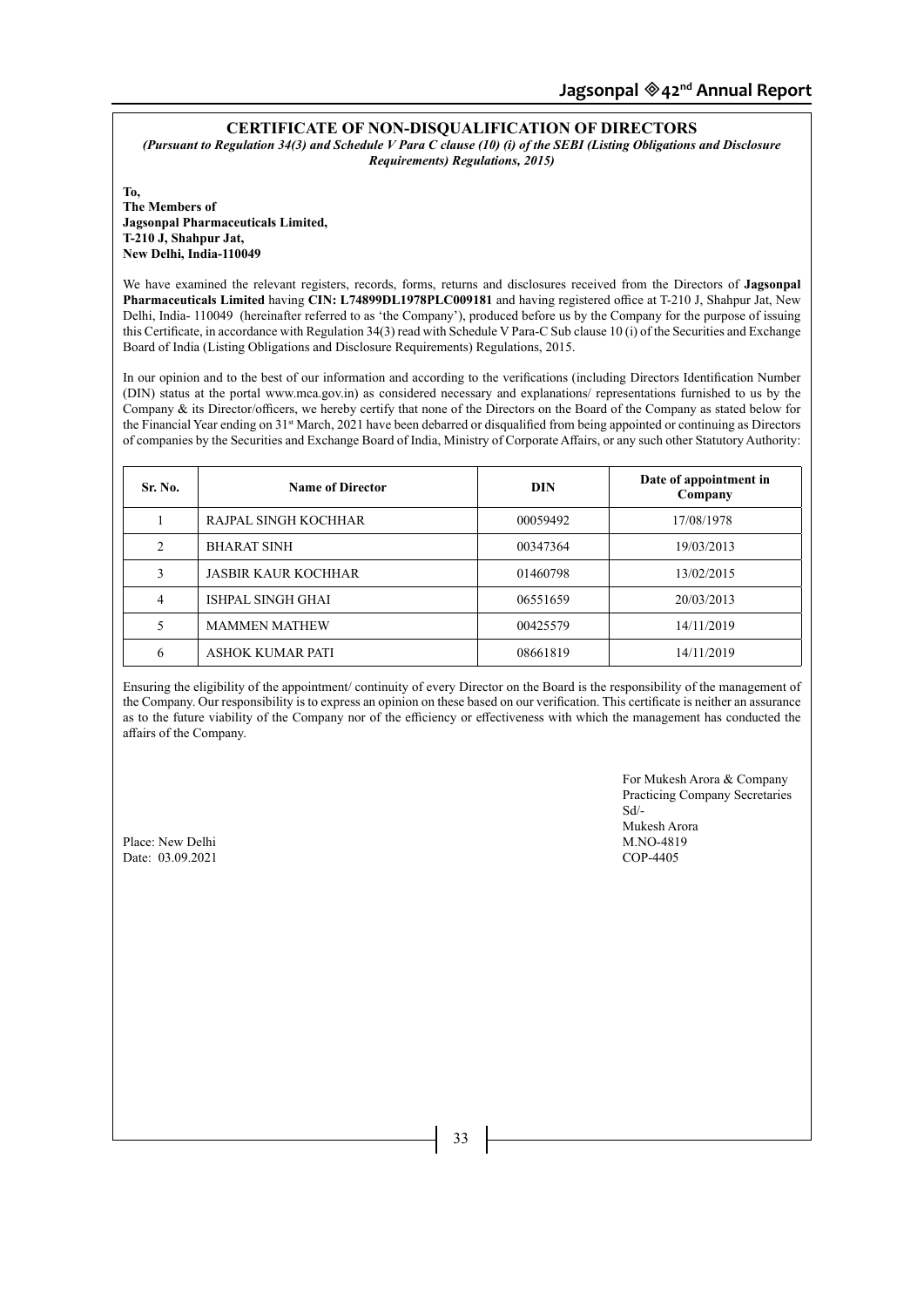## CERTIFICATE OF NON-DISQUALIFICATION OF DIRECTORS

*(Pursuant to Regulation 34(3) and Schedule V Para C clause (10) (i) of the SEBI (Listing Obligations and Disclosure Requirements) Regulations, 2015)*

**To,**
**The Members of**
**Jagsonpal Pharmaceuticals Limited,**
**T-210 J, Shahpur Jat,**
**New Delhi, India-110049**

We have examined the relevant registers, records, forms, returns and disclosures received from the Directors of **Jagsonpal Pharmaceuticals Limited** having **CIN: L74899DL1978PLC009181** and having registered office at T-210 J, Shahpur Jat, New Delhi, India- 110049 (hereinafter referred to as 'the Company'), produced before us by the Company for the purpose of issuing this Certificate, in accordance with Regulation 34(3) read with Schedule V Para-C Sub clause 10 (i) of the Securities and Exchange Board of India (Listing Obligations and Disclosure Requirements) Regulations, 2015.

In our opinion and to the best of our information and according to the verifications (including Directors Identification Number (DIN) status at the portal www.mca.gov.in) as considered necessary and explanations/ representations furnished to us by the Company & its Director/officers, we hereby certify that none of the Directors on the Board of the Company as stated below for the Financial Year ending on 31st March, 2021 have been debarred or disqualified from being appointed or continuing as Directors of companies by the Securities and Exchange Board of India, Ministry of Corporate Affairs, or any such other Statutory Authority:

| Sr. No. | Name of Director | DIN | Date of appointment in Company |
|---|---|---|---|
| 1 | RAJPAL SINGH KOCHHAR | 00059492 | 17/08/1978 |
| 2 | BHARAT SINH | 00347364 | 19/03/2013 |
| 3 | JASBIR KAUR KOCHHAR | 01460798 | 13/02/2015 |
| 4 | ISHPAL SINGH GHAI | 06551659 | 20/03/2013 |
| 5 | MAMMEN MATHEW | 00425579 | 14/11/2019 |
| 6 | ASHOK KUMAR PATI | 08661819 | 14/11/2019 |

Ensuring the eligibility of the appointment/ continuity of every Director on the Board is the responsibility of the management of the Company. Our responsibility is to express an opinion on these based on our verification. This certificate is neither an assurance as to the future viability of the Company nor of the efficiency or effectiveness with which the management has conducted the affairs of the Company.

For Mukesh Arora & Company
Practicing Company Secretaries
Sd/-
Mukesh Arora
M.NO-4819
COP-4405

Place: New Delhi
Date: 03.09.2021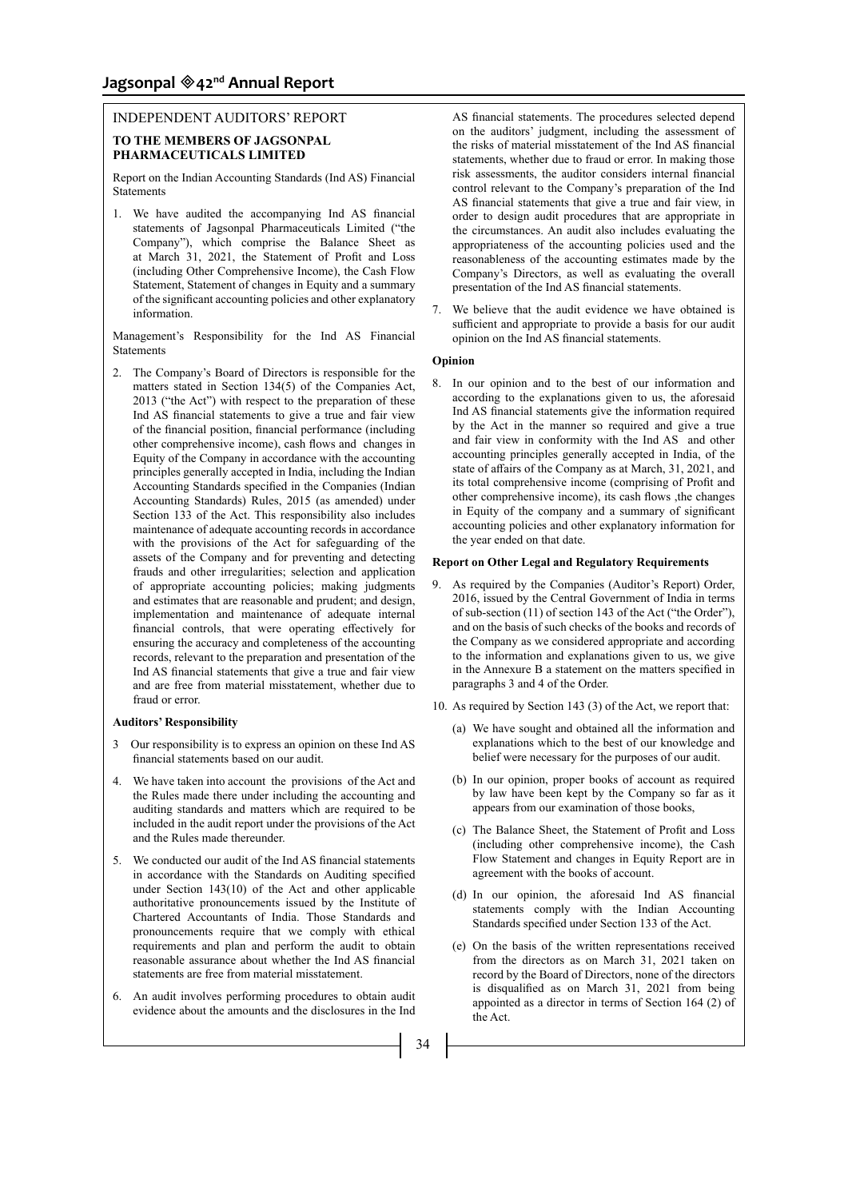## INDEPENDENT AUDITORS' REPORT

### TO THE MEMBERS OF JAGSONPAL PHARMACEUTICALS LIMITED

Report on the Indian Accounting Standards (Ind AS) Financial Statements

1. We have audited the accompanying Ind AS financial statements of Jagsonpal Pharmaceuticals Limited ("the Company"), which comprise the Balance Sheet as at March 31, 2021, the Statement of Profit and Loss (including Other Comprehensive Income), the Cash Flow Statement, Statement of changes in Equity and a summary of the significant accounting policies and other explanatory information.

Management's Responsibility for the Ind AS Financial Statements

2. The Company's Board of Directors is responsible for the matters stated in Section 134(5) of the Companies Act, 2013 ("the Act") with respect to the preparation of these Ind AS financial statements to give a true and fair view of the financial position, financial performance (including other comprehensive income), cash flows and changes in Equity of the Company in accordance with the accounting principles generally accepted in India, including the Indian Accounting Standards specified in the Companies (Indian Accounting Standards) Rules, 2015 (as amended) under Section 133 of the Act. This responsibility also includes maintenance of adequate accounting records in accordance with the provisions of the Act for safeguarding of the assets of the Company and for preventing and detecting frauds and other irregularities; selection and application of appropriate accounting policies; making judgments and estimates that are reasonable and prudent; and design, implementation and maintenance of adequate internal financial controls, that were operating effectively for ensuring the accuracy and completeness of the accounting records, relevant to the preparation and presentation of the Ind AS financial statements that give a true and fair view and are free from material misstatement, whether due to fraud or error.

**Auditors' Responsibility**

3 Our responsibility is to express an opinion on these Ind AS financial statements based on our audit.

4. We have taken into account the provisions of the Act and the Rules made there under including the accounting and auditing standards and matters which are required to be included in the audit report under the provisions of the Act and the Rules made thereunder.

5. We conducted our audit of the Ind AS financial statements in accordance with the Standards on Auditing specified under Section 143(10) of the Act and other applicable authoritative pronouncements issued by the Institute of Chartered Accountants of India. Those Standards and pronouncements require that we comply with ethical requirements and plan and perform the audit to obtain reasonable assurance about whether the Ind AS financial statements are free from material misstatement.

6. An audit involves performing procedures to obtain audit evidence about the amounts and the disclosures in the Ind AS financial statements. The procedures selected depend on the auditors' judgment, including the assessment of the risks of material misstatement of the Ind AS financial statements, whether due to fraud or error. In making those risk assessments, the auditor considers internal financial control relevant to the Company's preparation of the Ind AS financial statements that give a true and fair view, in order to design audit procedures that are appropriate in the circumstances. An audit also includes evaluating the appropriateness of the accounting policies used and the reasonableness of the accounting estimates made by the Company's Directors, as well as evaluating the overall presentation of the Ind AS financial statements.

7. We believe that the audit evidence we have obtained is sufficient and appropriate to provide a basis for our audit opinion on the Ind AS financial statements.

**Opinion**

8. In our opinion and to the best of our information and according to the explanations given to us, the aforesaid Ind AS financial statements give the information required by the Act in the manner so required and give a true and fair view in conformity with the Ind AS and other accounting principles generally accepted in India, of the state of affairs of the Company as at March, 31, 2021, and its total comprehensive income (comprising of Profit and other comprehensive income), its cash flows ,the changes in Equity of the company and a summary of significant accounting policies and other explanatory information for the year ended on that date.

**Report on Other Legal and Regulatory Requirements**

9. As required by the Companies (Auditor's Report) Order, 2016, issued by the Central Government of India in terms of sub-section (11) of section 143 of the Act ("the Order"), and on the basis of such checks of the books and records of the Company as we considered appropriate and according to the information and explanations given to us, we give in the Annexure B a statement on the matters specified in paragraphs 3 and 4 of the Order.

10. As required by Section 143 (3) of the Act, we report that:

    (a) We have sought and obtained all the information and explanations which to the best of our knowledge and belief were necessary for the purposes of our audit.

    (b) In our opinion, proper books of account as required by law have been kept by the Company so far as it appears from our examination of those books,

    (c) The Balance Sheet, the Statement of Profit and Loss (including other comprehensive income), the Cash Flow Statement and changes in Equity Report are in agreement with the books of account.

    (d) In our opinion, the aforesaid Ind AS financial statements comply with the Indian Accounting Standards specified under Section 133 of the Act.

    (e) On the basis of the written representations received from the directors as on March 31, 2021 taken on record by the Board of Directors, none of the directors is disqualified as on March 31, 2021 from being appointed as a director in terms of Section 164 (2) of the Act.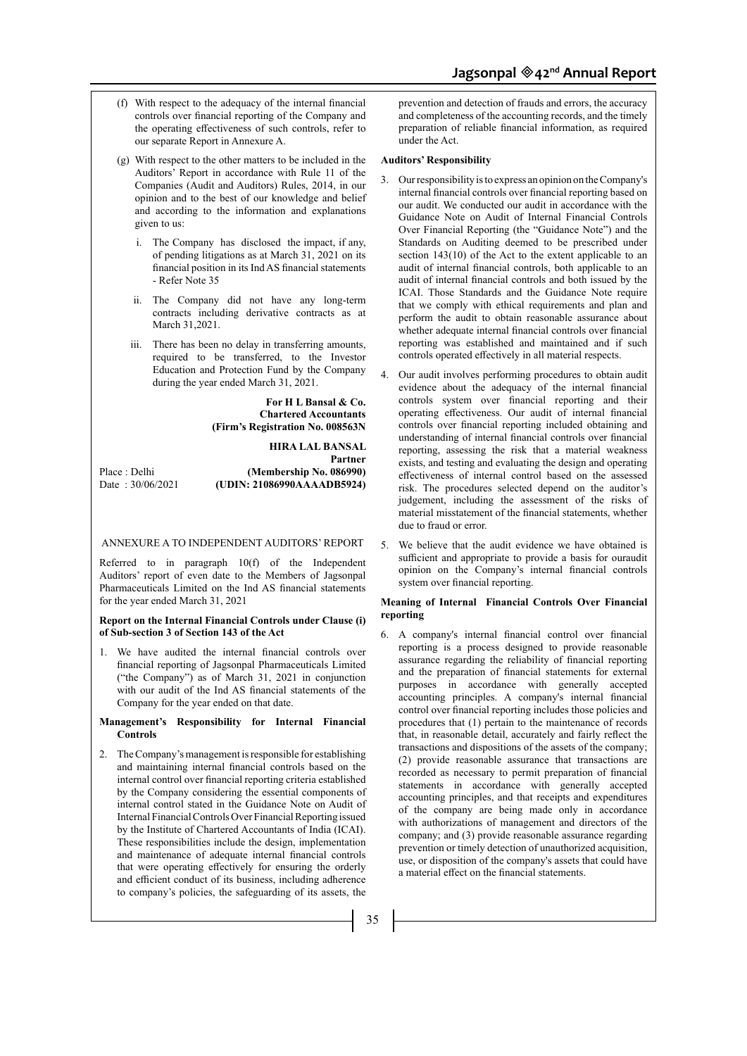(f) With respect to the adequacy of the internal financial controls over financial reporting of the Company and the operating effectiveness of such controls, refer to our separate Report in Annexure A.

(g) With respect to the other matters to be included in the Auditors' Report in accordance with Rule 11 of the Companies (Audit and Auditors) Rules, 2014, in our opinion and to the best of our knowledge and belief and according to the information and explanations given to us:

i. The Company has disclosed the impact, if any, of pending litigations as at March 31, 2021 on its financial position in its Ind AS financial statements - Refer Note 35

ii. The Company did not have any long-term contracts including derivative contracts as at March 31,2021.

iii. There has been no delay in transferring amounts, required to be transferred, to the Investor Education and Protection Fund by the Company during the year ended March 31, 2021.

**For H L Bansal & Co.**
**Chartered Accountants**
**(Firm's Registration No. 008563N**

**HIRA LAL BANSAL**
**Partner**
**(Membership No. 086990)**
**(UDIN: 21086990AAAADB5924)**

Place : Delhi
Date : 30/06/2021

## ANNEXURE A TO INDEPENDENT AUDITORS' REPORT

Referred to in paragraph 10(f) of the Independent Auditors' report of even date to the Members of Jagsonpal Pharmaceuticals Limited on the Ind AS financial statements for the year ended March 31, 2021

### Report on the Internal Financial Controls under Clause (i) of Sub-section 3 of Section 143 of the Act

1. We have audited the internal financial controls over financial reporting of Jagsonpal Pharmaceuticals Limited ("the Company") as of March 31, 2021 in conjunction with our audit of the Ind AS financial statements of the Company for the year ended on that date.

### Management's Responsibility for Internal Financial Controls

2. The Company's management is responsible for establishing and maintaining internal financial controls based on the internal control over financial reporting criteria established by the Company considering the essential components of internal control stated in the Guidance Note on Audit of Internal Financial Controls Over Financial Reporting issued by the Institute of Chartered Accountants of India (ICAI). These responsibilities include the design, implementation and maintenance of adequate internal financial controls that were operating effectively for ensuring the orderly and efficient conduct of its business, including adherence to company's policies, the safeguarding of its assets, the prevention and detection of frauds and errors, the accuracy and completeness of the accounting records, and the timely preparation of reliable financial information, as required under the Act.

### Auditors' Responsibility

3. Our responsibility is to express an opinion on the Company's internal financial controls over financial reporting based on our audit. We conducted our audit in accordance with the Guidance Note on Audit of Internal Financial Controls Over Financial Reporting (the "Guidance Note") and the Standards on Auditing deemed to be prescribed under section 143(10) of the Act to the extent applicable to an audit of internal financial controls, both applicable to an audit of internal financial controls and both issued by the ICAI. Those Standards and the Guidance Note require that we comply with ethical requirements and plan and perform the audit to obtain reasonable assurance about whether adequate internal financial controls over financial reporting was established and maintained and if such controls operated effectively in all material respects.

4. Our audit involves performing procedures to obtain audit evidence about the adequacy of the internal financial controls system over financial reporting and their operating effectiveness. Our audit of internal financial controls over financial reporting included obtaining and understanding of internal financial controls over financial reporting, assessing the risk that a material weakness exists, and testing and evaluating the design and operating effectiveness of internal control based on the assessed risk. The procedures selected depend on the auditor's judgement, including the assessment of the risks of material misstatement of the financial statements, whether due to fraud or error.

5. We believe that the audit evidence we have obtained is sufficient and appropriate to provide a basis for ouraudit opinion on the Company's internal financial controls system over financial reporting.

### Meaning of Internal Financial Controls Over Financial reporting

6. A company's internal financial control over financial reporting is a process designed to provide reasonable assurance regarding the reliability of financial reporting and the preparation of financial statements for external purposes in accordance with generally accepted accounting principles. A company's internal financial control over financial reporting includes those policies and procedures that (1) pertain to the maintenance of records that, in reasonable detail, accurately and fairly reflect the transactions and dispositions of the assets of the company; (2) provide reasonable assurance that transactions are recorded as necessary to permit preparation of financial statements in accordance with generally accepted accounting principles, and that receipts and expenditures of the company are being made only in accordance with authorizations of management and directors of the company; and (3) provide reasonable assurance regarding prevention or timely detection of unauthorized acquisition, use, or disposition of the company's assets that could have a material effect on the financial statements.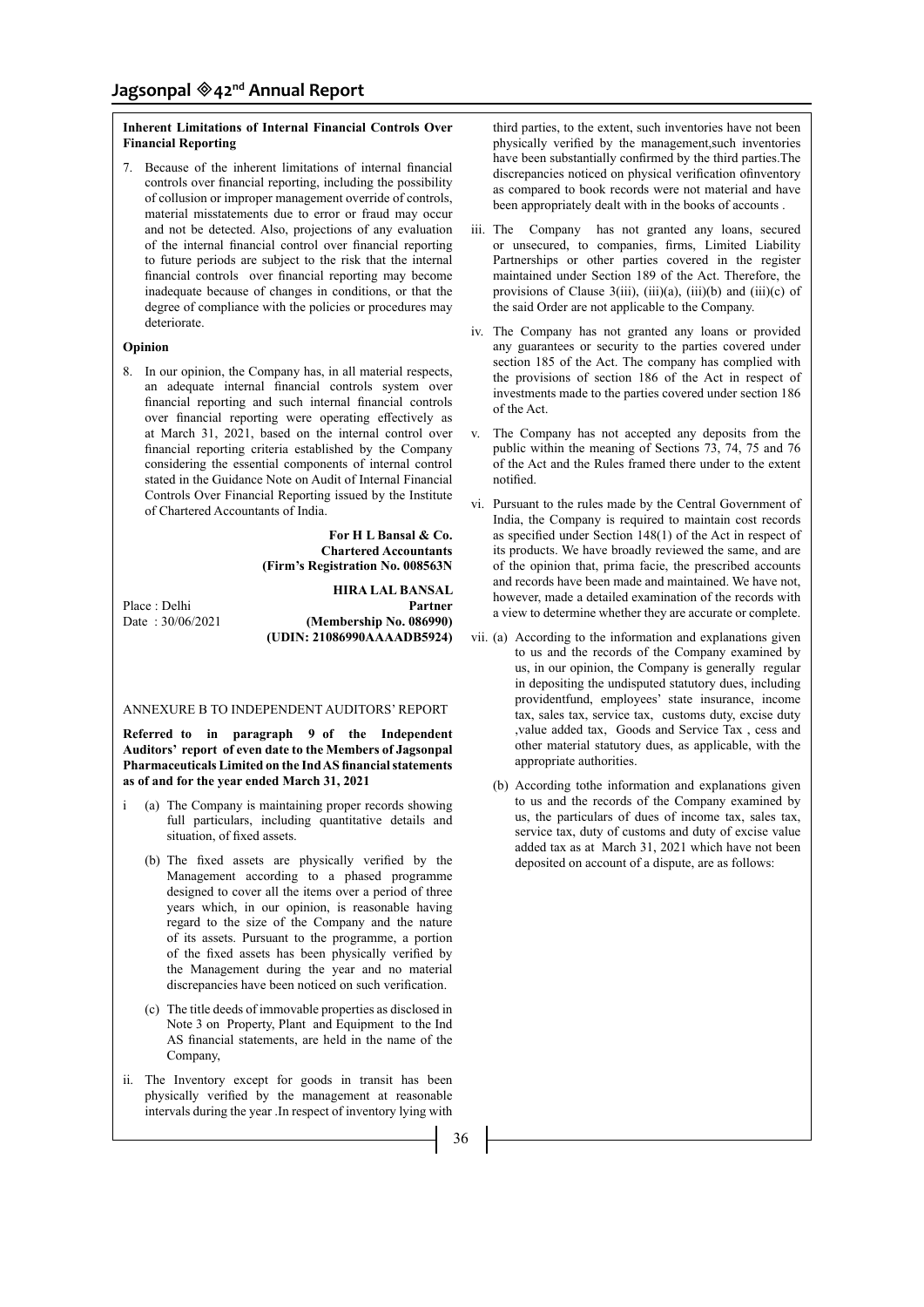**Inherent Limitations of Internal Financial Controls Over Financial Reporting**

7. Because of the inherent limitations of internal financial controls over financial reporting, including the possibility of collusion or improper management override of controls, material misstatements due to error or fraud may occur and not be detected. Also, projections of any evaluation of the internal financial control over financial reporting to future periods are subject to the risk that the internal financial controls over financial reporting may become inadequate because of changes in conditions, or that the degree of compliance with the policies or procedures may deteriorate.

**Opinion**

8. In our opinion, the Company has, in all material respects, an adequate internal financial controls system over financial reporting and such internal financial controls over financial reporting were operating effectively as at March 31, 2021, based on the internal control over financial reporting criteria established by the Company considering the essential components of internal control stated in the Guidance Note on Audit of Internal Financial Controls Over Financial Reporting issued by the Institute of Chartered Accountants of India.

**For H L Bansal & Co.**
**Chartered Accountants**
**(Firm's Registration No. 008563N**

**HIRA LAL BANSAL**
**Partner**
**(Membership No. 086990)**
**(UDIN: 21086990AAAADB5924)**

Place : Delhi
Date : 30/06/2021

ANNEXURE B TO INDEPENDENT AUDITORS' REPORT

**Referred to in paragraph 9 of the Independent Auditors' report of even date to the Members of Jagsonpal Pharmaceuticals Limited on the Ind AS financial statements as of and for the year ended March 31, 2021**

i (a) The Company is maintaining proper records showing full particulars, including quantitative details and situation, of fixed assets.

(b) The fixed assets are physically verified by the Management according to a phased programme designed to cover all the items over a period of three years which, in our opinion, is reasonable having regard to the size of the Company and the nature of its assets. Pursuant to the programme, a portion of the fixed assets has been physically verified by the Management during the year and no material discrepancies have been noticed on such verification.

(c) The title deeds of immovable properties as disclosed in Note 3 on Property, Plant and Equipment to the Ind AS financial statements, are held in the name of the Company,

ii. The Inventory except for goods in transit has been physically verified by the management at reasonable intervals during the year .In respect of inventory lying with third parties, to the extent, such inventories have not been physically verified by the management,such inventories have been substantially confirmed by the third parties.The discrepancies noticed on physical verification ofinventory as compared to book records were not material and have been appropriately dealt with in the books of accounts .

iii. The Company has not granted any loans, secured or unsecured, to companies, firms, Limited Liability Partnerships or other parties covered in the register maintained under Section 189 of the Act. Therefore, the provisions of Clause 3(iii), (iii)(a), (iii)(b) and (iii)(c) of the said Order are not applicable to the Company.

iv. The Company has not granted any loans or provided any guarantees or security to the parties covered under section 185 of the Act. The company has complied with the provisions of section 186 of the Act in respect of investments made to the parties covered under section 186 of the Act.

v. The Company has not accepted any deposits from the public within the meaning of Sections 73, 74, 75 and 76 of the Act and the Rules framed there under to the extent notified.

vi. Pursuant to the rules made by the Central Government of India, the Company is required to maintain cost records as specified under Section 148(1) of the Act in respect of its products. We have broadly reviewed the same, and are of the opinion that, prima facie, the prescribed accounts and records have been made and maintained. We have not, however, made a detailed examination of the records with a view to determine whether they are accurate or complete.

vii. (a) According to the information and explanations given to us and the records of the Company examined by us, in our opinion, the Company is generally regular in depositing the undisputed statutory dues, including providentfund, employees' state insurance, income tax, sales tax, service tax, customs duty, excise duty ,value added tax, Goods and Service Tax , cess and other material statutory dues, as applicable, with the appropriate authorities.

(b) According tothe information and explanations given to us and the records of the Company examined by us, the particulars of dues of income tax, sales tax, service tax, duty of customs and duty of excise value added tax as at March 31, 2021 which have not been deposited on account of a dispute, are as follows: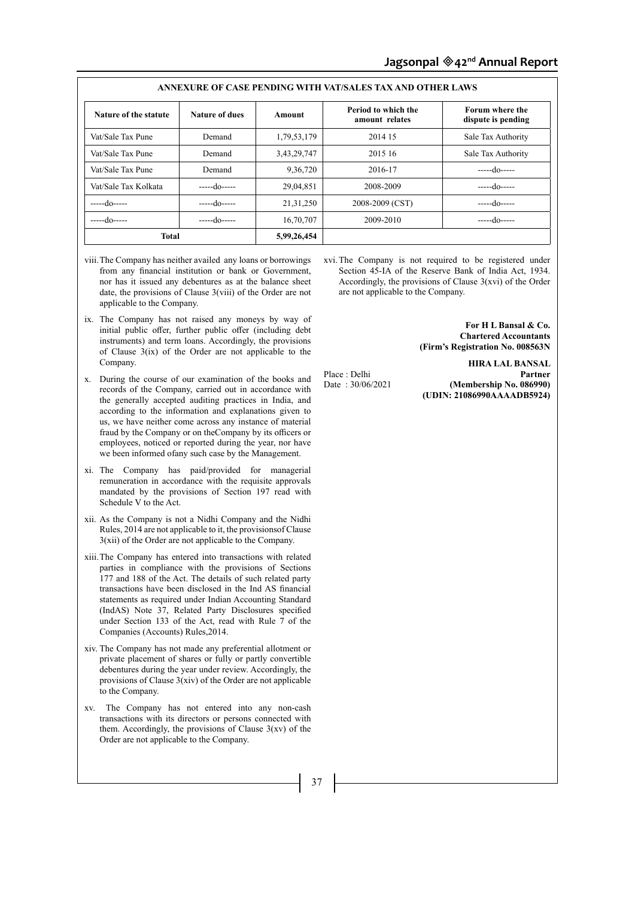## ANNEXURE OF CASE PENDING WITH VAT/SALES TAX AND OTHER LAWS

| Nature of the statute | Nature of dues | Amount | Period to which the amount relates | Forum where the dispute is pending |
|---|---|---|---|---|
| Vat/Sale Tax Pune | Demand | 1,79,53,179 | 2014 15 | Sale Tax Authority |
| Vat/Sale Tax Pune | Demand | 3,43,29,747 | 2015 16 | Sale Tax Authority |
| Vat/Sale Tax Pune | Demand | 9,36,720 | 2016-17 | -----do----- |
| Vat/Sale Tax Kolkata | -----do----- | 29,04,851 | 2008-2009 | -----do----- |
| -----do----- | -----do----- | 21,31,250 | 2008-2009 (CST) | -----do----- |
| -----do----- | -----do----- | 16,70,707 | 2009-2010 | -----do----- |
| **Total** | | **5,99,26,454** | | |

viii. The Company has neither availed any loans or borrowings from any financial institution or bank or Government, nor has it issued any debentures as at the balance sheet date, the provisions of Clause 3(viii) of the Order are not applicable to the Company.

ix. The Company has not raised any moneys by way of initial public offer, further public offer (including debt instruments) and term loans. Accordingly, the provisions of Clause 3(ix) of the Order are not applicable to the Company.

x. During the course of our examination of the books and records of the Company, carried out in accordance with the generally accepted auditing practices in India, and according to the information and explanations given to us, we have neither come across any instance of material fraud by the Company or on theCompany by its officers or employees, noticed or reported during the year, nor have we been informed ofany such case by the Management.

xi. The Company has paid/provided for managerial remuneration in accordance with the requisite approvals mandated by the provisions of Section 197 read with Schedule V to the Act.

xii. As the Company is not a Nidhi Company and the Nidhi Rules, 2014 are not applicable to it, the provisionsof Clause 3(xii) of the Order are not applicable to the Company.

xiii. The Company has entered into transactions with related parties in compliance with the provisions of Sections 177 and 188 of the Act. The details of such related party transactions have been disclosed in the Ind AS financial statements as required under Indian Accounting Standard (IndAS) Note 37, Related Party Disclosures specified under Section 133 of the Act, read with Rule 7 of the Companies (Accounts) Rules,2014.

xiv. The Company has not made any preferential allotment or private placement of shares or fully or partly convertible debentures during the year under review. Accordingly, the provisions of Clause 3(xiv) of the Order are not applicable to the Company.

xv. The Company has not entered into any non-cash transactions with its directors or persons connected with them. Accordingly, the provisions of Clause 3(xv) of the Order are not applicable to the Company.

xvi. The Company is not required to be registered under Section 45-IA of the Reserve Bank of India Act, 1934. Accordingly, the provisions of Clause 3(xvi) of the Order are not applicable to the Company.

**For H L Bansal & Co.**
**Chartered Accountants**
**(Firm's Registration No. 008563N**

**HIRA LAL BANSAL**
**Partner**
**(Membership No. 086990)**
**(UDIN: 21086990AAAADB5924)**

Place : Delhi
Date : 30/06/2021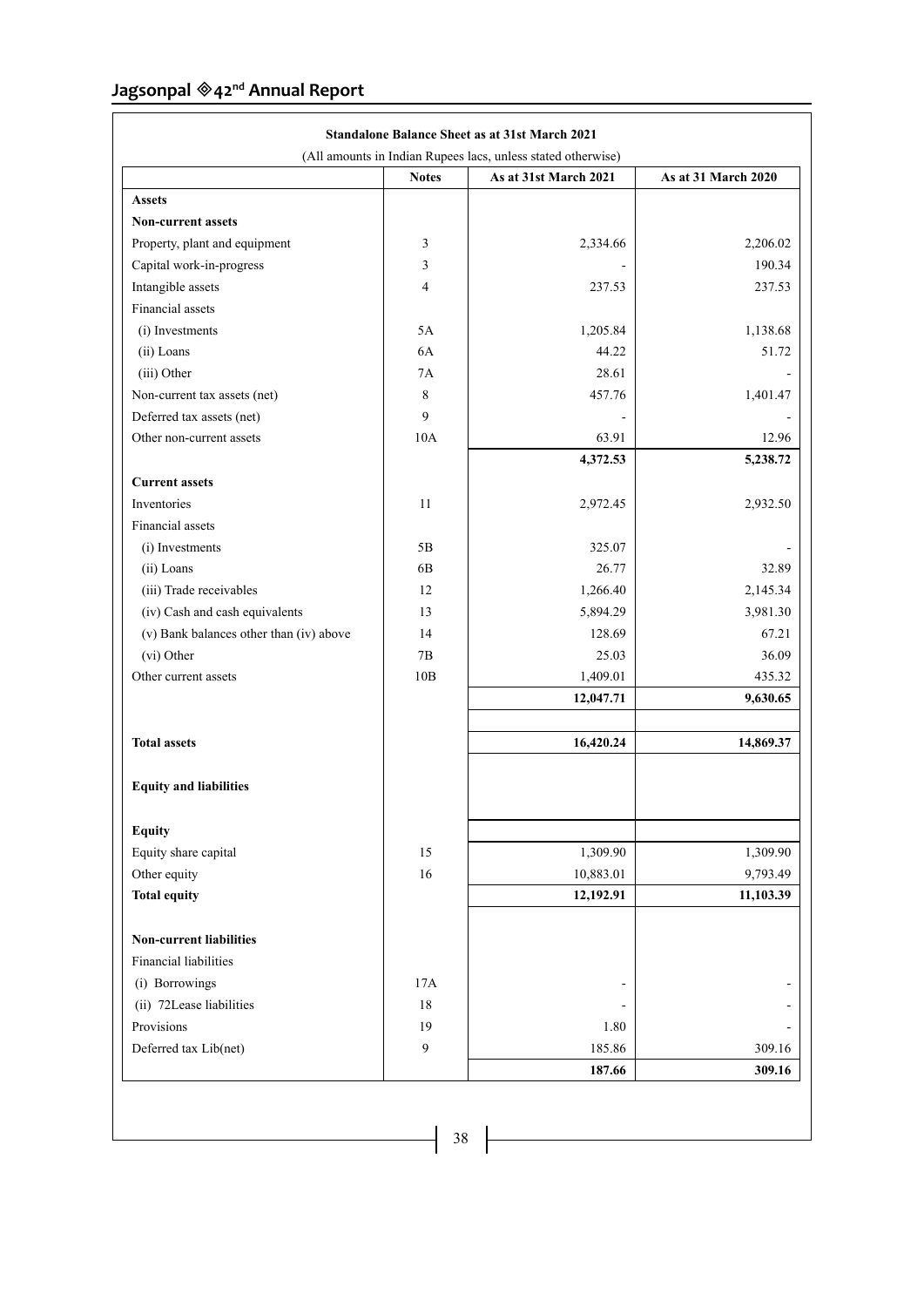**Standalone Balance Sheet as at 31st March 2021**

(All amounts in Indian Rupees lacs, unless stated otherwise)

| | Notes | As at 31st March 2021 | As at 31 March 2020 |
|---|---|---|---|
| **Assets** | | | |
| **Non-current assets** | | | |
| Property, plant and equipment | 3 | 2,334.66 | 2,206.02 |
| Capital work-in-progress | 3 | - | 190.34 |
| Intangible assets | 4 | 237.53 | 237.53 |
| Financial assets | | | |
| (i) Investments | 5A | 1,205.84 | 1,138.68 |
| (ii) Loans | 6A | 44.22 | 51.72 |
| (iii) Other | 7A | 28.61 | - |
| Non-current tax assets (net) | 8 | 457.76 | 1,401.47 |
| Deferred tax assets (net) | 9 | - | - |
| Other non-current assets | 10A | 63.91 | 12.96 |
| | | **4,372.53** | **5,238.72** |
| **Current assets** | | | |
| Inventories | 11 | 2,972.45 | 2,932.50 |
| Financial assets | | | |
| (i) Investments | 5B | 325.07 | - |
| (ii) Loans | 6B | 26.77 | 32.89 |
| (iii) Trade receivables | 12 | 1,266.40 | 2,145.34 |
| (iv) Cash and cash equivalents | 13 | 5,894.29 | 3,981.30 |
| (v) Bank balances other than (iv) above | 14 | 128.69 | 67.21 |
| (vi) Other | 7B | 25.03 | 36.09 |
| Other current assets | 10B | 1,409.01 | 435.32 |
| | | **12,047.71** | **9,630.65** |
| **Total assets** | | **16,420.24** | **14,869.37** |
| **Equity and liabilities** | | | |
| **Equity** | | | |
| Equity share capital | 15 | 1,309.90 | 1,309.90 |
| Other equity | 16 | 10,883.01 | 9,793.49 |
| **Total equity** | | **12,192.91** | **11,103.39** |
| **Non-current liabilities** | | | |
| Financial liabilities | | | |
| (i) Borrowings | 17A | - | - |
| (ii) 72Lease liabilities | 18 | - | - |
| Provisions | 19 | 1.80 | - |
| Deferred tax Lib(net) | 9 | 185.86 | 309.16 |
| | | **187.66** | **309.16** |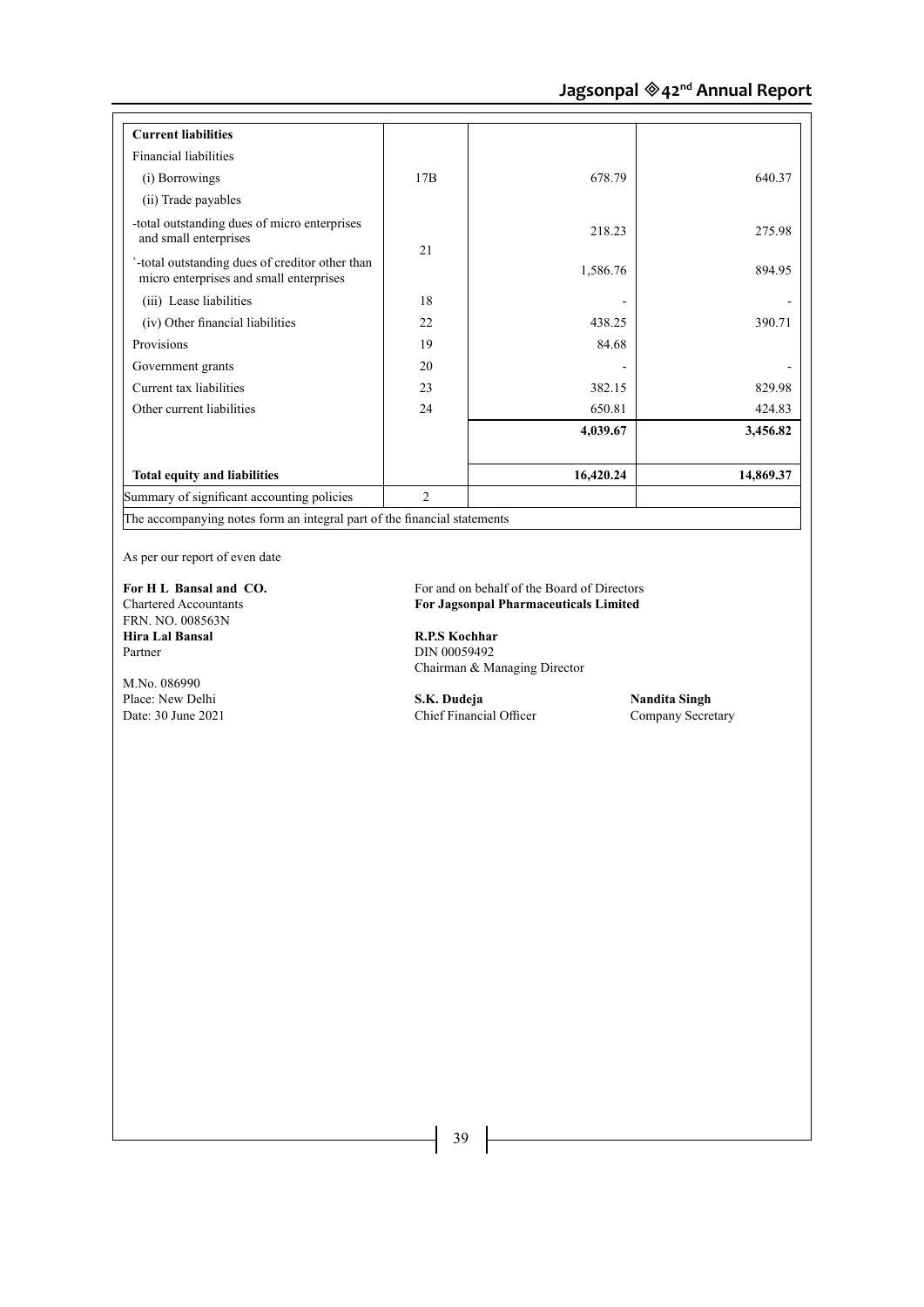| **Current liabilities** | | | |
|---|---|---|---|
| Financial liabilities | | | |
| (i) Borrowings | 17B | 678.79 | 640.37 |
| (ii) Trade payables | | | |
| -total outstanding dues of micro enterprises and small enterprises | 21 | 218.23 | 275.98 |
| `-total outstanding dues of creditor other than micro enterprises and small enterprises | | 1,586.76 | 894.95 |
| (iii) Lease liabilities | 18 | - | - |
| (iv) Other financial liabilities | 22 | 438.25 | 390.71 |
| Provisions | 19 | 84.68 | |
| Government grants | 20 | - | - |
| Current tax liabilities | 23 | 382.15 | 829.98 |
| Other current liabilities | 24 | 650.81 | 424.83 |
| | | **4,039.67** | **3,456.82** |
| **Total equity and liabilities** | | **16,420.24** | **14,869.37** |
| Summary of significant accounting policies | 2 | | |
| The accompanying notes form an integral part of the financial statements | | | |

As per our report of even date

**For H L Bansal and CO.**
Chartered Accountants
FRN. NO. 008563N
**Hira Lal Bansal**
Partner

M.No. 086990
Place: New Delhi
Date: 30 June 2021

For and on behalf of the Board of Directors
**For Jagsonpal Pharmaceuticals Limited**

**R.P.S Kochhar**
DIN 00059492
Chairman & Managing Director

**S.K. Dudeja**
Chief Financial Officer

**Nandita Singh**
Company Secretary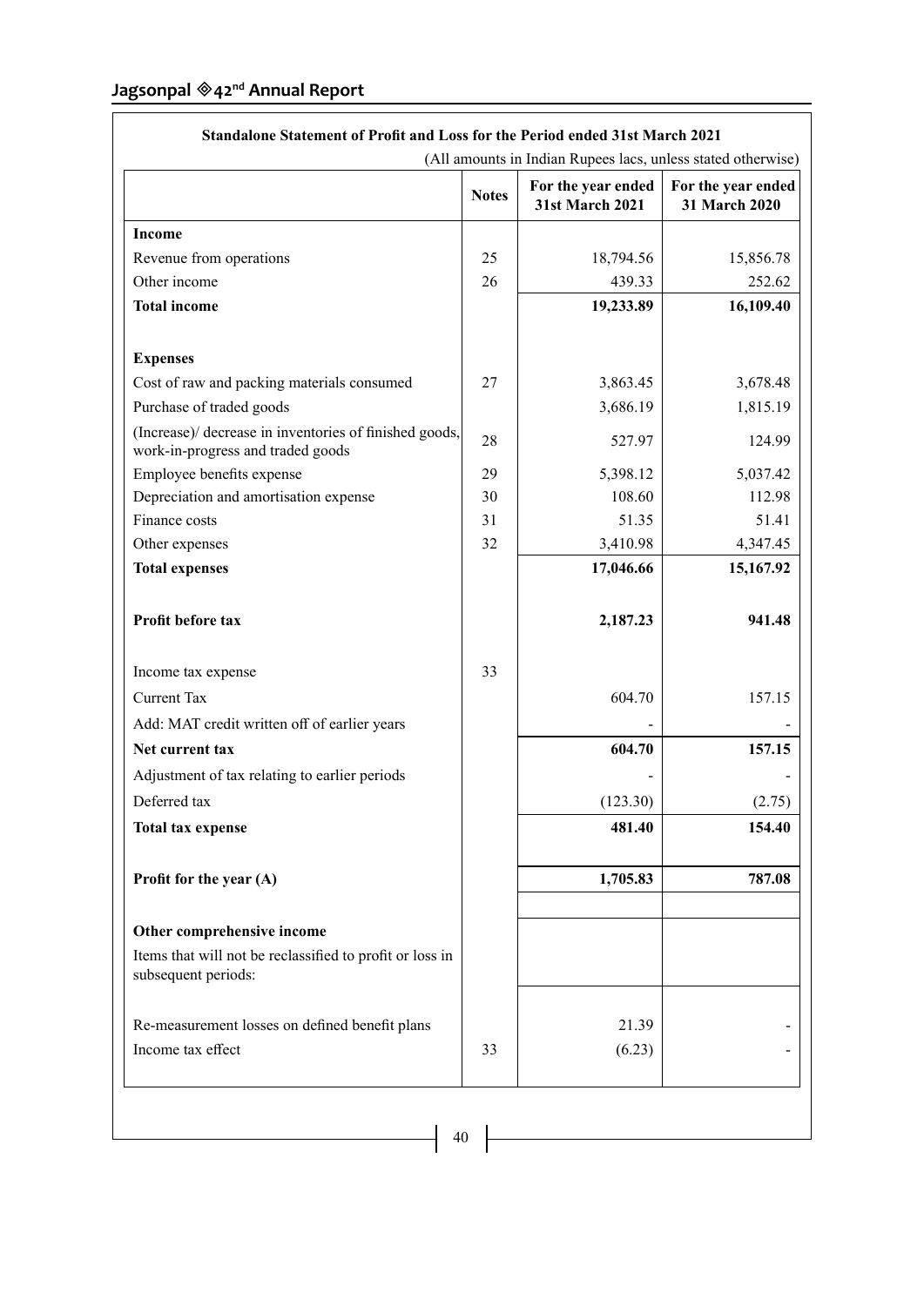## Standalone Statement of Profit and Loss for the Period ended 31st March 2021

(All amounts in Indian Rupees lacs, unless stated otherwise)

| | Notes | For the year ended 31st March 2021 | For the year ended 31 March 2020 |
|---|---|---|---|
| **Income** | | | |
| Revenue from operations | 25 | 18,794.56 | 15,856.78 |
| Other income | 26 | 439.33 | 252.62 |
| **Total income** | | **19,233.89** | **16,109.40** |
| | | | |
| **Expenses** | | | |
| Cost of raw and packing materials consumed | 27 | 3,863.45 | 3,678.48 |
| Purchase of traded goods | | 3,686.19 | 1,815.19 |
| (Increase)/ decrease in inventories of finished goods, work-in-progress and traded goods | 28 | 527.97 | 124.99 |
| Employee benefits expense | 29 | 5,398.12 | 5,037.42 |
| Depreciation and amortisation expense | 30 | 108.60 | 112.98 |
| Finance costs | 31 | 51.35 | 51.41 |
| Other expenses | 32 | 3,410.98 | 4,347.45 |
| **Total expenses** | | **17,046.66** | **15,167.92** |
| | | | |
| **Profit before tax** | | **2,187.23** | **941.48** |
| | | | |
| Income tax expense | 33 | | |
| Current Tax | | 604.70 | 157.15 |
| Add: MAT credit written off of earlier years | | - | - |
| **Net current tax** | | **604.70** | **157.15** |
| Adjustment of tax relating to earlier periods | | - | - |
| Deferred tax | | (123.30) | (2.75) |
| **Total tax expense** | | **481.40** | **154.40** |
| | | | |
| **Profit for the year (A)** | | **1,705.83** | **787.08** |
| | | | |
| **Other comprehensive income** | | | |
| Items that will not be reclassified to profit or loss in subsequent periods: | | | |
| | | | |
| Re-measurement losses on defined benefit plans | | 21.39 | - |
| Income tax effect | 33 | (6.23) | - |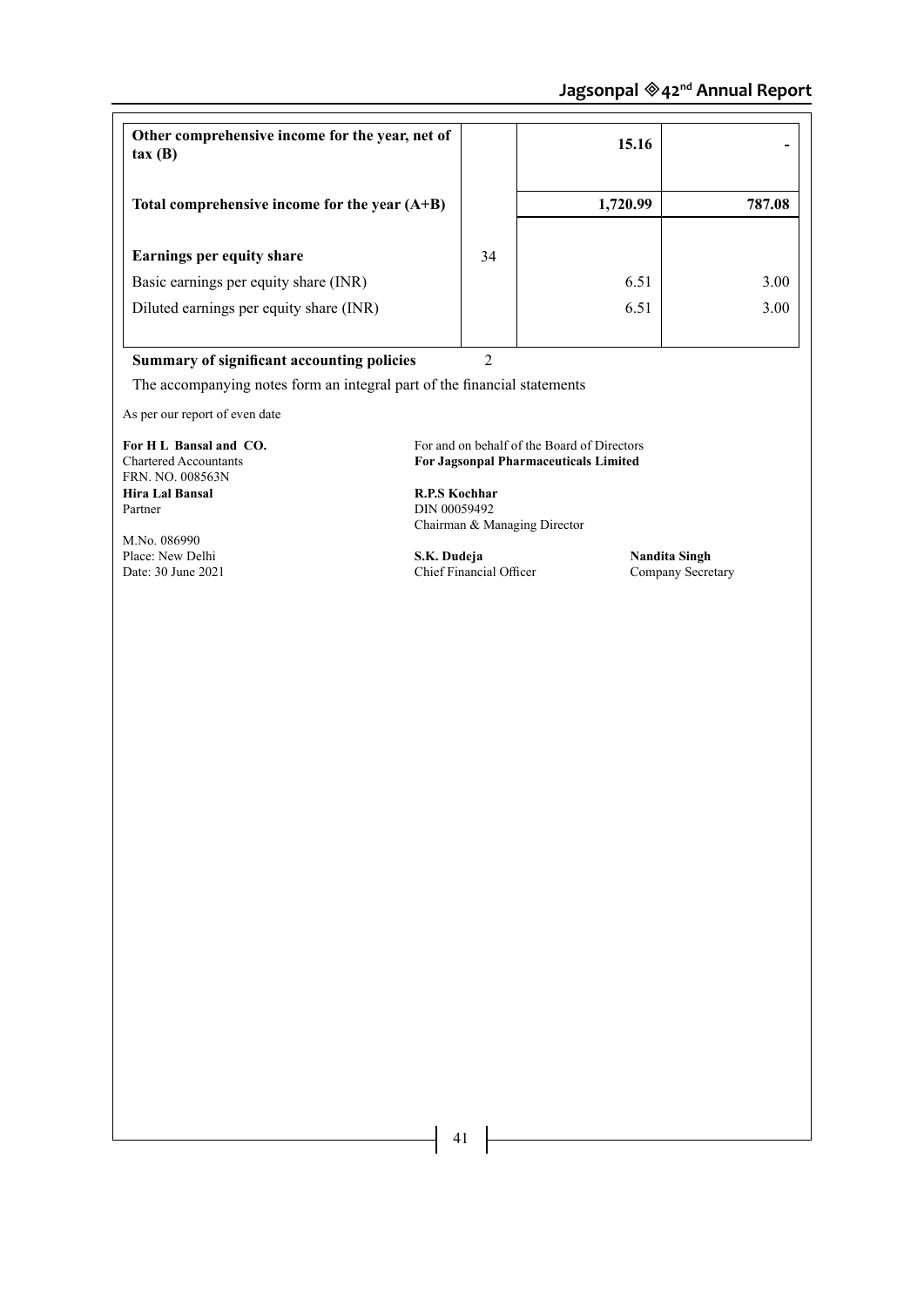| | | | |
|---|---|---|---|
| **Other comprehensive income for the year, net of tax (B)** | | **15.16** | **-** |
| **Total comprehensive income for the year (A+B)** | | **1,720.99** | **787.08** |
| **Earnings per equity share** | 34 | | |
| Basic earnings per equity share (INR) | | 6.51 | 3.00 |
| Diluted earnings per equity share (INR) | | 6.51 | 3.00 |

**Summary of significant accounting policies** 2

The accompanying notes form an integral part of the financial statements

As per our report of even date

**For H L Bansal and CO.**
Chartered Accountants
FRN. NO. 008563N
**Hira Lal Bansal**
Partner

M.No. 086990
Place: New Delhi
Date: 30 June 2021

For and on behalf of the Board of Directors
**For Jagsonpal Pharmaceuticals Limited**

**R.P.S Kochhar**
DIN 00059492
Chairman & Managing Director

**S.K. Dudeja**
Chief Financial Officer

**Nandita Singh**
Company Secretary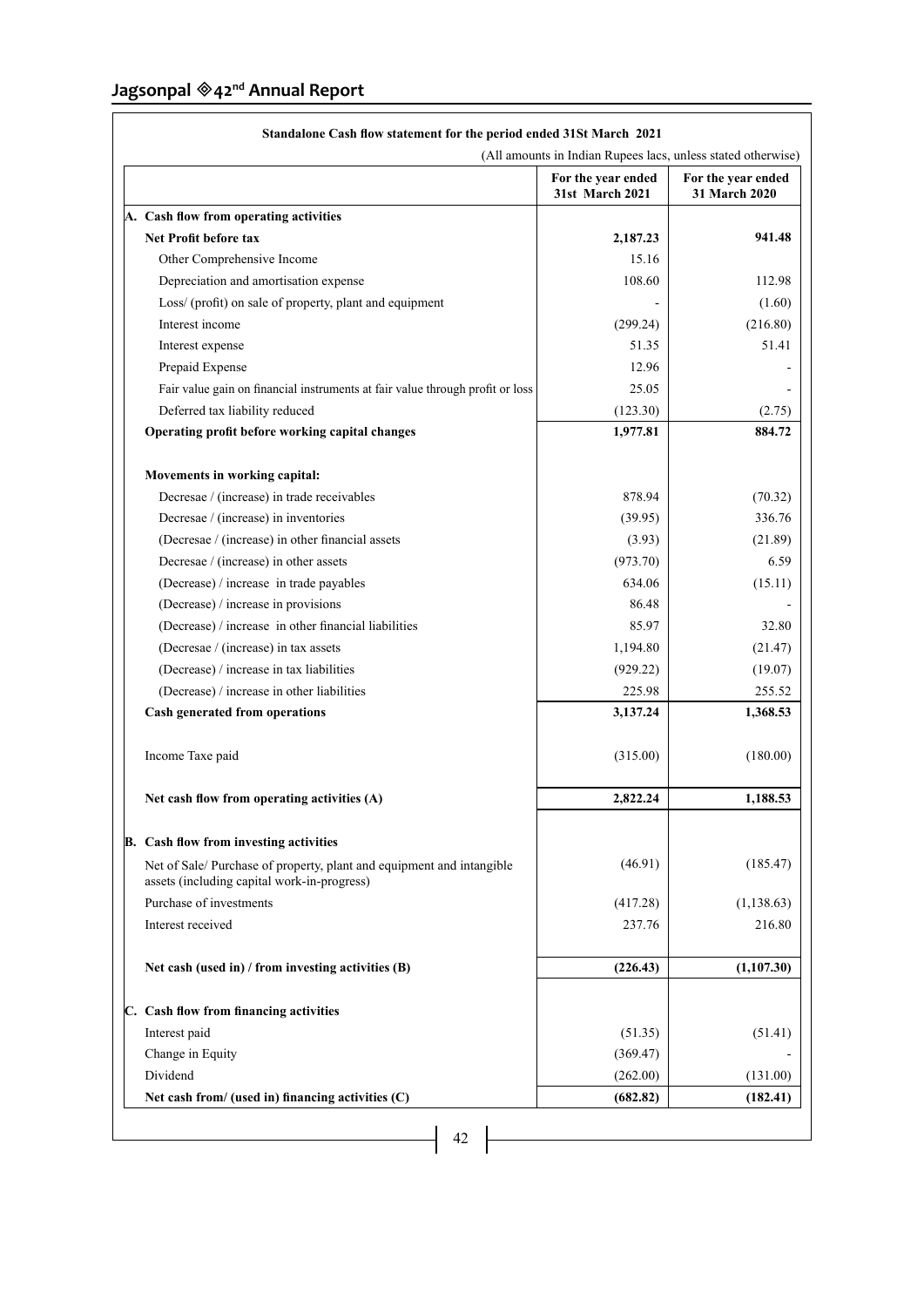**Standalone Cash flow statement for the period ended 31St March 2021**

(All amounts in Indian Rupees lacs, unless stated otherwise)

| | For the year ended 31st March 2021 | For the year ended 31 March 2020 |
|---|---|---|
| **A. Cash flow from operating activities** | | |
| **Net Profit before tax** | **2,187.23** | **941.48** |
| Other Comprehensive Income | 15.16 | |
| Depreciation and amortisation expense | 108.60 | 112.98 |
| Loss/ (profit) on sale of property, plant and equipment | - | (1.60) |
| Interest income | (299.24) | (216.80) |
| Interest expense | 51.35 | 51.41 |
| Prepaid Expense | 12.96 | - |
| Fair value gain on financial instruments at fair value through profit or loss | 25.05 | - |
| Deferred tax liability reduced | (123.30) | (2.75) |
| **Operating profit before working capital changes** | **1,977.81** | **884.72** |
| **Movements in working capital:** | | |
| Decresae / (increase) in trade receivables | 878.94 | (70.32) |
| Decresae / (increase) in inventories | (39.95) | 336.76 |
| (Decresae / (increase) in other financial assets | (3.93) | (21.89) |
| Decresae / (increase) in other assets | (973.70) | 6.59 |
| (Decrease) / increase in trade payables | 634.06 | (15.11) |
| (Decrease) / increase in provisions | 86.48 | - |
| (Decrease) / increase in other financial liabilities | 85.97 | 32.80 |
| (Decresae / (increase) in tax assets | 1,194.80 | (21.47) |
| (Decrease) / increase in tax liabilities | (929.22) | (19.07) |
| (Decrease) / increase in other liabilities | 225.98 | 255.52 |
| **Cash generated from operations** | **3,137.24** | **1,368.53** |
| Income Taxe paid | (315.00) | (180.00) |
| **Net cash flow from operating activities (A)** | **2,822.24** | **1,188.53** |
| **B. Cash flow from investing activities** | | |
| Net of Sale/ Purchase of property, plant and equipment and intangible assets (including capital work-in-progress) | (46.91) | (185.47) |
| Purchase of investments | (417.28) | (1,138.63) |
| Interest received | 237.76 | 216.80 |
| **Net cash (used in) / from investing activities (B)** | **(226.43)** | **(1,107.30)** |
| **C. Cash flow from financing activities** | | |
| Interest paid | (51.35) | (51.41) |
| Change in Equity | (369.47) | - |
| Dividend | (262.00) | (131.00) |
| **Net cash from/ (used in) financing activities (C)** | **(682.82)** | **(182.41)** |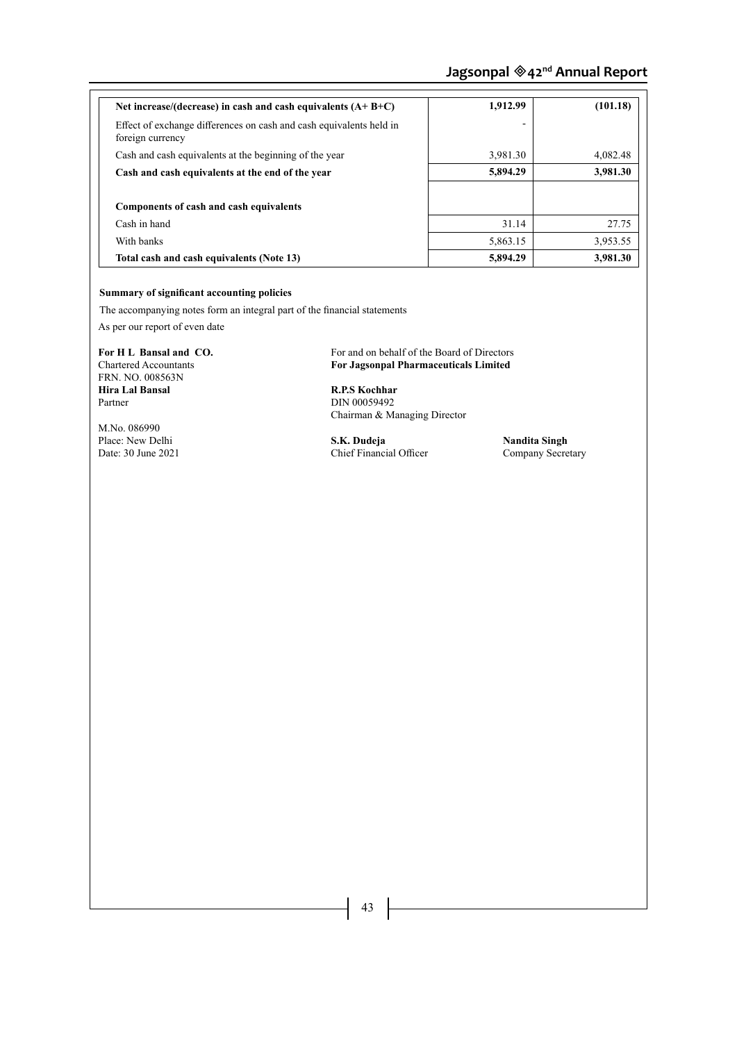| | | |
|---|---|---|
| **Net increase/(decrease) in cash and cash equivalents (A+ B+C)** | **1,912.99** | **(101.18)** |
| Effect of exchange differences on cash and cash equivalents held in foreign currency | - | |
| Cash and cash equivalents at the beginning of the year | 3,981.30 | 4,082.48 |
| **Cash and cash equivalents at the end of the year** | **5,894.29** | **3,981.30** |
| | | |
| **Components of cash and cash equivalents** | | |
| Cash in hand | 31.14 | 27.75 |
| With banks | 5,863.15 | 3,953.55 |
| **Total cash and cash equivalents (Note 13)** | **5,894.29** | **3,981.30** |

**Summary of significant accounting policies**

The accompanying notes form an integral part of the financial statements

As per our report of even date

**For H L Bansal and CO.**
Chartered Accountants
FRN. NO. 008563N
**Hira Lal Bansal**
Partner

M.No. 086990
Place: New Delhi
Date: 30 June 2021

For and on behalf of the Board of Directors
**For Jagsonpal Pharmaceuticals Limited**

**R.P.S Kochhar**
DIN 00059492
Chairman & Managing Director

**S.K. Dudeja**
Chief Financial Officer

**Nandita Singh**
Company Secretary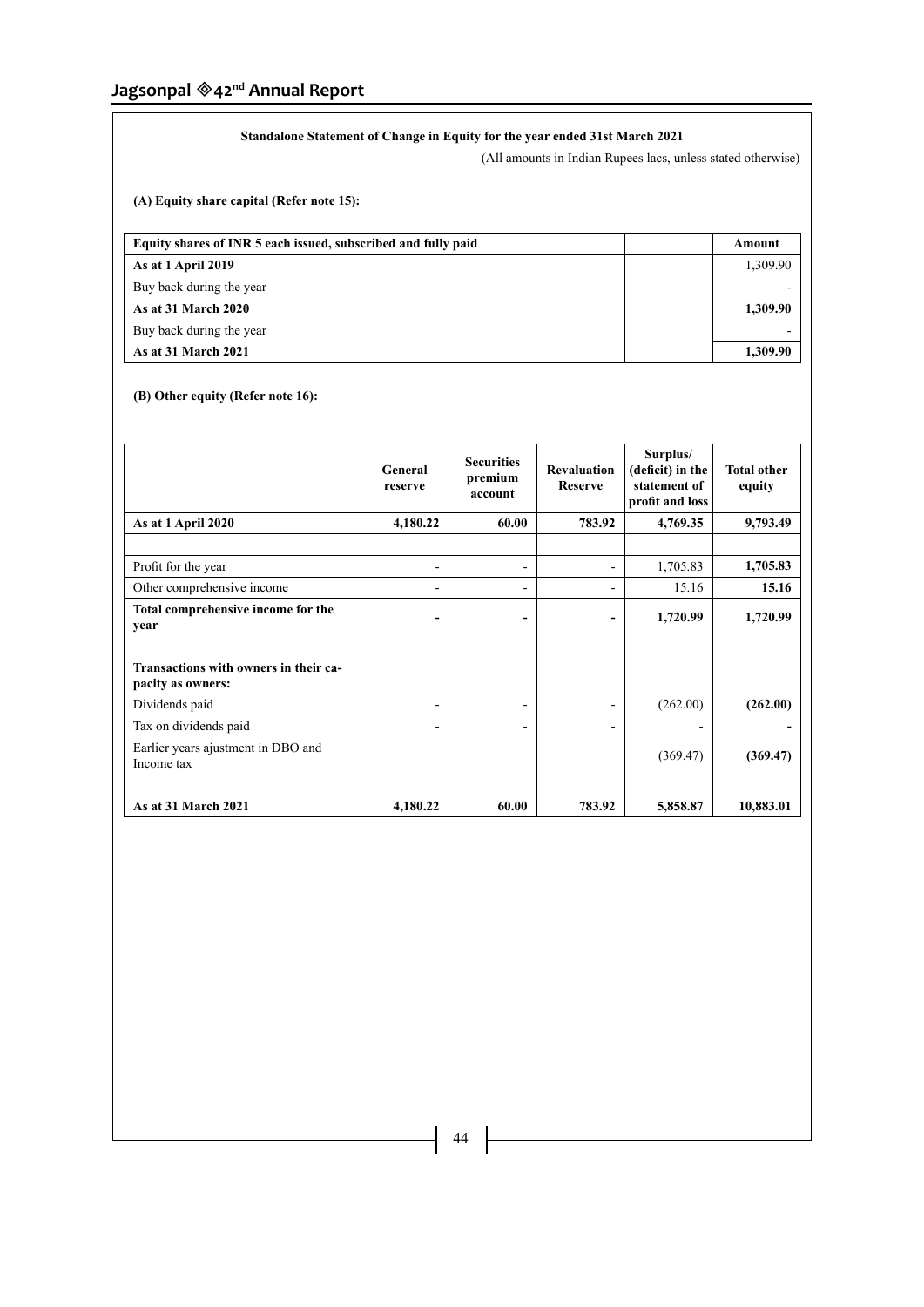**Standalone Statement of Change in Equity for the year ended 31st March 2021**

(All amounts in Indian Rupees lacs, unless stated otherwise)

**(A) Equity share capital (Refer note 15):**

| Equity shares of INR 5 each issued, subscribed and fully paid | | Amount |
|---|---|---|
| **As at 1 April 2019** | | 1,309.90 |
| Buy back during the year | | - |
| **As at 31 March 2020** | | **1,309.90** |
| Buy back during the year | | - |
| **As at 31 March 2021** | | **1,309.90** |

**(B) Other equity (Refer note 16):**

| | General reserve | Securities premium account | Revaluation Reserve | Surplus/ (deficit) in the statement of profit and loss | Total other equity |
|---|---|---|---|---|---|
| **As at 1 April 2020** | **4,180.22** | **60.00** | **783.92** | **4,769.35** | **9,793.49** |
| | | | | | |
| Profit for the year | - | - | - | 1,705.83 | **1,705.83** |
| Other comprehensive income | - | - | - | 15.16 | **15.16** |
| **Total comprehensive income for the year** | **-** | **-** | **-** | **1,720.99** | **1,720.99** |
| **Transactions with owners in their capacity as owners:** | | | | | |
| Dividends paid | - | - | - | (262.00) | **(262.00)** |
| Tax on dividends paid | - | - | - | - | **-** |
| Earlier years ajustment in DBO and Income tax | | | | (369.47) | **(369.47)** |
| **As at 31 March 2021** | **4,180.22** | **60.00** | **783.92** | **5,858.87** | **10,883.01** |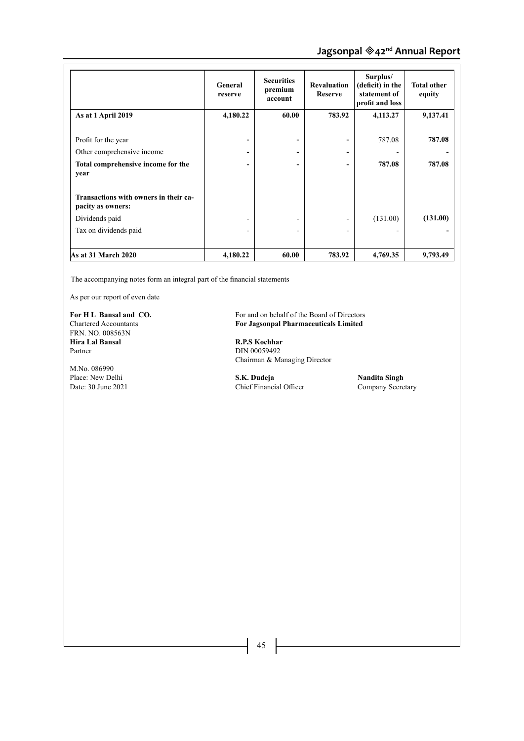| | General reserve | Securities premium account | Revaluation Reserve | Surplus/ (deficit) in the statement of profit and loss | Total other equity |
|---|---|---|---|---|---|
| **As at 1 April 2019** | **4,180.22** | **60.00** | **783.92** | **4,113.27** | **9,137.41** |
| Profit for the year | - | - | - | 787.08 | **787.08** |
| Other comprehensive income | - | - | - | - | - |
| **Total comprehensive income for the year** | - | - | - | **787.08** | **787.08** |
| **Transactions with owners in their capacity as owners:** | | | | | |
| Dividends paid | - | - | - | (131.00) | **(131.00)** |
| Tax on dividends paid | - | - | - | - | - |
| **As at 31 March 2020** | **4,180.22** | **60.00** | **783.92** | **4,769.35** | **9,793.49** |

The accompanying notes form an integral part of the financial statements

As per our report of even date

**For H L Bansal and CO.**
Chartered Accountants
FRN. NO. 008563N
**Hira Lal Bansal**
Partner

M.No. 086990
Place: New Delhi
Date: 30 June 2021

For and on behalf of the Board of Directors
**For Jagsonpal Pharmaceuticals Limited**

**R.P.S Kochhar**
DIN 00059492
Chairman & Managing Director

**S.K. Dudeja**
Chief Financial Officer

**Nandita Singh**
Company Secretary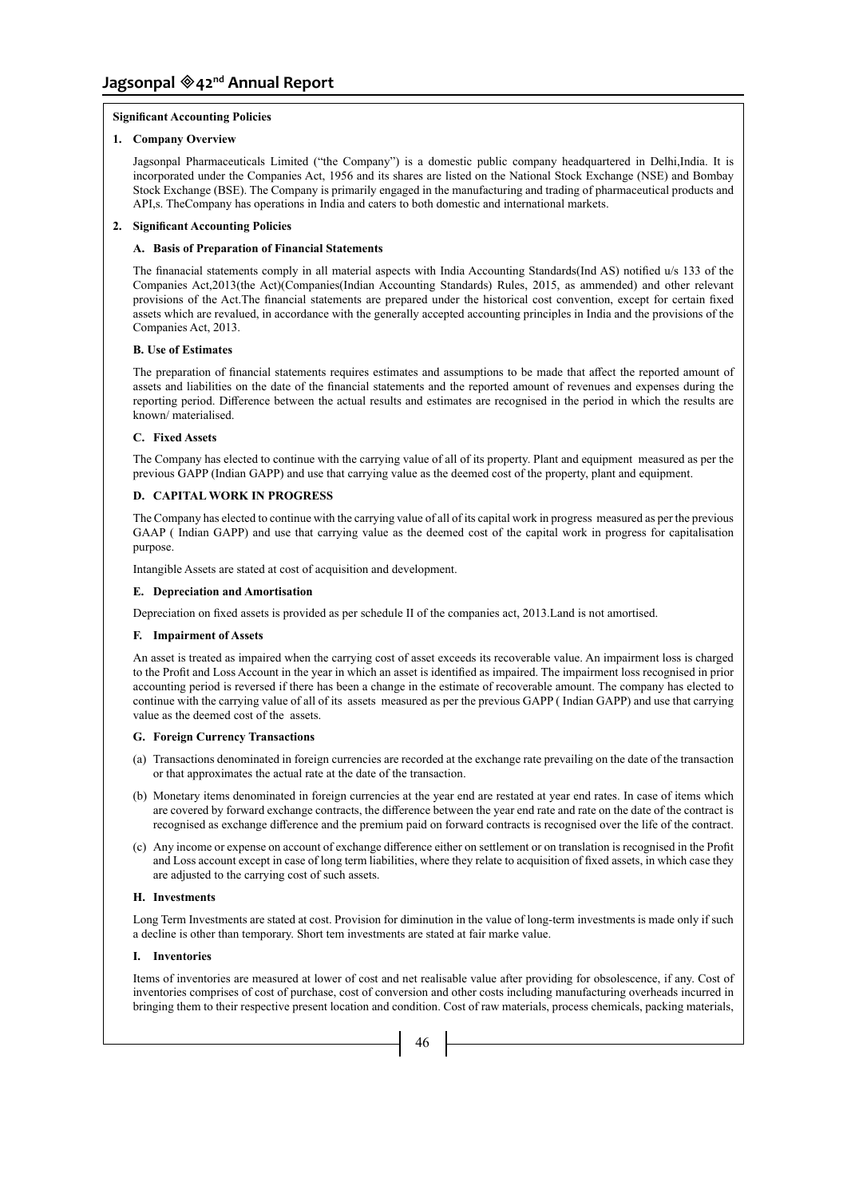**Significant Accounting Policies**

**1. Company Overview**

Jagsonpal Pharmaceuticals Limited ("the Company") is a domestic public company headquartered in Delhi,India. It is incorporated under the Companies Act, 1956 and its shares are listed on the National Stock Exchange (NSE) and Bombay Stock Exchange (BSE). The Company is primarily engaged in the manufacturing and trading of pharmaceutical products and API,s. TheCompany has operations in India and caters to both domestic and international markets.

**2. Significant Accounting Policies**

**A. Basis of Preparation of Financial Statements**

The finanacial statements comply in all material aspects with India Accounting Standards(Ind AS) notified u/s 133 of the Companies Act,2013(the Act)(Companies(Indian Accounting Standards) Rules, 2015, as ammended) and other relevant provisions of the Act.The financial statements are prepared under the historical cost convention, except for certain fixed assets which are revalued, in accordance with the generally accepted accounting principles in India and the provisions of the Companies Act, 2013.

**B. Use of Estimates**

The preparation of financial statements requires estimates and assumptions to be made that affect the reported amount of assets and liabilities on the date of the financial statements and the reported amount of revenues and expenses during the reporting period. Difference between the actual results and estimates are recognised in the period in which the results are known/ materialised.

**C. Fixed Assets**

The Company has elected to continue with the carrying value of all of its property. Plant and equipment measured as per the previous GAPP (Indian GAPP) and use that carrying value as the deemed cost of the property, plant and equipment.

**D. CAPITAL WORK IN PROGRESS**

The Company has elected to continue with the carrying value of all of its capital work in progress measured as per the previous GAAP ( Indian GAPP) and use that carrying value as the deemed cost of the capital work in progress for capitalisation purpose.

Intangible Assets are stated at cost of acquisition and development.

**E. Depreciation and Amortisation**

Depreciation on fixed assets is provided as per schedule II of the companies act, 2013.Land is not amortised.

**F. Impairment of Assets**

An asset is treated as impaired when the carrying cost of asset exceeds its recoverable value. An impairment loss is charged to the Profit and Loss Account in the year in which an asset is identified as impaired. The impairment loss recognised in prior accounting period is reversed if there has been a change in the estimate of recoverable amount. The company has elected to continue with the carrying value of all of its assets measured as per the previous GAPP ( Indian GAPP) and use that carrying value as the deemed cost of the assets.

**G. Foreign Currency Transactions**

(a) Transactions denominated in foreign currencies are recorded at the exchange rate prevailing on the date of the transaction or that approximates the actual rate at the date of the transaction.

(b) Monetary items denominated in foreign currencies at the year end are restated at year end rates. In case of items which are covered by forward exchange contracts, the difference between the year end rate and rate on the date of the contract is recognised as exchange difference and the premium paid on forward contracts is recognised over the life of the contract.

(c) Any income or expense on account of exchange difference either on settlement or on translation is recognised in the Profit and Loss account except in case of long term liabilities, where they relate to acquisition of fixed assets, in which case they are adjusted to the carrying cost of such assets.

**H. Investments**

Long Term Investments are stated at cost. Provision for diminution in the value of long-term investments is made only if such a decline is other than temporary. Short tem investments are stated at fair marke value.

**I. Inventories**

Items of inventories are measured at lower of cost and net realisable value after providing for obsolescence, if any. Cost of inventories comprises of cost of purchase, cost of conversion and other costs including manufacturing overheads incurred in bringing them to their respective present location and condition. Cost of raw materials, process chemicals, packing materials,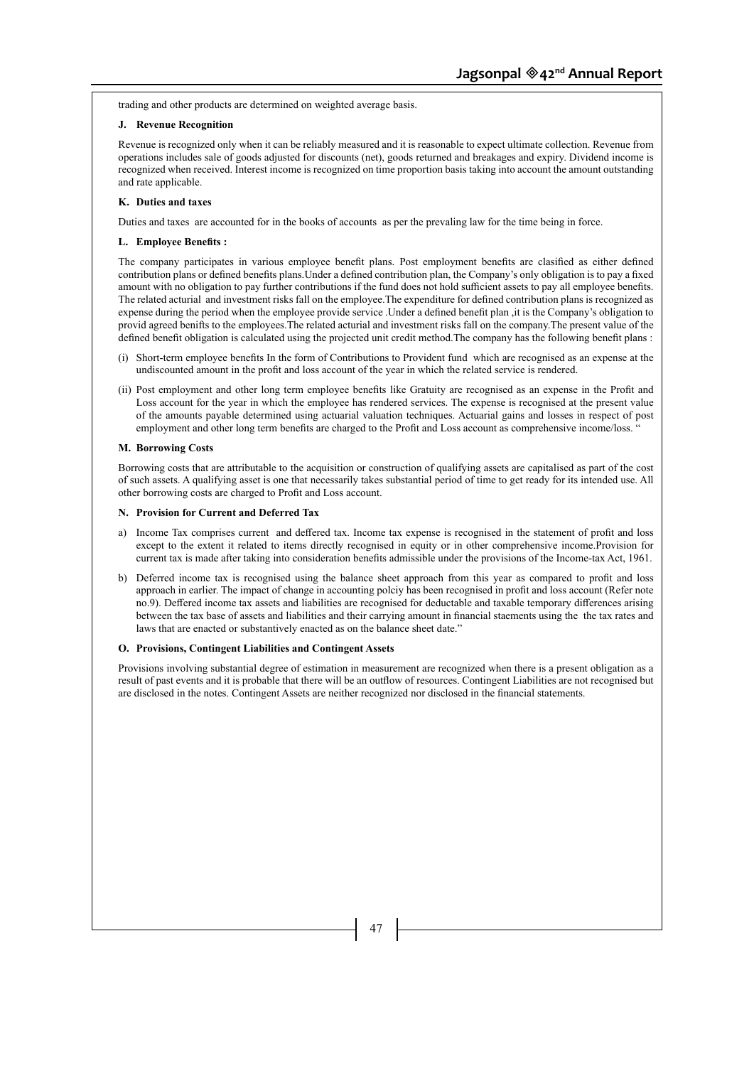trading and other products are determined on weighted average basis.

**J. Revenue Recognition**

Revenue is recognized only when it can be reliably measured and it is reasonable to expect ultimate collection. Revenue from operations includes sale of goods adjusted for discounts (net), goods returned and breakages and expiry. Dividend income is recognized when received. Interest income is recognized on time proportion basis taking into account the amount outstanding and rate applicable.

**K. Duties and taxes**

Duties and taxes are accounted for in the books of accounts as per the prevaling law for the time being in force.

**L. Employee Benefits :**

The company participates in various employee benefit plans. Post employment benefits are clasified as either defined contribution plans or defined benefits plans.Under a defined contribution plan, the Company's only obligation is to pay a fixed amount with no obligation to pay further contributions if the fund does not hold sufficient assets to pay all employee benefits. The related acturial and investment risks fall on the employee.The expenditure for defined contribution plans is recognized as expense during the period when the employee provide service .Under a defined benefit plan ,it is the Company's obligation to provid agreed benifts to the employees.The related acturial and investment risks fall on the company.The present value of the defined benefit obligation is calculated using the projected unit credit method.The company has the following benefit plans :

(i) Short-term employee benefits In the form of Contributions to Provident fund which are recognised as an expense at the undiscounted amount in the profit and loss account of the year in which the related service is rendered.

(ii) Post employment and other long term employee benefits like Gratuity are recognised as an expense in the Profit and Loss account for the year in which the employee has rendered services. The expense is recognised at the present value of the amounts payable determined using actuarial valuation techniques. Actuarial gains and losses in respect of post employment and other long term benefits are charged to the Profit and Loss account as comprehensive income/loss. "

**M. Borrowing Costs**

Borrowing costs that are attributable to the acquisition or construction of qualifying assets are capitalised as part of the cost of such assets. A qualifying asset is one that necessarily takes substantial period of time to get ready for its intended use. All other borrowing costs are charged to Profit and Loss account.

**N. Provision for Current and Deferred Tax**

a) Income Tax comprises current and deffered tax. Income tax expense is recognised in the statement of profit and loss except to the extent it related to items directly recognised in equity or in other comprehensive income.Provision for current tax is made after taking into consideration benefits admissible under the provisions of the Income-tax Act, 1961.

b) Deferred income tax is recognised using the balance sheet approach from this year as compared to profit and loss approach in earlier. The impact of change in accounting polciy has been recognised in profit and loss account (Refer note no.9). Deffered income tax assets and liabilities are recognised for deductable and taxable temporary differences arising between the tax base of assets and liabilities and their carrying amount in financial staements using the the tax rates and laws that are enacted or substantively enacted as on the balance sheet date."

**O. Provisions, Contingent Liabilities and Contingent Assets**

Provisions involving substantial degree of estimation in measurement are recognized when there is a present obligation as a result of past events and it is probable that there will be an outflow of resources. Contingent Liabilities are not recognised but are disclosed in the notes. Contingent Assets are neither recognized nor disclosed in the financial statements.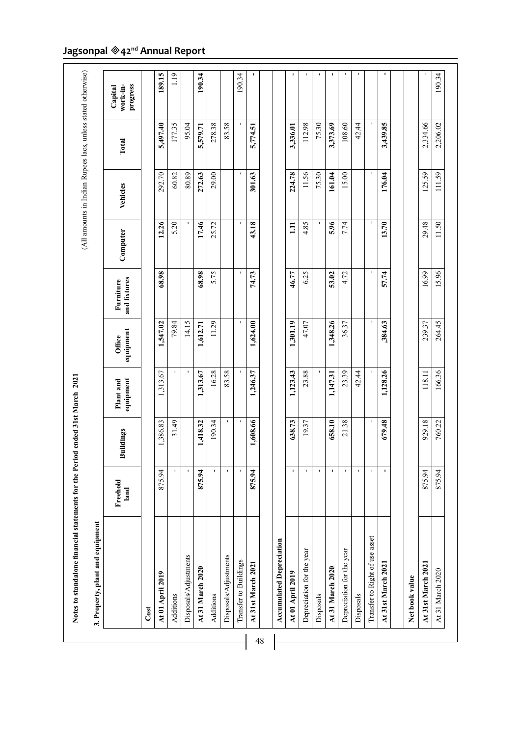Notes to standalone financial statements for the Period ended 31st March 2021

(All amounts in Indian Rupees lacs, unless stated otherwise)

### 3. Property, plant and equipment

| | Freehold land | Buildings | Plant and equipment | Office equipment | Furniture and fixtures | Computer | Vehicles | Total | Capital work-in-progress |
|---|---|---|---|---|---|---|---|---|---|
| **Cost** | | | | | | | | | |
| **At 01 April 2019** | 875.94 | 1,386.83 | 1,313.67 | **1,547.02** | **68.98** | **12.26** | 292.70 | **5,497.40** | **189.15** |
| Additions | - | 31.49 | - | 79.84 | | 5.20 | 60.82 | 177.35 | 1.19 |
| Disposals/Adjustments | - | | - | 14.15 | | - | 80.89 | 95.04 | |
| **At 31 March 2020** | **875.94** | **1,418.32** | **1,313.67** | **1,612.71** | **68.98** | **17.46** | **272.63** | **5,579.71** | **190.34** |
| Additions | - | 190.34 | 16.28 | 11.29 | 5.75 | 25.72 | 29.00 | 278.38 | |
| Disposals/Adjustments | - | - | 83.58 | | | | | 83.58 | |
| Transfer to Buildings | - | - | - | - | - | - | - | - | 190.34 |
| **At 31st March 2021** | **875.94** | **1,608.66** | **1,246.37** | **1,624.00** | **74.73** | **43.18** | **301.63** | **5,774.51** | **-** |
| | | | | | | | | | |
| **Accumulated Depreciation** | | | | | | | | | |
| **At 01 April 2019** | **-** | **638.73** | **1,123.43** | **1,301.19** | **46.77** | **1.11** | **224.78** | **3,336.01** | **-** |
| Depreciation for the year | - | 19.37 | 23.88 | 47.07 | 6.25 | 4.85 | 11.56 | 112.98 | - |
| Disposals | - | | - | | | - | 75.30 | 75.30 | - |
| **At 31 March 2020** | **-** | **658.10** | **1,147.31** | **1,348.26** | **53.02** | **5.96** | **161.04** | **3,373.69** | **-** |
| Depreciation for the year | - | 21.38 | 23.39 | 36.37 | 4.72 | 7.74 | 15.00 | 108.60 | - |
| Disposals | - | | 42.44 | | | | | 42.44 | - |
| Transfer to Right of use asset | - | - | - | - | - | - | - | - | |
| **At 31st March 2021** | **-** | **679.48** | **1,128.26** | **,384.63** | **57.74** | **13.70** | **176.04** | **3,439.85** | **-** |
| | | | | | | | | | |
| **Net book value** | | | | | | | | | |
| **At 31st March 2021** | 875.94 | 929.18 | 118.11 | 239.37 | 16.99 | 29.48 | 125.59 | 2,334.66 | - |
| At 31 March 2020 | 875.94 | 760.22 | 166.36 | 264.45 | 15.96 | 11.50 | 111.59 | 2,206.02 | 190.34 |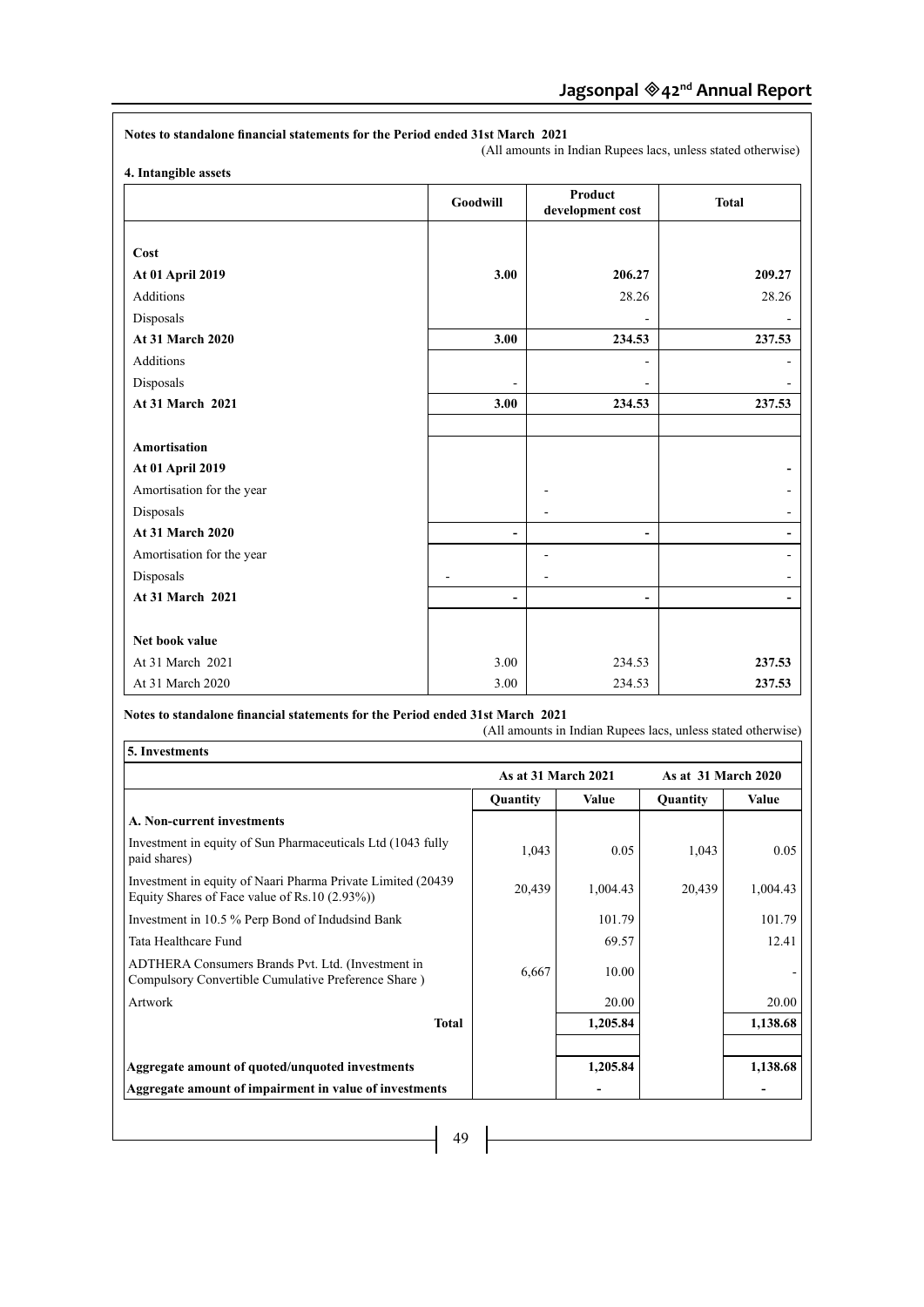**Notes to standalone financial statements for the Period ended 31st March 2021**

(All amounts in Indian Rupees lacs, unless stated otherwise)

**4. Intangible assets**

| | Goodwill | Product development cost | Total |
|---|---|---|---|
| **Cost** | | | |
| **At 01 April 2019** | **3.00** | **206.27** | **209.27** |
| Additions | | 28.26 | 28.26 |
| Disposals | | - | - |
| **At 31 March 2020** | **3.00** | **234.53** | **237.53** |
| Additions | | - | - |
| Disposals | - | - | - |
| **At 31 March 2021** | **3.00** | **234.53** | **237.53** |
| | | | |
| **Amortisation** | | | |
| **At 01 April 2019** | | | **-** |
| Amortisation for the year | | - | - |
| Disposals | | - | - |
| **At 31 March 2020** | **-** | **-** | **-** |
| Amortisation for the year | | - | - |
| Disposals | - | - | - |
| **At 31 March 2021** | **-** | **-** | **-** |
| | | | |
| **Net book value** | | | |
| At 31 March 2021 | 3.00 | 234.53 | **237.53** |
| At 31 March 2020 | 3.00 | 234.53 | **237.53** |

**Notes to standalone financial statements for the Period ended 31st March 2021**

(All amounts in Indian Rupees lacs, unless stated otherwise)

**5. Investments**

| | As at 31 March 2021 | | As at 31 March 2020 | |
|---|---|---|---|---|
| | Quantity | Value | Quantity | Value |
| **A. Non-current investments** | | | | |
| Investment in equity of Sun Pharmaceuticals Ltd (1043 fully paid shares) | 1,043 | 0.05 | 1,043 | 0.05 |
| Investment in equity of Naari Pharma Private Limited (20439 Equity Shares of Face value of Rs.10 (2.93%)) | 20,439 | 1,004.43 | 20,439 | 1,004.43 |
| Investment in 10.5 % Perp Bond of Indusdind Bank | | 101.79 | | 101.79 |
| Tata Healthcare Fund | | 69.57 | | 12.41 |
| ADTHERA Consumers Brands Pvt. Ltd. (Investment in Compulsory Convertible Cumulative Preference Share ) | 6,667 | 10.00 | | - |
| Artwork | | 20.00 | | 20.00 |
| **Total** | | **1,205.84** | | **1,138.68** |
| | | | | |
| **Aggregate amount of quoted/unquoted investments** | | **1,205.84** | | **1,138.68** |
| **Aggregate amount of impairment in value of investments** | | **-** | | **-** |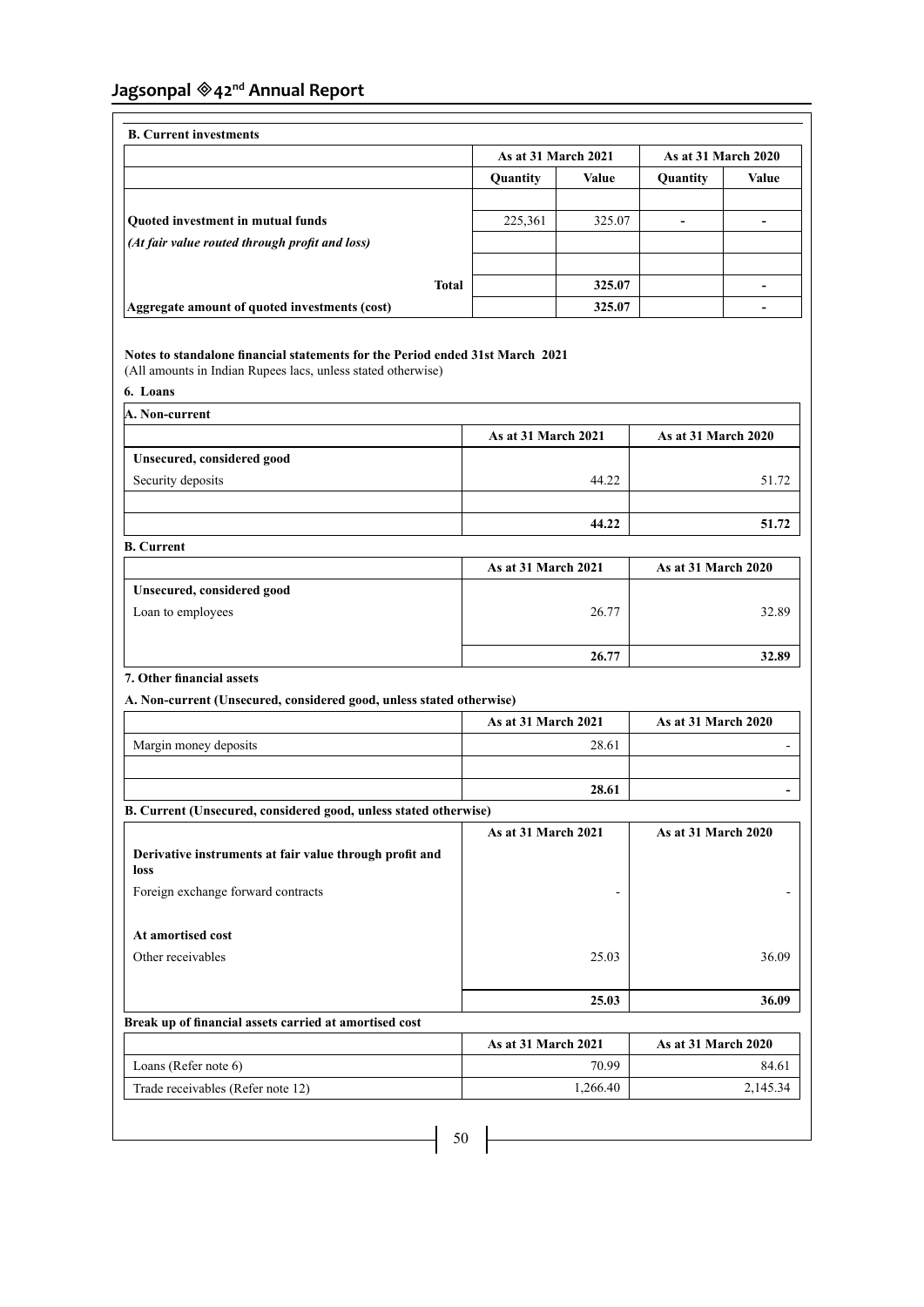**B. Current investments**

| | As at 31 March 2021 | | As at 31 March 2020 | |
|---|---|---|---|---|
| | Quantity | Value | Quantity | Value |
| | | | | |
| **Quoted investment in mutual funds** | 225,361 | 325.07 | - | - |
| ***(At fair value routed through profit and loss)*** | | | | |
| | | | | |
| **Total** | | **325.07** | | **-** |
| **Aggregate amount of quoted investments (cost)** | | **325.07** | | **-** |

**Notes to standalone financial statements for the Period ended 31st March 2021**

(All amounts in Indian Rupees lacs, unless stated otherwise)

**6. Loans**

**A. Non-current**

| | As at 31 March 2021 | As at 31 March 2020 |
|---|---|---|
| **Unsecured, considered good** | | |
| Security deposits | 44.22 | 51.72 |
| | | |
| | **44.22** | **51.72** |

**B. Current**

| | As at 31 March 2021 | As at 31 March 2020 |
|---|---|---|
| **Unsecured, considered good** | | |
| Loan to employees | 26.77 | 32.89 |
| | **26.77** | **32.89** |

**7. Other financial assets**

**A. Non-current (Unsecured, considered good, unless stated otherwise)**

| | As at 31 March 2021 | As at 31 March 2020 |
|---|---|---|
| Margin money deposits | 28.61 | - |
| | | |
| | **28.61** | **-** |

**B. Current (Unsecured, considered good, unless stated otherwise)**

| | As at 31 March 2021 | As at 31 March 2020 |
|---|---|---|
| **Derivative instruments at fair value through profit and loss** | | |
| Foreign exchange forward contracts | - | - |
| **At amortised cost** | | |
| Other receivables | 25.03 | 36.09 |
| | **25.03** | **36.09** |

**Break up of financial assets carried at amortised cost**

| | As at 31 March 2021 | As at 31 March 2020 |
|---|---|---|
| Loans (Refer note 6) | 70.99 | 84.61 |
| Trade receivables (Refer note 12) | 1,266.40 | 2,145.34 |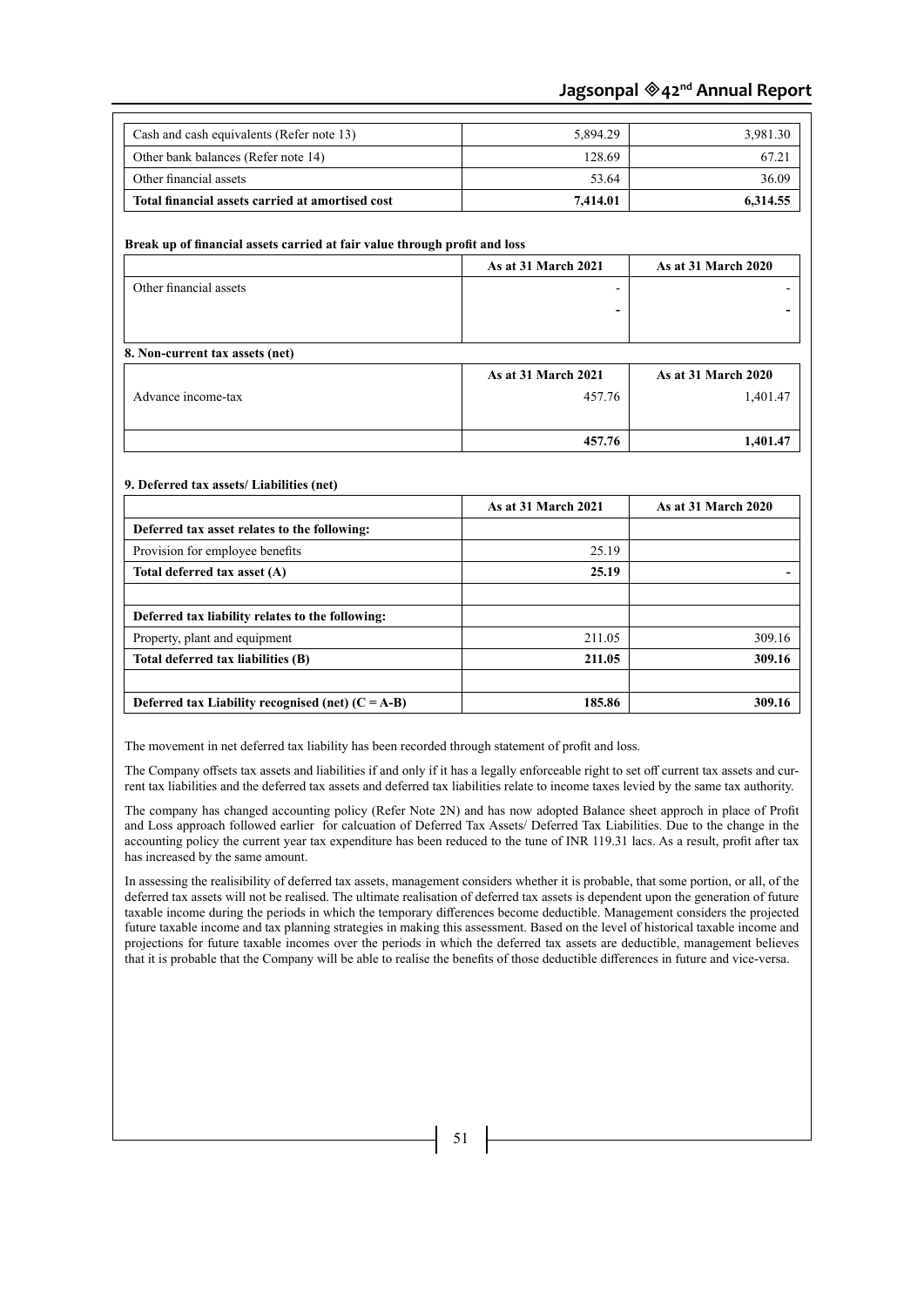| | | |
|---|---|---|
| Cash and cash equivalents (Refer note 13) | 5,894.29 | 3,981.30 |
| Other bank balances (Refer note 14) | 128.69 | 67.21 |
| Other financial assets | 53.64 | 36.09 |
| **Total financial assets carried at amortised cost** | **7,414.01** | **6,314.55** |

**Break up of financial assets carried at fair value through profit and loss**

| | As at 31 March 2021 | As at 31 March 2020 |
|---|---|---|
| Other financial assets | - | - |
| | **-** | **-** |

**8. Non-current tax assets (net)**

| | As at 31 March 2021 | As at 31 March 2020 |
|---|---|---|
| Advance income-tax | 457.76 | 1,401.47 |
| | **457.76** | **1,401.47** |

**9. Deferred tax assets/ Liabilities (net)**

| | As at 31 March 2021 | As at 31 March 2020 |
|---|---|---|
| **Deferred tax asset relates to the following:** | | |
| Provision for employee benefits | 25.19 | |
| **Total deferred tax asset (A)** | **25.19** | **-** |
| | | |
| **Deferred tax liability relates to the following:** | | |
| Property, plant and equipment | 211.05 | 309.16 |
| **Total deferred tax liabilities (B)** | **211.05** | **309.16** |
| | | |
| **Deferred tax Liability recognised (net) (C = A-B)** | **185.86** | **309.16** |

The movement in net deferred tax liability has been recorded through statement of profit and loss.

The Company offsets tax assets and liabilities if and only if it has a legally enforceable right to set off current tax assets and current tax liabilities and the deferred tax assets and deferred tax liabilities relate to income taxes levied by the same tax authority.

The company has changed accounting policy (Refer Note 2N) and has now adopted Balance sheet approch in place of Profit and Loss approach followed earlier for calcuation of Deferred Tax Assets/ Deferred Tax Liabilities. Due to the change in the accounting policy the current year tax expenditure has been reduced to the tune of INR 119.31 lacs. As a result, profit after tax has increased by the same amount.

In assessing the realisibility of deferred tax assets, management considers whether it is probable, that some portion, or all, of the deferred tax assets will not be realised. The ultimate realisation of deferred tax assets is dependent upon the generation of future taxable income during the periods in which the temporary differences become deductible. Management considers the projected future taxable income and tax planning strategies in making this assessment. Based on the level of historical taxable income and projections for future taxable incomes over the periods in which the deferred tax assets are deductible, management believes that it is probable that the Company will be able to realise the benefits of those deductible differences in future and vice-versa.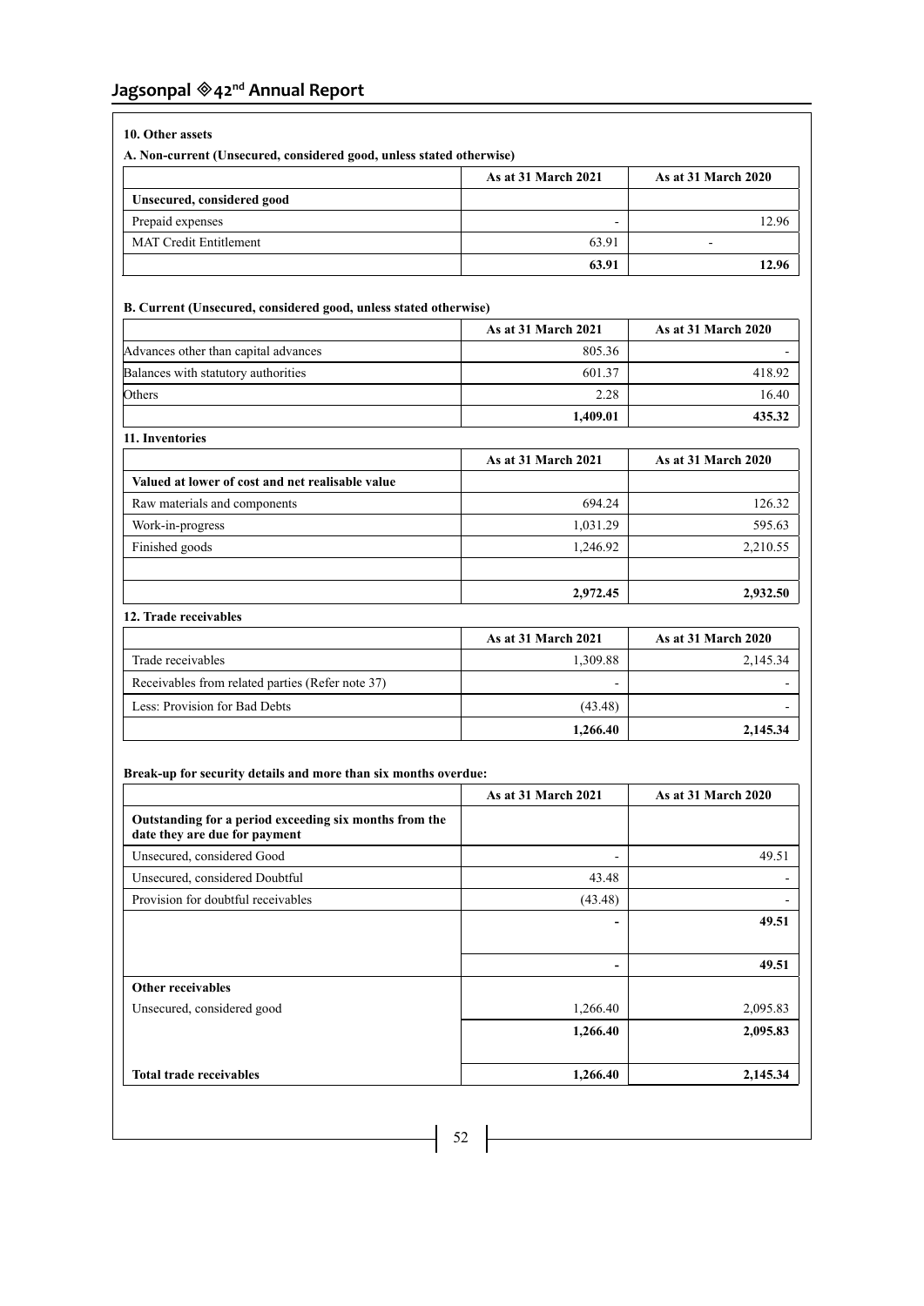## 10. Other assets

### A. Non-current (Unsecured, considered good, unless stated otherwise)

| | As at 31 March 2021 | As at 31 March 2020 |
|---|---|---|
| **Unsecured, considered good** | | |
| Prepaid expenses | - | 12.96 |
| MAT Credit Entitlement | 63.91 | - |
| | **63.91** | **12.96** |

### B. Current (Unsecured, considered good, unless stated otherwise)

| | As at 31 March 2021 | As at 31 March 2020 |
|---|---|---|
| Advances other than capital advances | 805.36 | - |
| Balances with statutory authorities | 601.37 | 418.92 |
| Others | 2.28 | 16.40 |
| | **1,409.01** | **435.32** |

## 11. Inventories

| | As at 31 March 2021 | As at 31 March 2020 |
|---|---|---|
| **Valued at lower of cost and net realisable value** | | |
| Raw materials and components | 694.24 | 126.32 |
| Work-in-progress | 1,031.29 | 595.63 |
| Finished goods | 1,246.92 | 2,210.55 |
| | | |
| | **2,972.45** | **2,932.50** |

## 12. Trade receivables

| | As at 31 March 2021 | As at 31 March 2020 |
|---|---|---|
| Trade receivables | 1,309.88 | 2,145.34 |
| Receivables from related parties (Refer note 37) | - | - |
| Less: Provision for Bad Debts | (43.48) | - |
| | **1,266.40** | **2,145.34** |

**Break-up for security details and more than six months overdue:**

| | As at 31 March 2021 | As at 31 March 2020 |
|---|---|---|
| **Outstanding for a period exceeding six months from the date they are due for payment** | | |
| Unsecured, considered Good | - | 49.51 |
| Unsecured, considered Doubtful | 43.48 | - |
| Provision for doubtful receivables | (43.48) | - |
| | **-** | **49.51** |
| | **-** | **49.51** |
| **Other receivables** | | |
| Unsecured, considered good | 1,266.40 | 2,095.83 |
| | **1,266.40** | **2,095.83** |
| **Total trade receivables** | **1,266.40** | **2,145.34** |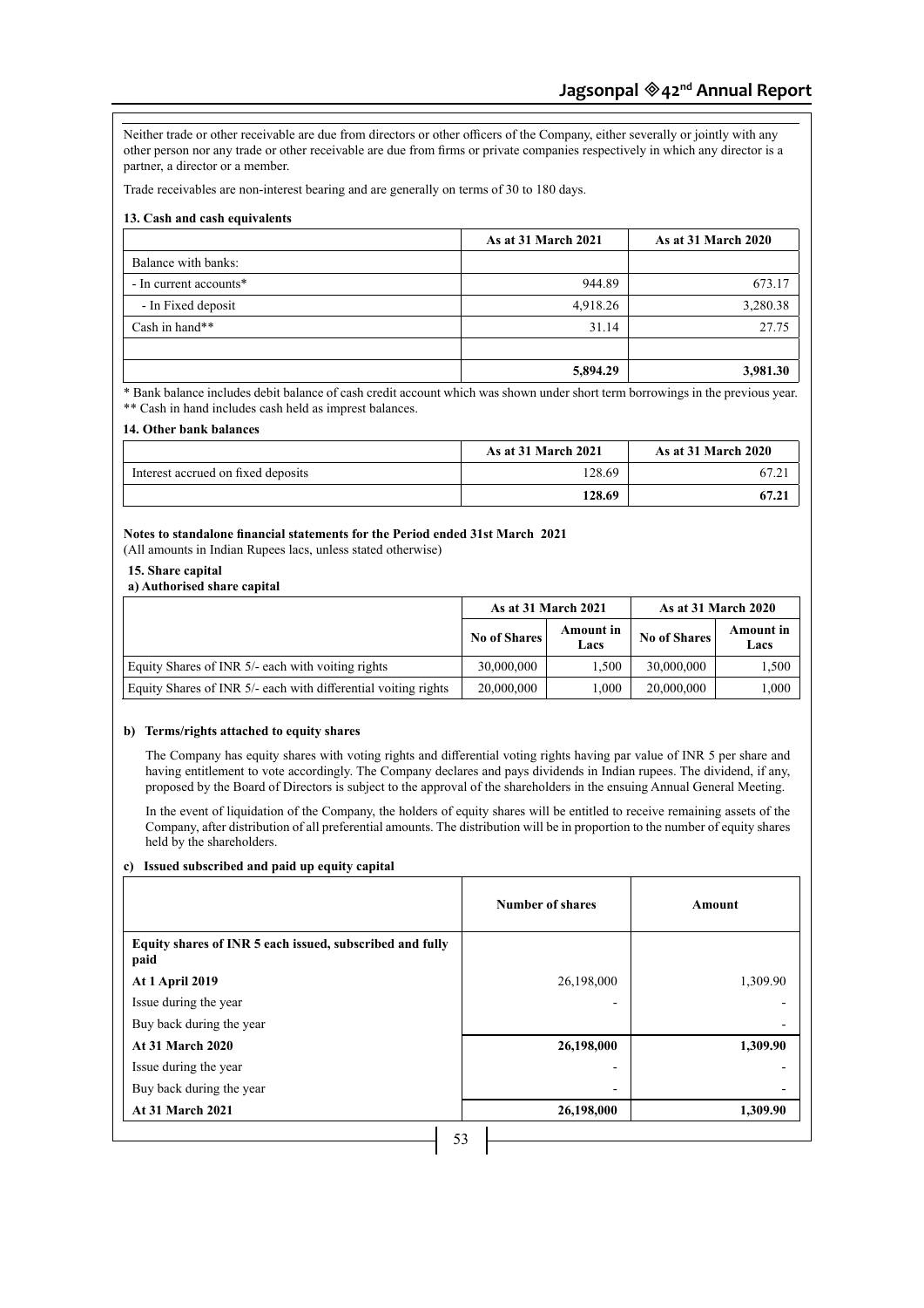Neither trade or other receivable are due from directors or other officers of the Company, either severally or jointly with any other person nor any trade or other receivable are due from firms or private companies respectively in which any director is a partner, a director or a member.

Trade receivables are non-interest bearing and are generally on terms of 30 to 180 days.

**13. Cash and cash equivalents**

| | As at 31 March 2021 | As at 31 March 2020 |
|---|---|---|
| Balance with banks: | | |
| - In current accounts* | 944.89 | 673.17 |
| - In Fixed deposit | 4,918.26 | 3,280.38 |
| Cash in hand** | 31.14 | 27.75 |
| | | |
| | **5,894.29** | **3,981.30** |

\* Bank balance includes debit balance of cash credit account which was shown under short term borrowings in the previous year.
** Cash in hand includes cash held as imprest balances.

**14. Other bank balances**

| | As at 31 March 2021 | As at 31 March 2020 |
|---|---|---|
| Interest accrued on fixed deposits | 128.69 | 67.21 |
| | **128.69** | **67.21** |

**Notes to standalone financial statements for the Period ended 31st March 2021**
(All amounts in Indian Rupees lacs, unless stated otherwise)

**15. Share capital**

**a) Authorised share capital**

| | As at 31 March 2021 | | As at 31 March 2020 | |
|---|---|---|---|---|
| | No of Shares | Amount in Lacs | No of Shares | Amount in Lacs |
| Equity Shares of INR 5/- each with voiting rights | 30,000,000 | 1,500 | 30,000,000 | 1,500 |
| Equity Shares of INR 5/- each with differential voiting rights | 20,000,000 | 1,000 | 20,000,000 | 1,000 |

**b) Terms/rights attached to equity shares**

The Company has equity shares with voting rights and differential voting rights having par value of INR 5 per share and having entitlement to vote accordingly. The Company declares and pays dividends in Indian rupees. The dividend, if any, proposed by the Board of Directors is subject to the approval of the shareholders in the ensuing Annual General Meeting.

In the event of liquidation of the Company, the holders of equity shares will be entitled to receive remaining assets of the Company, after distribution of all preferential amounts. The distribution will be in proportion to the number of equity shares held by the shareholders.

**c) Issued subscribed and paid up equity capital**

| | Number of shares | Amount |
|---|---|---|
| **Equity shares of INR 5 each issued, subscribed and fully paid** | | |
| **At 1 April 2019** | 26,198,000 | 1,309.90 |
| Issue during the year | - | - |
| Buy back during the year | | - |
| **At 31 March 2020** | **26,198,000** | **1,309.90** |
| Issue during the year | - | - |
| Buy back during the year | - | - |
| **At 31 March 2021** | **26,198,000** | **1,309.90** |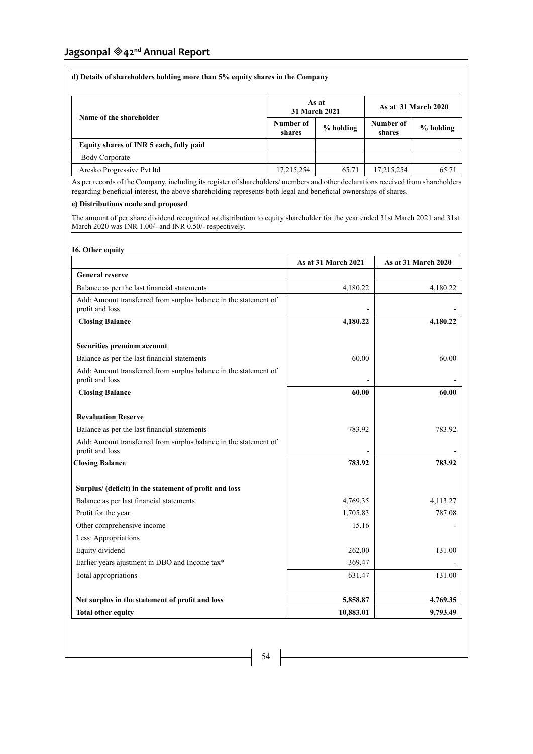**d) Details of shareholders holding more than 5% equity shares in the Company**

| Name of the shareholder | As at 31 March 2021 | | As at 31 March 2020 | |
|---|---|---|---|---|
| | Number of shares | % holding | Number of shares | % holding |
| **Equity shares of INR 5 each, fully paid** | | | | |
| Body Corporate | | | | |
| Aresko Progressive Pvt ltd | 17,215,254 | 65.71 | 17,215,254 | 65.71 |

As per records of the Company, including its register of shareholders/ members and other declarations received from shareholders regarding beneficial interest, the above shareholding represents both legal and beneficial ownerships of shares.

**e) Distributions made and proposed**

The amount of per share dividend recognized as distribution to equity shareholder for the year ended 31st March 2021 and 31st March 2020 was INR 1.00/- and INR 0.50/- respectively.

**16. Other equity**

| | As at 31 March 2021 | As at 31 March 2020 |
|---|---|---|
| **General reserve** | | |
| Balance as per the last financial statements | 4,180.22 | 4,180.22 |
| Add: Amount transferred from surplus balance in the statement of profit and loss | - | - |
| **Closing Balance** | **4,180.22** | **4,180.22** |
| **Securities premium account** | | |
| Balance as per the last financial statements | 60.00 | 60.00 |
| Add: Amount transferred from surplus balance in the statement of profit and loss | - | - |
| **Closing Balance** | **60.00** | **60.00** |
| **Revaluation Reserve** | | |
| Balance as per the last financial statements | 783.92 | 783.92 |
| Add: Amount transferred from surplus balance in the statement of profit and loss | - | - |
| **Closing Balance** | **783.92** | **783.92** |
| **Surplus/ (deficit) in the statement of profit and loss** | | |
| Balance as per last financial statements | 4,769.35 | 4,113.27 |
| Profit for the year | 1,705.83 | 787.08 |
| Other comprehensive income | 15.16 | - |
| Less: Appropriations | | |
| Equity dividend | 262.00 | 131.00 |
| Earlier years ajustment in DBO and Income tax* | 369.47 | - |
| Total appropriations | 631.47 | 131.00 |
| **Net surplus in the statement of profit and loss** | **5,858.87** | **4,769.35** |
| **Total other equity** | **10,883.01** | **9,793.49** |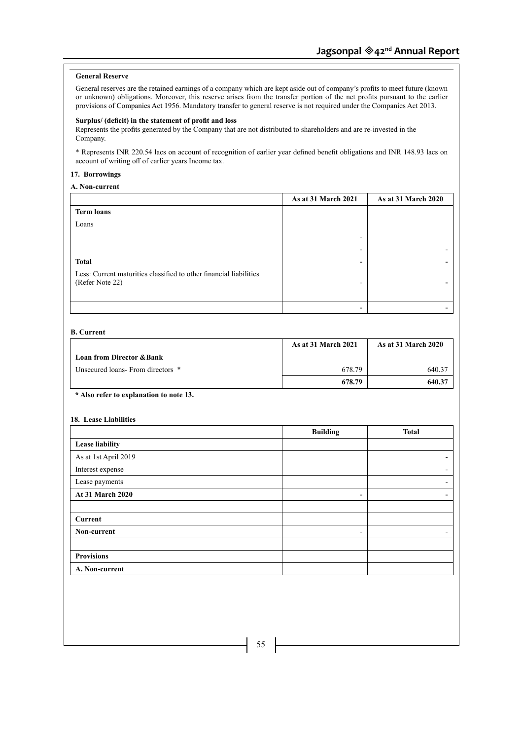**General Reserve**

General reserves are the retained earnings of a company which are kept aside out of company's profits to meet future (known or unknown) obligations. Moreover, this reserve arises from the transfer portion of the net profits pursuant to the earlier provisions of Companies Act 1956. Mandatory transfer to general reserve is not required under the Companies Act 2013.

**Surplus/ (deficit) in the statement of profit and loss**

Represents the profits generated by the Company that are not distributed to shareholders and are re-invested in the Company.

* Represents INR 220.54 lacs on account of recognition of earlier year defined benefit obligations and INR 148.93 lacs on account of writing off of earlier years Income tax.

**17. Borrowings**

**A. Non-current**

| | As at 31 March 2021 | As at 31 March 2020 |
|---|---|---|
| **Term loans** | | |
| Loans | | |
| | - | |
| | - | - |
| **Total** | **-** | **-** |
| Less: Current maturities classified to other financial liabilities (Refer Note 22) | - | **-** |
| | **-** | **-** |

**B. Current**

| | As at 31 March 2021 | As at 31 March 2020 |
|---|---|---|
| **Loan from Director &Bank** | | |
| Unsecured loans- From directors * | 678.79 | 640.37 |
| | **678.79** | **640.37** |

**\* Also refer to explanation to note 13.**

**18. Lease Liabilities**

| | Building | Total |
|---|---|---|
| **Lease liability** | | |
| As at 1st April 2019 | | - |
| Interest expense | | - |
| Lease payments | | - |
| **At 31 March 2020** | **-** | **-** |
| | | |
| **Current** | | |
| **Non-current** | - | - |
| | | |
| **Provisions** | | |
| **A. Non-current** | | |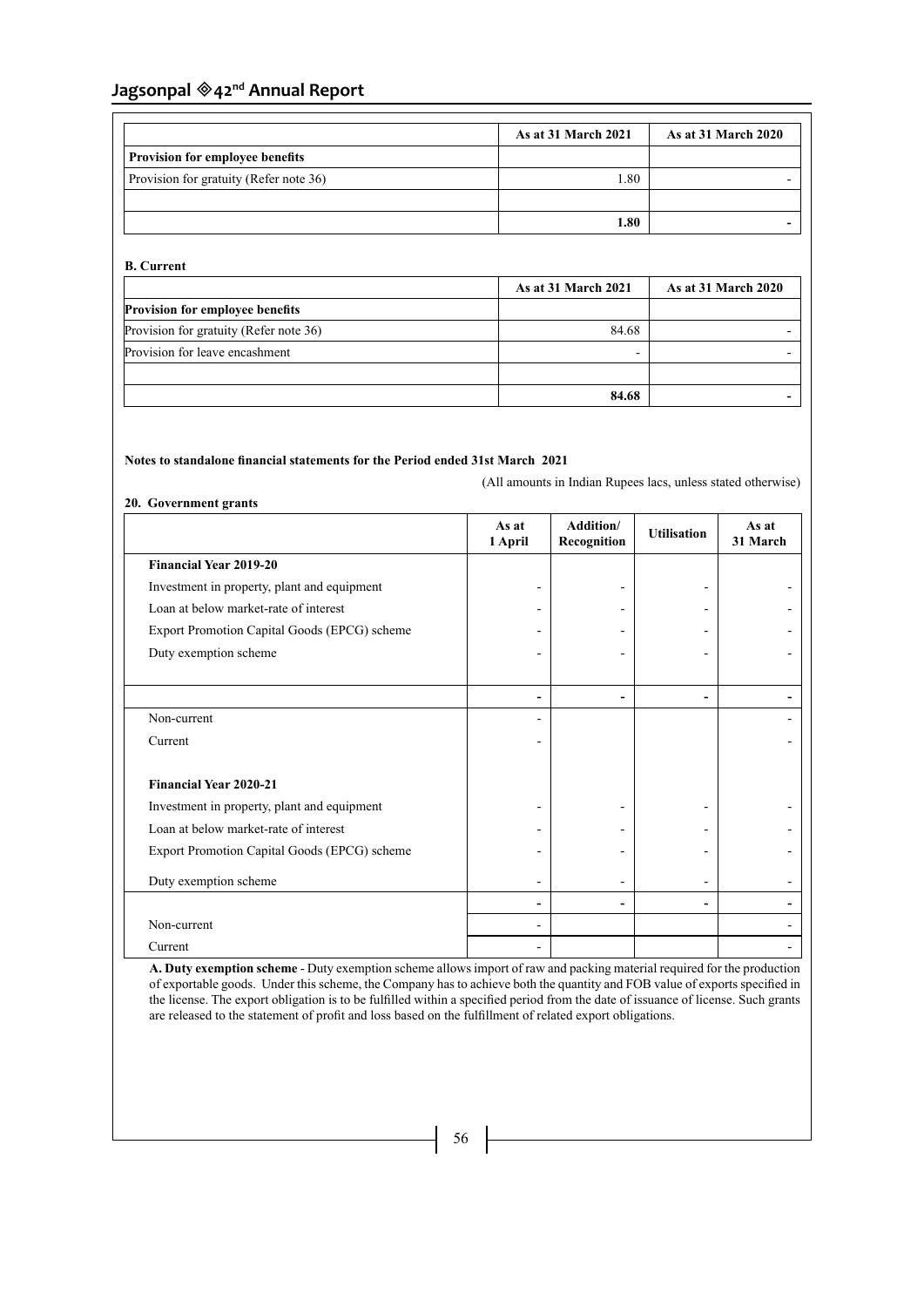| | As at 31 March 2021 | As at 31 March 2020 |
|---|---|---|
| **Provision for employee benefits** | | |
| Provision for gratuity (Refer note 36) | 1.80 | - |
| | | |
| | **1.80** | **-** |

**B. Current**

| | As at 31 March 2021 | As at 31 March 2020 |
|---|---|---|
| **Provision for employee benefits** | | |
| Provision for gratuity (Refer note 36) | 84.68 | - |
| Provision for leave encashment | - | - |
| | | |
| | **84.68** | **-** |

**Notes to standalone financial statements for the Period ended 31st March 2021**

(All amounts in Indian Rupees lacs, unless stated otherwise)

**20. Government grants**

| | As at 1 April | Addition/ Recognition | Utilisation | As at 31 March |
|---|---|---|---|---|
| **Financial Year 2019-20** | | | | |
| Investment in property, plant and equipment | - | - | - | - |
| Loan at below market-rate of interest | - | - | - | - |
| Export Promotion Capital Goods (EPCG) scheme | - | - | - | - |
| Duty exemption scheme | - | - | - | - |
| | **-** | **-** | **-** | **-** |
| Non-current | - | | | - |
| Current | - | | | - |
| **Financial Year 2020-21** | | | | |
| Investment in property, plant and equipment | - | - | - | - |
| Loan at below market-rate of interest | - | - | - | - |
| Export Promotion Capital Goods (EPCG) scheme | - | - | - | - |
| Duty exemption scheme | - | - | - | - |
| | **-** | **-** | **-** | **-** |
| Non-current | - | | | - |
| Current | - | | | - |

**A. Duty exemption scheme** - Duty exemption scheme allows import of raw and packing material required for the production of exportable goods. Under this scheme, the Company has to achieve both the quantity and FOB value of exports specified in the license. The export obligation is to be fulfilled within a specified period from the date of issuance of license. Such grants are released to the statement of profit and loss based on the fulfillment of related export obligations.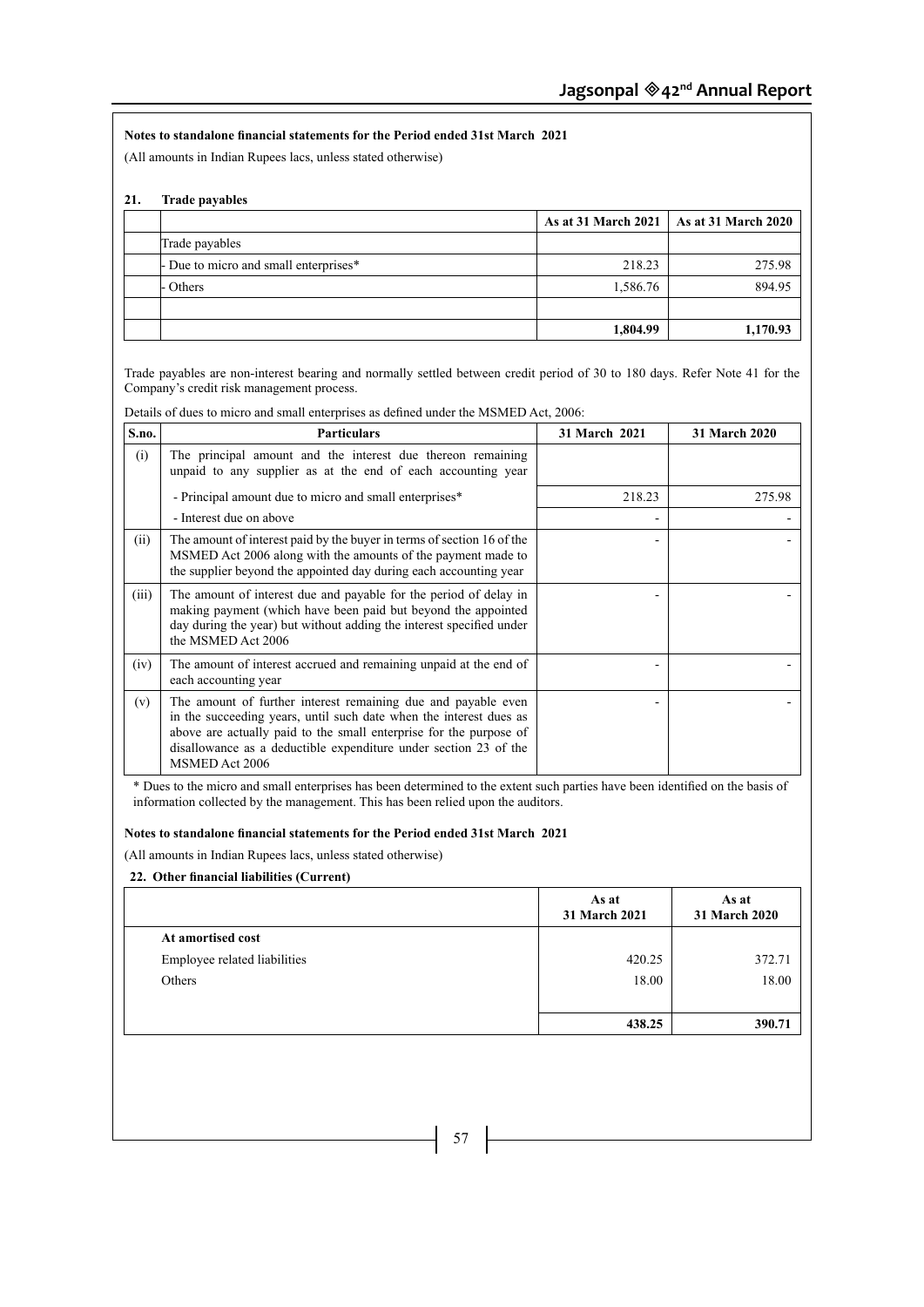**Notes to standalone financial statements for the Period ended 31st March 2021**

(All amounts in Indian Rupees lacs, unless stated otherwise)

**21. Trade payables**

| | | As at 31 March 2021 | As at 31 March 2020 |
|---|---|---|---|
| | Trade payables | | |
| | - Due to micro and small enterprises* | 218.23 | 275.98 |
| | - Others | 1,586.76 | 894.95 |
| | | | |
| | | **1,804.99** | **1,170.93** |

Trade payables are non-interest bearing and normally settled between credit period of 30 to 180 days. Refer Note 41 for the Company's credit risk management process.

Details of dues to micro and small enterprises as defined under the MSMED Act, 2006:

| S.no. | Particulars | 31 March 2021 | 31 March 2020 |
|---|---|---|---|
| (i) | The principal amount and the interest due thereon remaining unpaid to any supplier as at the end of each accounting year | | |
| | - Principal amount due to micro and small enterprises* | 218.23 | 275.98 |
| | - Interest due on above | - | - |
| (ii) | The amount of interest paid by the buyer in terms of section 16 of the MSMED Act 2006 along with the amounts of the payment made to the supplier beyond the appointed day during each accounting year | - | - |
| (iii) | The amount of interest due and payable for the period of delay in making payment (which have been paid but beyond the appointed day during the year) but without adding the interest specified under the MSMED Act 2006 | - | - |
| (iv) | The amount of interest accrued and remaining unpaid at the end of each accounting year | - | - |
| (v) | The amount of further interest remaining due and payable even in the succeeding years, until such date when the interest dues as above are actually paid to the small enterprise for the purpose of disallowance as a deductible expenditure under section 23 of the MSMED Act 2006 | - | - |

\* Dues to the micro and small enterprises has been determined to the extent such parties have been identified on the basis of information collected by the management. This has been relied upon the auditors.

**Notes to standalone financial statements for the Period ended 31st March 2021**

(All amounts in Indian Rupees lacs, unless stated otherwise)

**22. Other financial liabilities (Current)**

| | As at 31 March 2021 | As at 31 March 2020 |
|---|---|---|
| **At amortised cost** | | |
| Employee related liabilities | 420.25 | 372.71 |
| Others | 18.00 | 18.00 |
| | | |
| | **438.25** | **390.71** |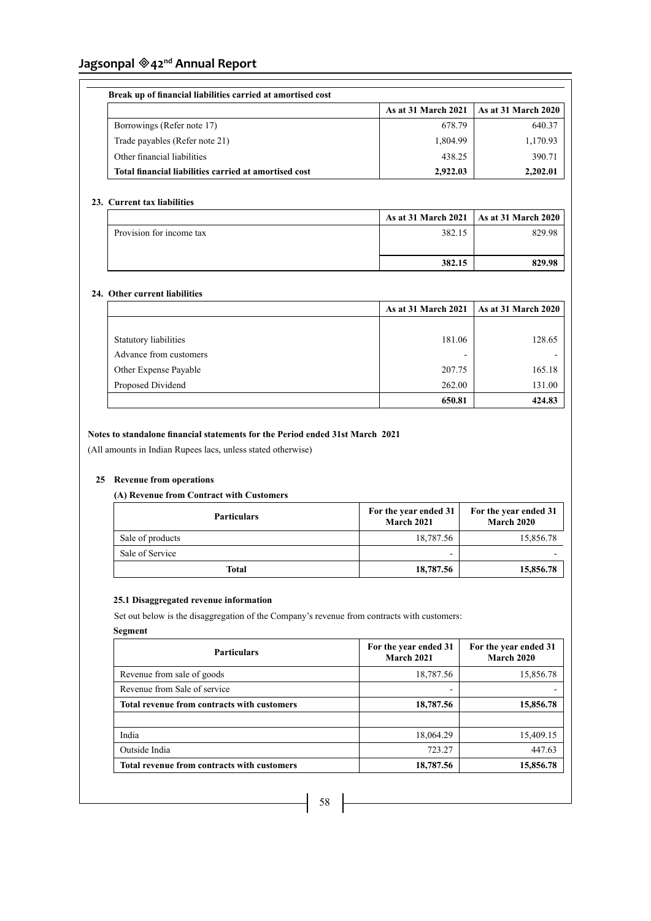**Break up of financial liabilities carried at amortised cost**

| | As at 31 March 2021 | As at 31 March 2020 |
|---|---|---|
| Borrowings (Refer note 17) | 678.79 | 640.37 |
| Trade payables (Refer note 21) | 1,804.99 | 1,170.93 |
| Other financial liabilities | 438.25 | 390.71 |
| **Total financial liabilities carried at amortised cost** | **2,922.03** | **2,202.01** |

**23. Current tax liabilities**

| | As at 31 March 2021 | As at 31 March 2020 |
|---|---|---|
| Provision for income tax | 382.15 | 829.98 |
| | **382.15** | **829.98** |

**24. Other current liabilities**

| | As at 31 March 2021 | As at 31 March 2020 |
|---|---|---|
| Statutory liabilities | 181.06 | 128.65 |
| Advance from customers | - | - |
| Other Expense Payable | 207.75 | 165.18 |
| Proposed Dividend | 262.00 | 131.00 |
| | **650.81** | **424.83** |

**Notes to standalone financial statements for the Period ended 31st March 2021**

(All amounts in Indian Rupees lacs, unless stated otherwise)

**25 Revenue from operations**

**(A) Revenue from Contract with Customers**

| Particulars | For the year ended 31 March 2021 | For the year ended 31 March 2020 |
|---|---|---|
| Sale of products | 18,787.56 | 15,856.78 |
| Sale of Service | - | - |
| **Total** | **18,787.56** | **15,856.78** |

**25.1 Disaggregated revenue information**

Set out below is the disaggregation of the Company's revenue from contracts with customers:

**Segment**

| Particulars | For the year ended 31 March 2021 | For the year ended 31 March 2020 |
|---|---|---|
| Revenue from sale of goods | 18,787.56 | 15,856.78 |
| Revenue from Sale of service | - | - |
| **Total revenue from contracts with customers** | **18,787.56** | **15,856.78** |
| | | |
| India | 18,064.29 | 15,409.15 |
| Outside India | 723.27 | 447.63 |
| **Total revenue from contracts with customers** | **18,787.56** | **15,856.78** |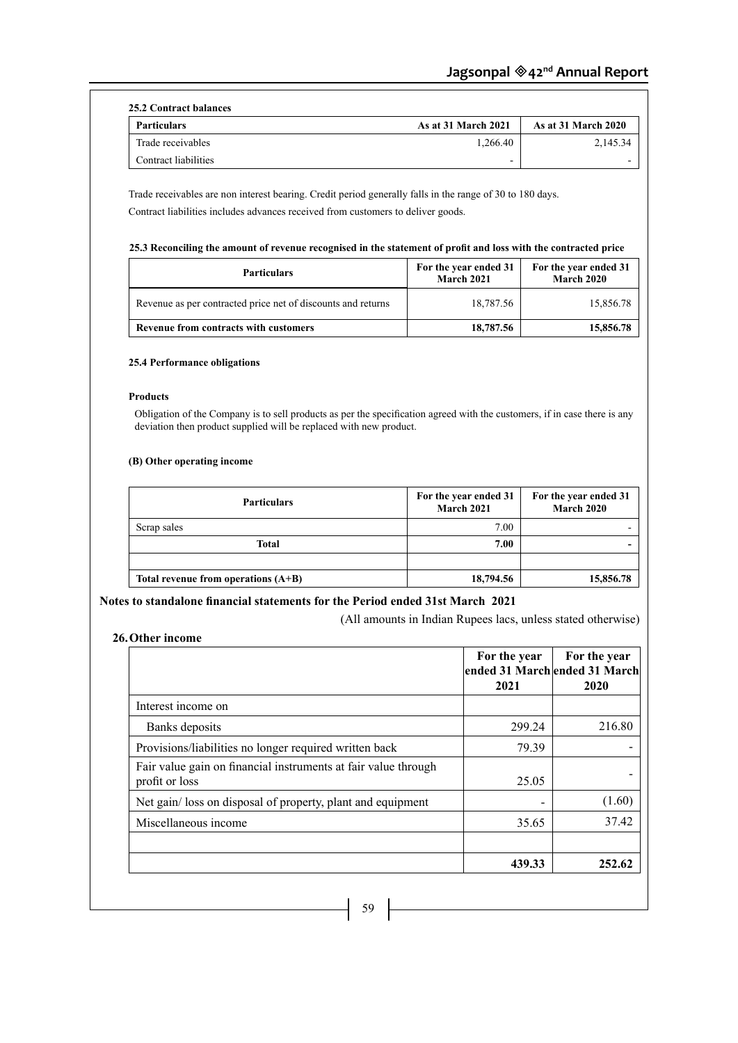**25.2 Contract balances**

| Particulars | As at 31 March 2021 | As at 31 March 2020 |
|---|---|---|
| Trade receivables | 1,266.40 | 2,145.34 |
| Contract liabilities | - | - |

Trade receivables are non interest bearing. Credit period generally falls in the range of 30 to 180 days.

Contract liabilities includes advances received from customers to deliver goods.

**25.3 Reconciling the amount of revenue recognised in the statement of profit and loss with the contracted price**

| Particulars | For the year ended 31 March 2021 | For the year ended 31 March 2020 |
|---|---|---|
| Revenue as per contracted price net of discounts and returns | 18,787.56 | 15,856.78 |
| **Revenue from contracts with customers** | **18,787.56** | **15,856.78** |

**25.4 Performance obligations**

**Products**

Obligation of the Company is to sell products as per the specification agreed with the customers, if in case there is any deviation then product supplied will be replaced with new product.

**(B) Other operating income**

| Particulars | For the year ended 31 March 2021 | For the year ended 31 March 2020 |
|---|---|---|
| Scrap sales | 7.00 | - |
| **Total** | **7.00** | **-** |
| | | |
| **Total revenue from operations (A+B)** | **18,794.56** | **15,856.78** |

**Notes to standalone financial statements for the Period ended 31st March 2021**

(All amounts in Indian Rupees lacs, unless stated otherwise)

## 26. Other income

| | For the year ended 31 March 2021 | For the year ended 31 March 2020 |
|---|---|---|
| Interest income on | | |
| Banks deposits | 299.24 | 216.80 |
| Provisions/liabilities no longer required written back | 79.39 | - |
| Fair value gain on financial instruments at fair value through profit or loss | 25.05 | - |
| Net gain/ loss on disposal of property, plant and equipment | - | (1.60) |
| Miscellaneous income | 35.65 | 37.42 |
| | | |
| | **439.33** | **252.62** |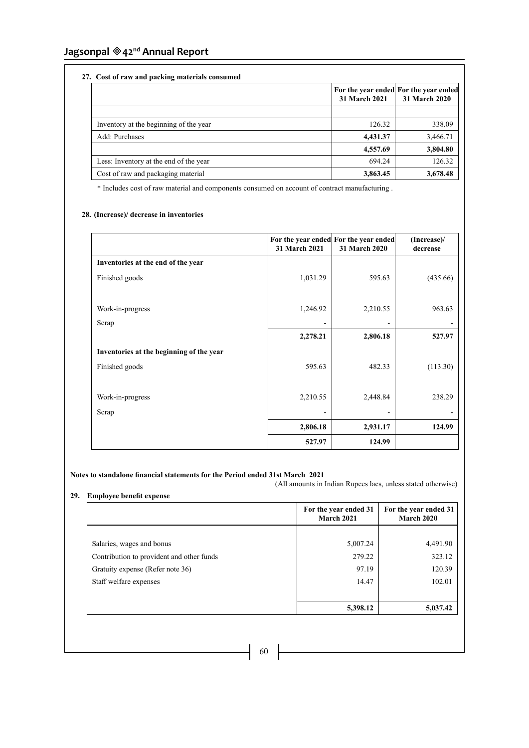**27. Cost of raw and packing materials consumed**

| | For the year ended 31 March 2021 | For the year ended 31 March 2020 |
|---|---|---|
| | | |
| Inventory at the beginning of the year | 126.32 | 338.09 |
| Add: Purchases | **4,431.37** | 3,466.71 |
| | **4,557.69** | **3,804.80** |
| Less: Inventory at the end of the year | 694.24 | 126.32 |
| Cost of raw and packaging material | **3,863.45** | **3,678.48** |

* Includes cost of raw material and components consumed on account of contract manufacturing .

**28. (Increase)/ decrease in inventories**

| | For the year ended 31 March 2021 | For the year ended 31 March 2020 | (Increase)/ decrease |
|---|---|---|---|
| **Inventories at the end of the year** | | | |
| Finished goods | 1,031.29 | 595.63 | (435.66) |
| Work-in-progress | 1,246.92 | 2,210.55 | 963.63 |
| Scrap | - | - | - |
| | **2,278.21** | **2,806.18** | **527.97** |
| **Inventories at the beginning of the year** | | | |
| Finished goods | 595.63 | 482.33 | (113.30) |
| Work-in-progress | 2,210.55 | 2,448.84 | 238.29 |
| Scrap | - | - | - |
| | **2,806.18** | **2,931.17** | **124.99** |
| | **527.97** | **124.99** | |

**Notes to standalone financial statements for the Period ended 31st March 2021**

(All amounts in Indian Rupees lacs, unless stated otherwise)

**29. Employee benefit expense**

| | For the year ended 31 March 2021 | For the year ended 31 March 2020 |
|---|---|---|
| Salaries, wages and bonus | 5,007.24 | 4,491.90 |
| Contribution to provident and other funds | 279.22 | 323.12 |
| Gratuity expense (Refer note 36) | 97.19 | 120.39 |
| Staff welfare expenses | 14.47 | 102.01 |
| | **5,398.12** | **5,037.42** |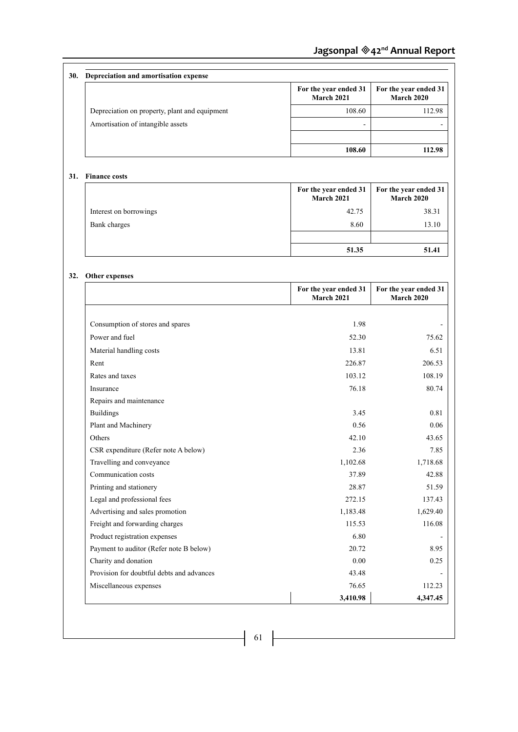## 30. Depreciation and amortisation expense

| | For the year ended 31 March 2021 | For the year ended 31 March 2020 |
|---|---|---|
| Depreciation on property, plant and equipment | 108.60 | 112.98 |
| Amortisation of intangible assets | - | - |
| | | |
| | **108.60** | **112.98** |

## 31. Finance costs

| | For the year ended 31 March 2021 | For the year ended 31 March 2020 |
|---|---|---|
| Interest on borrowings | 42.75 | 38.31 |
| Bank charges | 8.60 | 13.10 |
| | | |
| | **51.35** | **51.41** |

## 32. Other expenses

| | For the year ended 31 March 2021 | For the year ended 31 March 2020 |
|---|---|---|
| Consumption of stores and spares | 1.98 | - |
| Power and fuel | 52.30 | 75.62 |
| Material handling costs | 13.81 | 6.51 |
| Rent | 226.87 | 206.53 |
| Rates and taxes | 103.12 | 108.19 |
| Insurance | 76.18 | 80.74 |
| Repairs and maintenance | | |
| Buildings | 3.45 | 0.81 |
| Plant and Machinery | 0.56 | 0.06 |
| Others | 42.10 | 43.65 |
| CSR expenditure (Refer note A below) | 2.36 | 7.85 |
| Travelling and conveyance | 1,102.68 | 1,718.68 |
| Communication costs | 37.89 | 42.88 |
| Printing and stationery | 28.87 | 51.59 |
| Legal and professional fees | 272.15 | 137.43 |
| Advertising and sales promotion | 1,183.48 | 1,629.40 |
| Freight and forwarding charges | 115.53 | 116.08 |
| Product registration expenses | 6.80 | - |
| Payment to auditor (Refer note B below) | 20.72 | 8.95 |
| Charity and donation | 0.00 | 0.25 |
| Provision for doubtful debts and advances | 43.48 | - |
| Miscellaneous expenses | 76.65 | 112.23 |
| | **3,410.98** | **4,347.45** |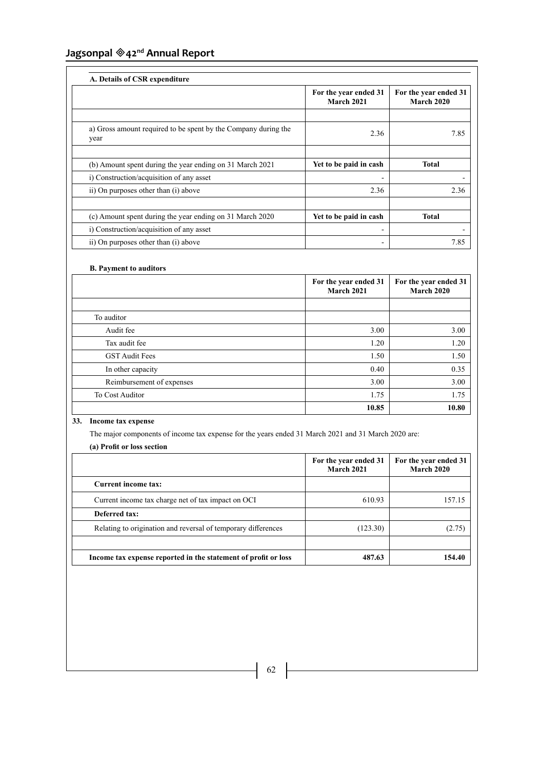**A. Details of CSR expenditure**

| | For the year ended 31 March 2021 | For the year ended 31 March 2020 |
|---|---|---|
| | | |
| a) Gross amount required to be spent by the Company during the year | 2.36 | 7.85 |
| | | |
| (b) Amount spent during the year ending on 31 March 2021 | **Yet to be paid in cash** | **Total** |
| i) Construction/acquisition of any asset | - | - |
| ii) On purposes other than (i) above | 2.36 | 2.36 |
| | | |
| (c) Amount spent during the year ending on 31 March 2020 | **Yet to be paid in cash** | **Total** |
| i) Construction/acquisition of any asset | - | - |
| ii) On purposes other than (i) above | - | 7.85 |

**B. Payment to auditors**

| | For the year ended 31 March 2021 | For the year ended 31 March 2020 |
|---|---|---|
| | | |
| To auditor | | |
| Audit fee | 3.00 | 3.00 |
| Tax audit fee | 1.20 | 1.20 |
| GST Audit Fees | 1.50 | 1.50 |
| In other capacity | 0.40 | 0.35 |
| Reimbursement of expenses | 3.00 | 3.00 |
| To Cost Auditor | 1.75 | 1.75 |
| | **10.85** | **10.80** |

**33. Income tax expense**

The major components of income tax expense for the years ended 31 March 2021 and 31 March 2020 are:

**(a) Profit or loss section**

| | For the year ended 31 March 2021 | For the year ended 31 March 2020 |
|---|---|---|
| **Current income tax:** | | |
| Current income tax charge net of tax impact on OCI | 610.93 | 157.15 |
| **Deferred tax:** | | |
| Relating to origination and reversal of temporary differences | (123.30) | (2.75) |
| | | |
| **Income tax expense reported in the statement of profit or loss** | **487.63** | **154.40** |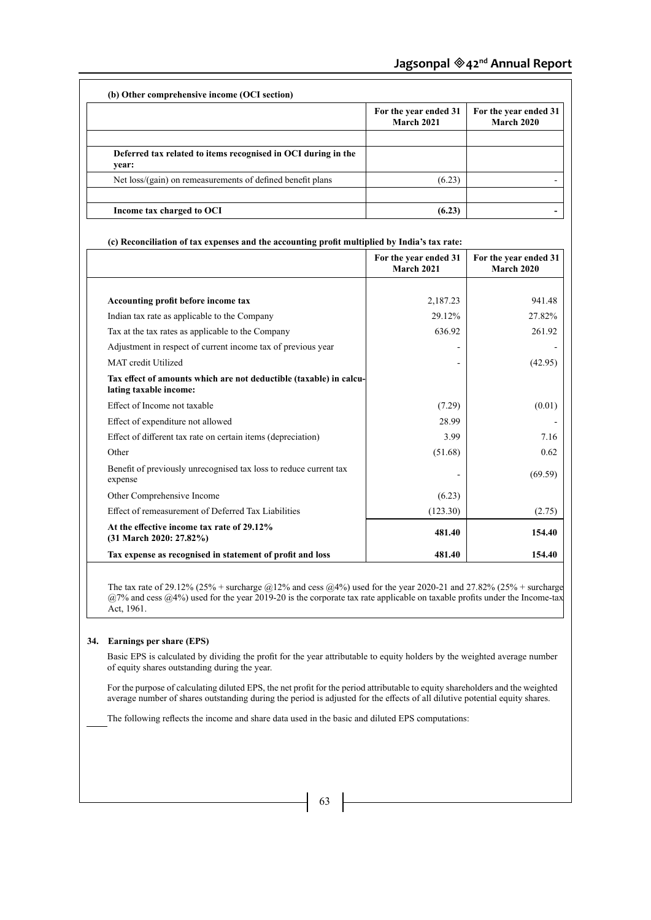**(b) Other comprehensive income (OCI section)**

| | For the year ended 31 March 2021 | For the year ended 31 March 2020 |
|---|---|---|
| | | |
| **Deferred tax related to items recognised in OCI during the year:** | | |
| Net loss/(gain) on remeasurements of defined benefit plans | (6.23) | - |
| | | |
| **Income tax charged to OCI** | **(6.23)** | **-** |

**(c) Reconciliation of tax expenses and the accounting profit multiplied by India's tax rate:**

| | For the year ended 31 March 2021 | For the year ended 31 March 2020 |
|---|---|---|
| **Accounting profit before income tax** | 2,187.23 | 941.48 |
| Indian tax rate as applicable to the Company | 29.12% | 27.82% |
| Tax at the tax rates as applicable to the Company | 636.92 | 261.92 |
| Adjustment in respect of current income tax of previous year | - | - |
| MAT credit Utilized | - | (42.95) |
| **Tax effect of amounts which are not deductible (taxable) in calculating taxable income:** | | |
| Effect of Income not taxable | (7.29) | (0.01) |
| Effect of expenditure not allowed | 28.99 | - |
| Effect of different tax rate on certain items (depreciation) | 3.99 | 7.16 |
| Other | (51.68) | 0.62 |
| Benefit of previously unrecognised tax loss to reduce current tax expense | - | (69.59) |
| Other Comprehensive Income | (6.23) | |
| Effect of remeasurement of Deferred Tax Liabilities | (123.30) | (2.75) |
| **At the effective income tax rate of 29.12% (31 March 2020: 27.82%)** | **481.40** | **154.40** |
| **Tax expense as recognised in statement of profit and loss** | **481.40** | **154.40** |

The tax rate of 29.12% (25% + surcharge @12% and cess @4%) used for the year 2020-21 and 27.82% (25% + surcharge @7% and cess @4%) used for the year 2019-20 is the corporate tax rate applicable on taxable profits under the Income-tax Act, 1961.

**34. Earnings per share (EPS)**

Basic EPS is calculated by dividing the profit for the year attributable to equity holders by the weighted average number of equity shares outstanding during the year.

For the purpose of calculating diluted EPS, the net profit for the period attributable to equity shareholders and the weighted average number of shares outstanding during the period is adjusted for the effects of all dilutive potential equity shares.

The following reflects the income and share data used in the basic and diluted EPS computations: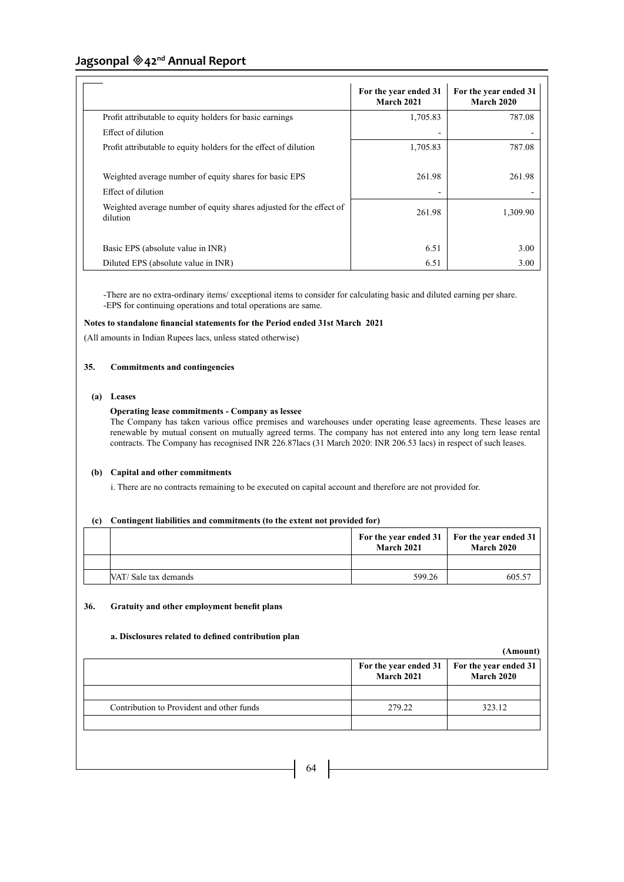|  | For the year ended 31 March 2021 | For the year ended 31 March 2020 |
|---|---|---|
| Profit attributable to equity holders for basic earnings | 1,705.83 | 787.08 |
| Effect of dilution | - | - |
| Profit attributable to equity holders for the effect of dilution | 1,705.83 | 787.08 |
| Weighted average number of equity shares for basic EPS | 261.98 | 261.98 |
| Effect of dilution | - | - |
| Weighted average number of equity shares adjusted for the effect of dilution | 261.98 | 1,309.90 |
| Basic EPS (absolute value in INR) | 6.51 | 3.00 |
| Diluted EPS (absolute value in INR) | 6.51 | 3.00 |

-There are no extra-ordinary items/ exceptional items to consider for calculating basic and diluted earning per share.
-EPS for continuing operations and total operations are same.

**Notes to standalone financial statements for the Period ended 31st March 2021**

(All amounts in Indian Rupees lacs, unless stated otherwise)

**35. Commitments and contingencies**

**(a) Leases**

**Operating lease commitments - Company as lessee**

The Company has taken various office premises and warehouses under operating lease agreements. These leases are renewable by mutual consent on mutually agreed terms. The company has not entered into any long tern lease rental contracts. The Company has recognised INR 226.87lacs (31 March 2020: INR 206.53 lacs) in respect of such leases.

**(b) Capital and other commitments**

i. There are no contracts remaining to be executed on capital account and therefore are not provided for.

**(c) Contingent liabilities and commitments (to the extent not provided for)**

|  |  | For the year ended 31 March 2021 | For the year ended 31 March 2020 |
|---|---|---|---|
|  |  |  |  |
|  | VAT/ Sale tax demands | 599.26 | 605.57 |

**36. Gratuity and other employment benefit plans**

**a. Disclosures related to defined contribution plan**

**(Amount)**

|  | For the year ended 31 March 2021 | For the year ended 31 March 2020 |
|---|---|---|
|  |  |  |
| Contribution to Provident and other funds | 279.22 | 323.12 |
|  |  |  |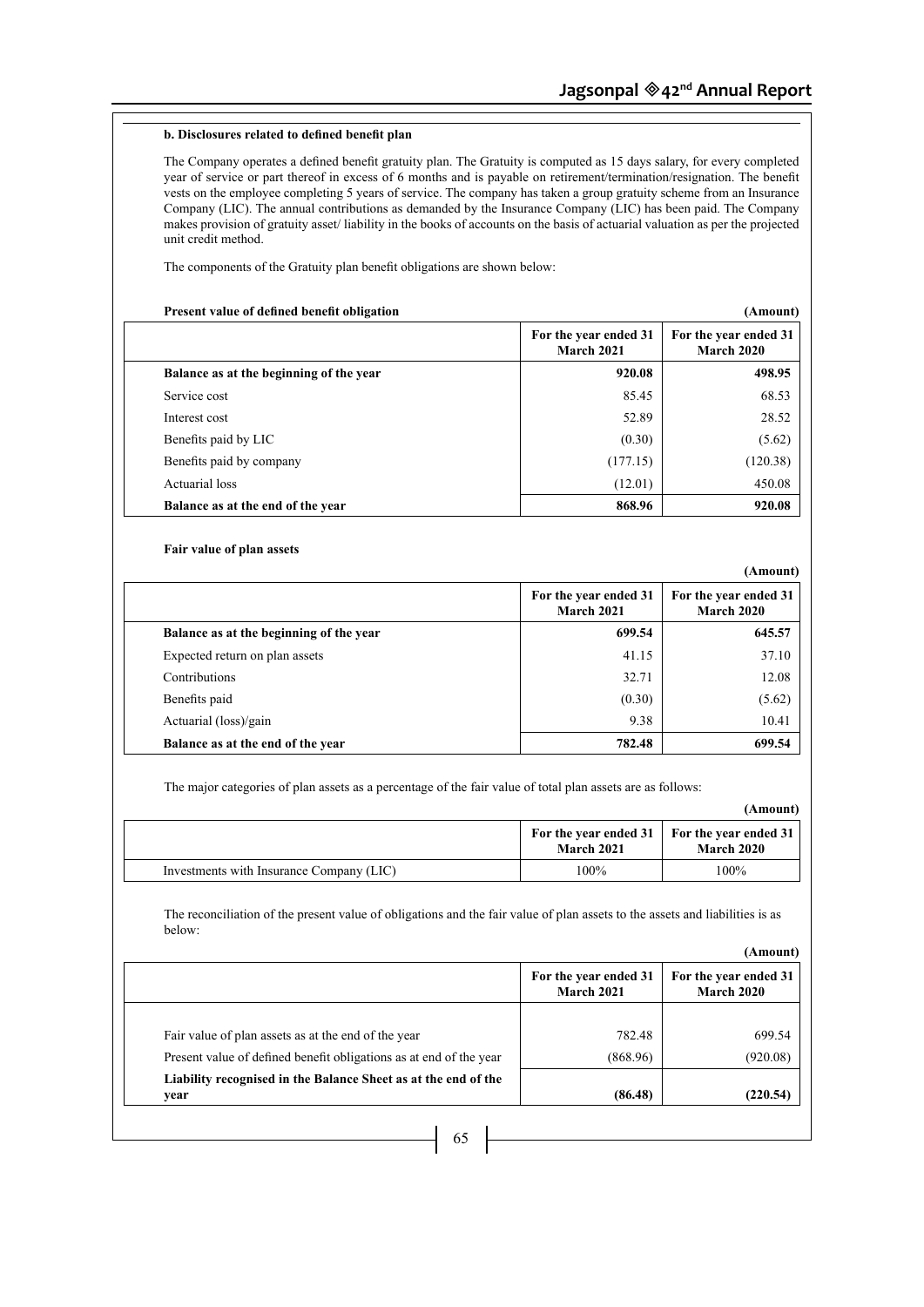**b. Disclosures related to defined benefit plan**

The Company operates a defined benefit gratuity plan. The Gratuity is computed as 15 days salary, for every completed year of service or part thereof in excess of 6 months and is payable on retirement/termination/resignation. The benefit vests on the employee completing 5 years of service. The company has taken a group gratuity scheme from an Insurance Company (LIC). The annual contributions as demanded by the Insurance Company (LIC) has been paid. The Company makes provision of gratuity asset/ liability in the books of accounts on the basis of actuarial valuation as per the projected unit credit method.

The components of the Gratuity plan benefit obligations are shown below:

**Present value of defined benefit obligation** **(Amount)**

| | For the year ended 31 March 2021 | For the year ended 31 March 2020 |
|---|---|---|
| **Balance as at the beginning of the year** | **920.08** | **498.95** |
| Service cost | 85.45 | 68.53 |
| Interest cost | 52.89 | 28.52 |
| Benefits paid by LIC | (0.30) | (5.62) |
| Benefits paid by company | (177.15) | (120.38) |
| Actuarial loss | (12.01) | 450.08 |
| **Balance as at the end of the year** | **868.96** | **920.08** |

**Fair value of plan assets**

**(Amount)**

| | For the year ended 31 March 2021 | For the year ended 31 March 2020 |
|---|---|---|
| **Balance as at the beginning of the year** | **699.54** | **645.57** |
| Expected return on plan assets | 41.15 | 37.10 |
| Contributions | 32.71 | 12.08 |
| Benefits paid | (0.30) | (5.62) |
| Actuarial (loss)/gain | 9.38 | 10.41 |
| **Balance as at the end of the year** | **782.48** | **699.54** |

The major categories of plan assets as a percentage of the fair value of total plan assets are as follows:

**(Amount)**

| | For the year ended 31 March 2021 | For the year ended 31 March 2020 |
|---|---|---|
| Investments with Insurance Company (LIC) | 100% | 100% |

The reconciliation of the present value of obligations and the fair value of plan assets to the assets and liabilities is as below:

**(Amount)**

| | For the year ended 31 March 2021 | For the year ended 31 March 2020 |
|---|---|---|
| Fair value of plan assets as at the end of the year | 782.48 | 699.54 |
| Present value of defined benefit obligations as at end of the year | (868.96) | (920.08) |
| **Liability recognised in the Balance Sheet as at the end of the year** | **(86.48)** | **(220.54)** |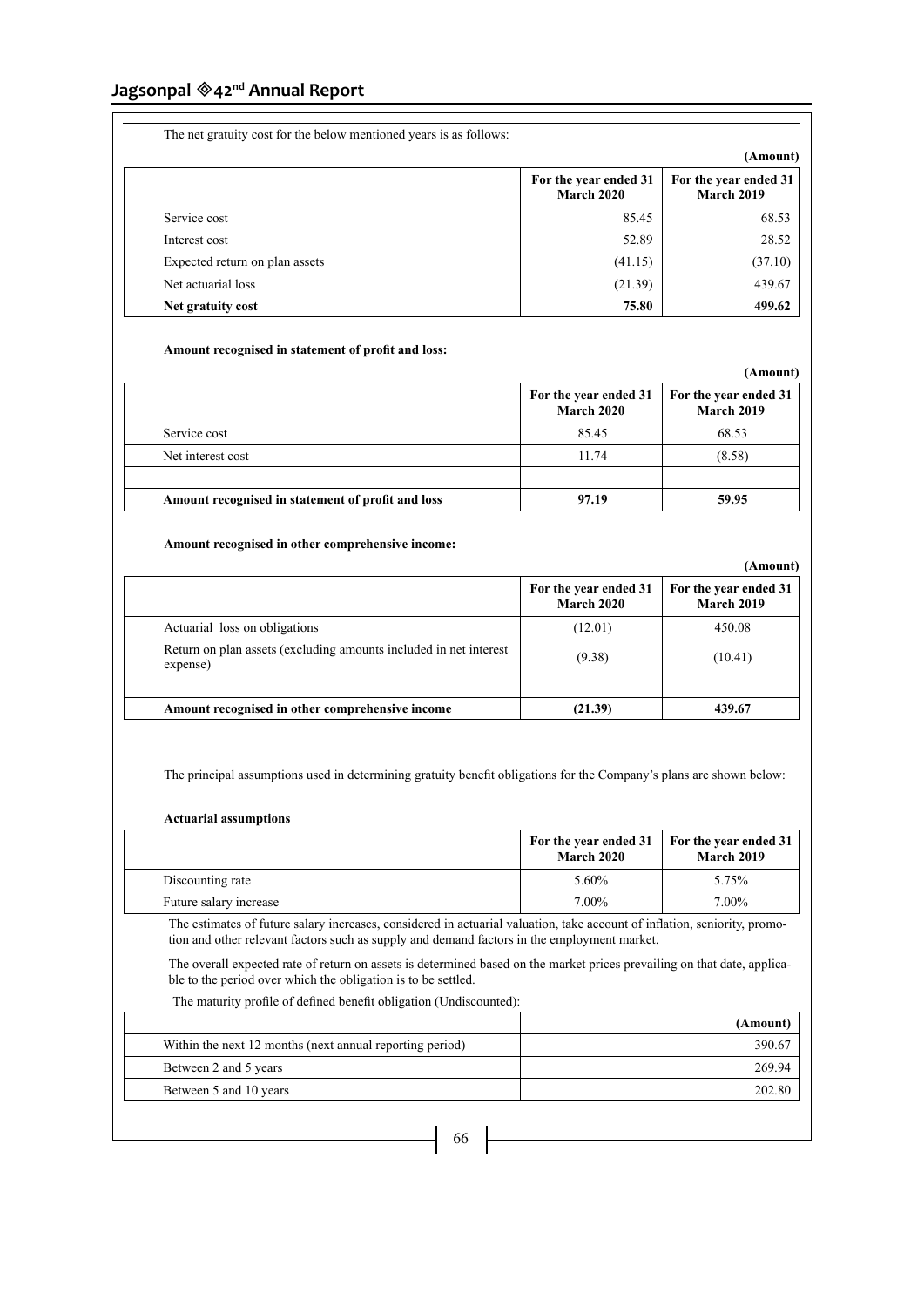The net gratuity cost for the below mentioned years is as follows:

**(Amount)**

| | For the year ended 31 March 2020 | For the year ended 31 March 2019 |
|---|---|---|
| Service cost | 85.45 | 68.53 |
| Interest cost | 52.89 | 28.52 |
| Expected return on plan assets | (41.15) | (37.10) |
| Net actuarial loss | (21.39) | 439.67 |
| **Net gratuity cost** | **75.80** | **499.62** |

**Amount recognised in statement of profit and loss:**

**(Amount)**

| | For the year ended 31 March 2020 | For the year ended 31 March 2019 |
|---|---|---|
| Service cost | 85.45 | 68.53 |
| Net interest cost | 11.74 | (8.58) |
| | | |
| **Amount recognised in statement of profit and loss** | **97.19** | **59.95** |

**Amount recognised in other comprehensive income:**

**(Amount)**

| | For the year ended 31 March 2020 | For the year ended 31 March 2019 |
|---|---|---|
| Actuarial loss on obligations | (12.01) | 450.08 |
| Return on plan assets (excluding amounts included in net interest expense) | (9.38) | (10.41) |
| **Amount recognised in other comprehensive income** | **(21.39)** | **439.67** |

The principal assumptions used in determining gratuity benefit obligations for the Company's plans are shown below:

**Actuarial assumptions**

| | For the year ended 31 March 2020 | For the year ended 31 March 2019 |
|---|---|---|
| Discounting rate | 5.60% | 5.75% |
| Future salary increase | 7.00% | 7.00% |

The estimates of future salary increases, considered in actuarial valuation, take account of inflation, seniority, promotion and other relevant factors such as supply and demand factors in the employment market.

The overall expected rate of return on assets is determined based on the market prices prevailing on that date, applicable to the period over which the obligation is to be settled.

The maturity profile of defined benefit obligation (Undiscounted):

| | (Amount) |
|---|---|
| Within the next 12 months (next annual reporting period) | 390.67 |
| Between 2 and 5 years | 269.94 |
| Between 5 and 10 years | 202.80 |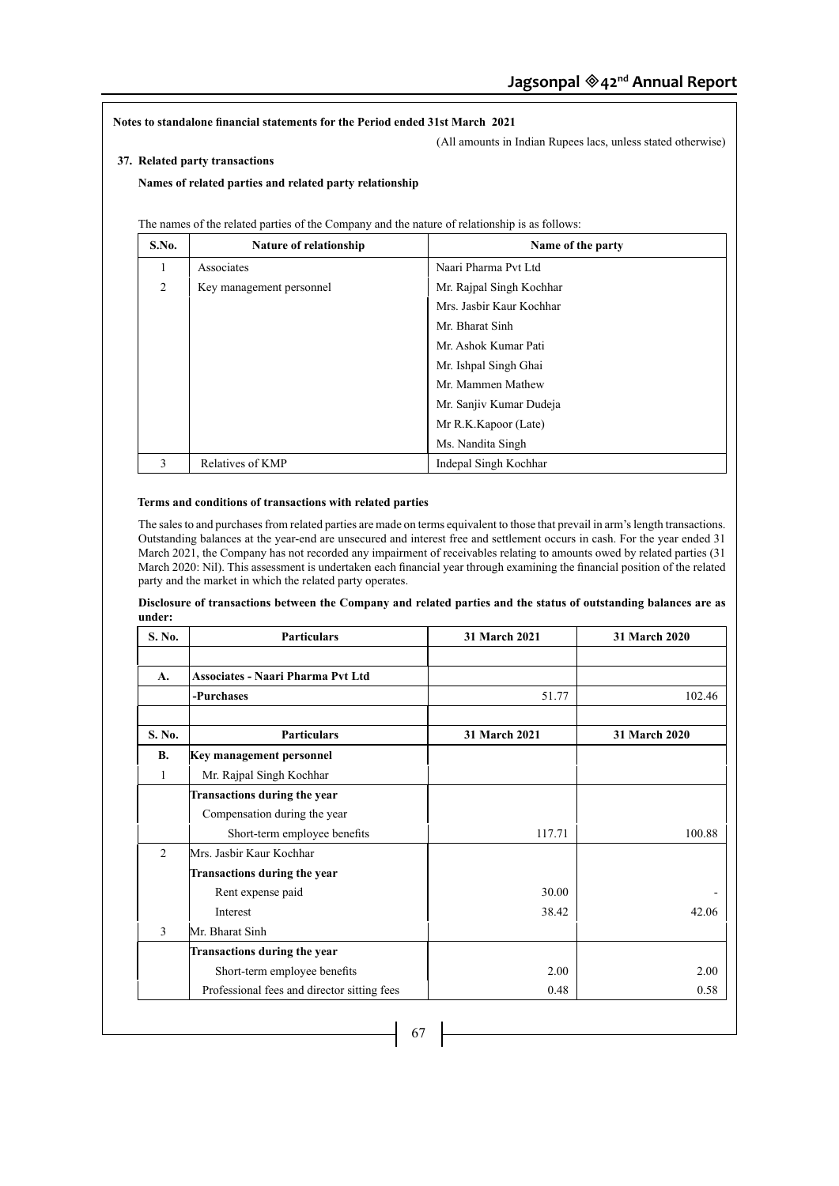**Notes to standalone financial statements for the Period ended 31st March 2021**

(All amounts in Indian Rupees lacs, unless stated otherwise)

## 37. Related party transactions

**Names of related parties and related party relationship**

The names of the related parties of the Company and the nature of relationship is as follows:

| S.No. | Nature of relationship | Name of the party |
|---|---|---|
| 1 | Associates | Naari Pharma Pvt Ltd |
| 2 | Key management personnel | Mr. Rajpal Singh Kochhar |
| | | Mrs. Jasbir Kaur Kochhar |
| | | Mr. Bharat Sinh |
| | | Mr. Ashok Kumar Pati |
| | | Mr. Ishpal Singh Ghai |
| | | Mr. Mammen Mathew |
| | | Mr. Sanjiv Kumar Dudeja |
| | | Mr R.K.Kapoor (Late) |
| | | Ms. Nandita Singh |
| 3 | Relatives of KMP | Indepal Singh Kochhar |

**Terms and conditions of transactions with related parties**

The sales to and purchases from related parties are made on terms equivalent to those that prevail in arm's length transactions. Outstanding balances at the year-end are unsecured and interest free and settlement occurs in cash. For the year ended 31 March 2021, the Company has not recorded any impairment of receivables relating to amounts owed by related parties (31 March 2020: Nil). This assessment is undertaken each financial year through examining the financial position of the related party and the market in which the related party operates.

**Disclosure of transactions between the Company and related parties and the status of outstanding balances are as under:**

| S. No. | Particulars | 31 March 2021 | 31 March 2020 |
|---|---|---|---|
| | | | |
| **A.** | **Associates - Naari Pharma Pvt Ltd** | | |
| | **-Purchases** | 51.77 | 102.46 |
| | | | |
| **S. No.** | **Particulars** | **31 March 2021** | **31 March 2020** |
| **B.** | **Key management personnel** | | |
| 1 | Mr. Rajpal Singh Kochhar | | |
| | **Transactions during the year** | | |
| | Compensation during the year | | |
| | Short-term employee benefits | 117.71 | 100.88 |
| 2 | Mrs. Jasbir Kaur Kochhar | | |
| | **Transactions during the year** | | |
| | Rent expense paid | 30.00 | - |
| | Interest | 38.42 | 42.06 |
| 3 | Mr. Bharat Sinh | | |
| | **Transactions during the year** | | |
| | Short-term employee benefits | 2.00 | 2.00 |
| | Professional fees and director sitting fees | 0.48 | 0.58 |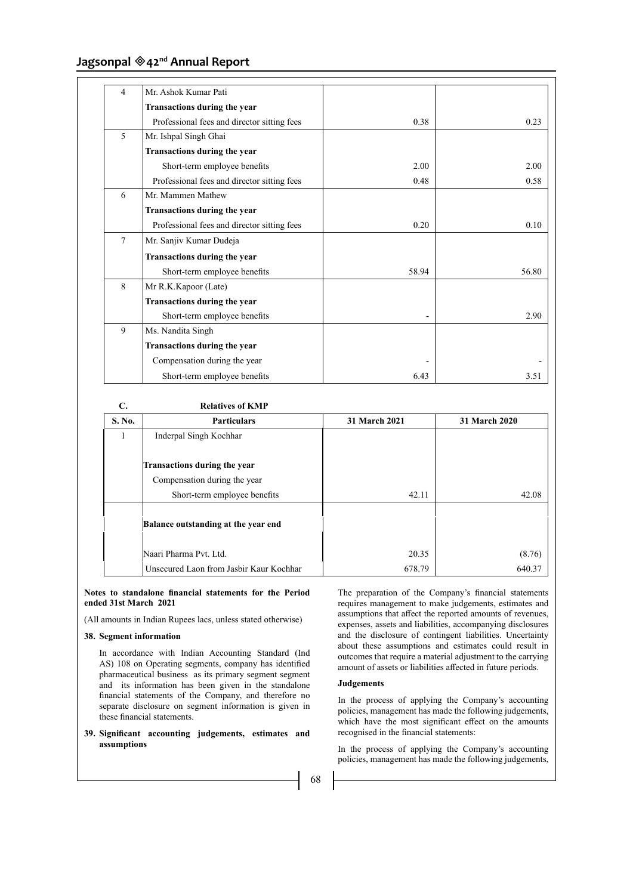| | | | |
|---|---|---|---|
| 4 | Mr. Ashok Kumar Pati | | |
| | **Transactions during the year** | | |
| | Professional fees and director sitting fees | 0.38 | 0.23 |
| 5 | Mr. Ishpal Singh Ghai | | |
| | **Transactions during the year** | | |
| | Short-term employee benefits | 2.00 | 2.00 |
| | Professional fees and director sitting fees | 0.48 | 0.58 |
| 6 | Mr. Mammen Mathew | | |
| | **Transactions during the year** | | |
| | Professional fees and director sitting fees | 0.20 | 0.10 |
| 7 | Mr. Sanjiv Kumar Dudeja | | |
| | **Transactions during the year** | | |
| | Short-term employee benefits | 58.94 | 56.80 |
| 8 | Mr R.K.Kapoor (Late) | | |
| | **Transactions during the year** | | |
| | Short-term employee benefits | - | 2.90 |
| 9 | Ms. Nandita Singh | | |
| | **Transactions during the year** | | |
| | Compensation during the year | - | - |
| | Short-term employee benefits | 6.43 | 3.51 |

**C. Relatives of KMP**

| S. No. | Particulars | 31 March 2021 | 31 March 2020 |
|---|---|---|---|
| 1 | Inderpal Singh Kochhar | | |
| | **Transactions during the year** | | |
| | Compensation during the year | | |
| | Short-term employee benefits | 42.11 | 42.08 |
| | **Balance outstanding at the year end** | | |
| | Naari Pharma Pvt. Ltd. | 20.35 | (8.76) |
| | Unsecured Laon from Jasbir Kaur Kochhar | 678.79 | 640.37 |

**Notes to standalone financial statements for the Period ended 31st March 2021**

(All amounts in Indian Rupees lacs, unless stated otherwise)

### 38. Segment information

In accordance with Indian Accounting Standard (Ind AS) 108 on Operating segments, company has identified pharmaceutical business as its primary segment segment and its information has been given in the standalone financial statements of the Company, and therefore no separate disclosure on segment information is given in these financial statements.

### 39. Significant accounting judgements, estimates and assumptions

The preparation of the Company's financial statements requires management to make judgements, estimates and assumptions that affect the reported amounts of revenues, expenses, assets and liabilities, accompanying disclosures and the disclosure of contingent liabilities. Uncertainty about these assumptions and estimates could result in outcomes that require a material adjustment to the carrying amount of assets or liabilities affected in future periods.

**Judgements**

In the process of applying the Company's accounting policies, management has made the following judgements, which have the most significant effect on the amounts recognised in the financial statements:

In the process of applying the Company's accounting policies, management has made the following judgements,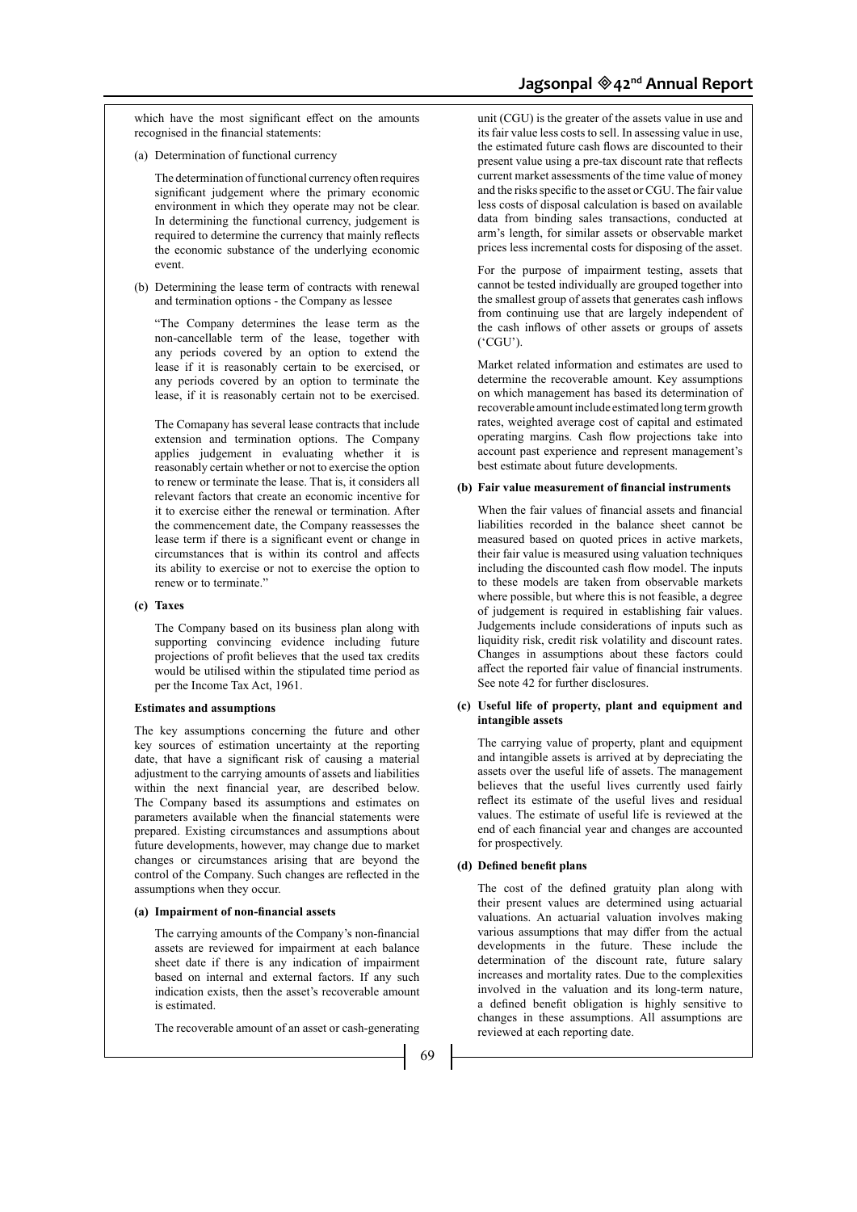which have the most significant effect on the amounts recognised in the financial statements:

(a) Determination of functional currency

The determination of functional currency often requires significant judgement where the primary economic environment in which they operate may not be clear. In determining the functional currency, judgement is required to determine the currency that mainly reflects the economic substance of the underlying economic event.

(b) Determining the lease term of contracts with renewal and termination options - the Company as lessee

"The Company determines the lease term as the non-cancellable term of the lease, together with any periods covered by an option to extend the lease if it is reasonably certain to be exercised, or any periods covered by an option to terminate the lease, if it is reasonably certain not to be exercised.

The Comapany has several lease contracts that include extension and termination options. The Company applies judgement in evaluating whether it is reasonably certain whether or not to exercise the option to renew or terminate the lease. That is, it considers all relevant factors that create an economic incentive for it to exercise either the renewal or termination. After the commencement date, the Company reassesses the lease term if there is a significant event or change in circumstances that is within its control and affects its ability to exercise or not to exercise the option to renew or to terminate."

**(c) Taxes**

The Company based on its business plan along with supporting convincing evidence including future projections of profit believes that the used tax credits would be utilised within the stipulated time period as per the Income Tax Act, 1961.

**Estimates and assumptions**

The key assumptions concerning the future and other key sources of estimation uncertainty at the reporting date, that have a significant risk of causing a material adjustment to the carrying amounts of assets and liabilities within the next financial year, are described below. The Company based its assumptions and estimates on parameters available when the financial statements were prepared. Existing circumstances and assumptions about future developments, however, may change due to market changes or circumstances arising that are beyond the control of the Company. Such changes are reflected in the assumptions when they occur.

**(a) Impairment of non-financial assets**

The carrying amounts of the Company's non-financial assets are reviewed for impairment at each balance sheet date if there is any indication of impairment based on internal and external factors. If any such indication exists, then the asset's recoverable amount is estimated.

The recoverable amount of an asset or cash-generating unit (CGU) is the greater of the assets value in use and its fair value less costs to sell. In assessing value in use, the estimated future cash flows are discounted to their present value using a pre-tax discount rate that reflects current market assessments of the time value of money and the risks specific to the asset or CGU. The fair value less costs of disposal calculation is based on available data from binding sales transactions, conducted at arm's length, for similar assets or observable market prices less incremental costs for disposing of the asset.

For the purpose of impairment testing, assets that cannot be tested individually are grouped together into the smallest group of assets that generates cash inflows from continuing use that are largely independent of the cash inflows of other assets or groups of assets ('CGU').

Market related information and estimates are used to determine the recoverable amount. Key assumptions on which management has based its determination of recoverable amount include estimated long term growth rates, weighted average cost of capital and estimated operating margins. Cash flow projections take into account past experience and represent management's best estimate about future developments.

**(b) Fair value measurement of financial instruments**

When the fair values of financial assets and financial liabilities recorded in the balance sheet cannot be measured based on quoted prices in active markets, their fair value is measured using valuation techniques including the discounted cash flow model. The inputs to these models are taken from observable markets where possible, but where this is not feasible, a degree of judgement is required in establishing fair values. Judgements include considerations of inputs such as liquidity risk, credit risk volatility and discount rates. Changes in assumptions about these factors could affect the reported fair value of financial instruments. See note 42 for further disclosures.

**(c) Useful life of property, plant and equipment and intangible assets**

The carrying value of property, plant and equipment and intangible assets is arrived at by depreciating the assets over the useful life of assets. The management believes that the useful lives currently used fairly reflect its estimate of the useful lives and residual values. The estimate of useful life is reviewed at the end of each financial year and changes are accounted for prospectively.

**(d) Defined benefit plans**

The cost of the defined gratuity plan along with their present values are determined using actuarial valuations. An actuarial valuation involves making various assumptions that may differ from the actual developments in the future. These include the determination of the discount rate, future salary increases and mortality rates. Due to the complexities involved in the valuation and its long-term nature, a defined benefit obligation is highly sensitive to changes in these assumptions. All assumptions are reviewed at each reporting date.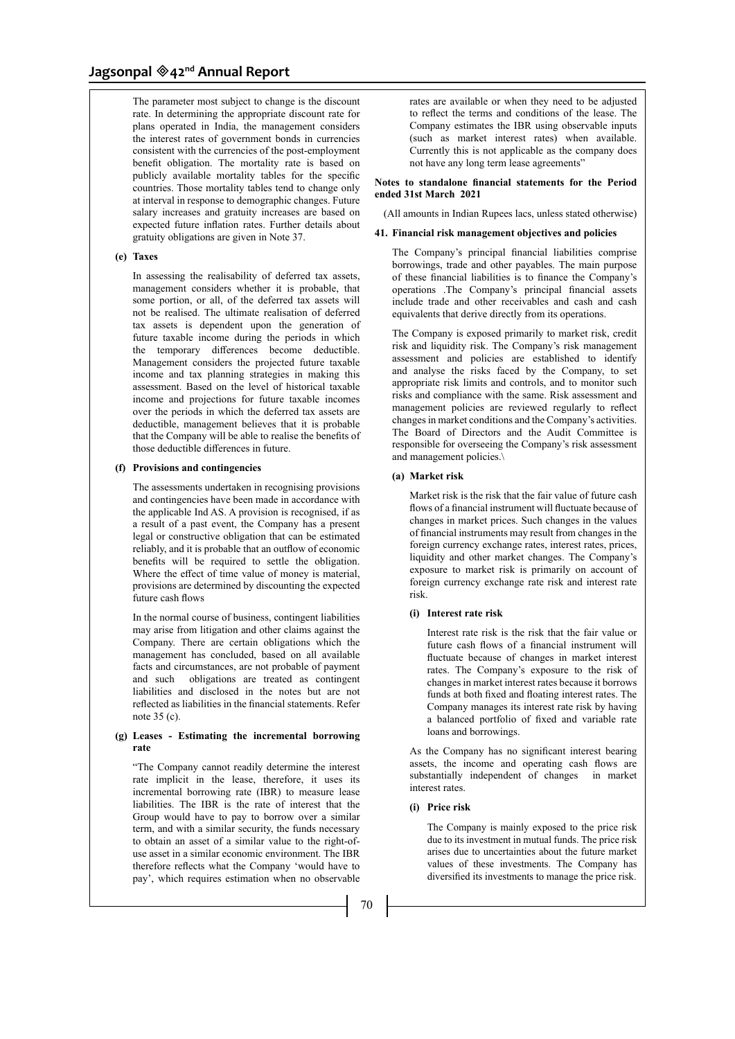The parameter most subject to change is the discount rate. In determining the appropriate discount rate for plans operated in India, the management considers the interest rates of government bonds in currencies consistent with the currencies of the post-employment benefit obligation. The mortality rate is based on publicly available mortality tables for the specific countries. Those mortality tables tend to change only at interval in response to demographic changes. Future salary increases and gratuity increases are based on expected future inflation rates. Further details about gratuity obligations are given in Note 37.

**(e) Taxes**

In assessing the realisability of deferred tax assets, management considers whether it is probable, that some portion, or all, of the deferred tax assets will not be realised. The ultimate realisation of deferred tax assets is dependent upon the generation of future taxable income during the periods in which the temporary differences become deductible. Management considers the projected future taxable income and tax planning strategies in making this assessment. Based on the level of historical taxable income and projections for future taxable incomes over the periods in which the deferred tax assets are deductible, management believes that it is probable that the Company will be able to realise the benefits of those deductible differences in future.

**(f) Provisions and contingencies**

The assessments undertaken in recognising provisions and contingencies have been made in accordance with the applicable Ind AS. A provision is recognised, if as a result of a past event, the Company has a present legal or constructive obligation that can be estimated reliably, and it is probable that an outflow of economic benefits will be required to settle the obligation. Where the effect of time value of money is material, provisions are determined by discounting the expected future cash flows

In the normal course of business, contingent liabilities may arise from litigation and other claims against the Company. There are certain obligations which the management has concluded, based on all available facts and circumstances, are not probable of payment and such obligations are treated as contingent liabilities and disclosed in the notes but are not reflected as liabilities in the financial statements. Refer note 35 (c).

**(g) Leases - Estimating the incremental borrowing rate**

"The Company cannot readily determine the interest rate implicit in the lease, therefore, it uses its incremental borrowing rate (IBR) to measure lease liabilities. The IBR is the rate of interest that the Group would have to pay to borrow over a similar term, and with a similar security, the funds necessary to obtain an asset of a similar value to the right-of-use asset in a similar economic environment. The IBR therefore reflects what the Company 'would have to pay', which requires estimation when no observable rates are available or when they need to be adjusted to reflect the terms and conditions of the lease. The Company estimates the IBR using observable inputs (such as market interest rates) when available. Currently this is not applicable as the company does not have any long term lease agreements"

**Notes to standalone financial statements for the Period ended 31st March 2021**

(All amounts in Indian Rupees lacs, unless stated otherwise)

**41. Financial risk management objectives and policies**

The Company's principal financial liabilities comprise borrowings, trade and other payables. The main purpose of these financial liabilities is to finance the Company's operations .The Company's principal financial assets include trade and other receivables and cash and cash equivalents that derive directly from its operations.

The Company is exposed primarily to market risk, credit risk and liquidity risk. The Company's risk management assessment and policies are established to identify and analyse the risks faced by the Company, to set appropriate risk limits and controls, and to monitor such risks and compliance with the same. Risk assessment and management policies are reviewed regularly to reflect changes in market conditions and the Company's activities. The Board of Directors and the Audit Committee is responsible for overseeing the Company's risk assessment and management policies.\

**(a) Market risk**

Market risk is the risk that the fair value of future cash flows of a financial instrument will fluctuate because of changes in market prices. Such changes in the values of financial instruments may result from changes in the foreign currency exchange rates, interest rates, prices, liquidity and other market changes. The Company's exposure to market risk is primarily on account of foreign currency exchange rate risk and interest rate risk.

**(i) Interest rate risk**

Interest rate risk is the risk that the fair value or future cash flows of a financial instrument will fluctuate because of changes in market interest rates. The Company's exposure to the risk of changes in market interest rates because it borrows funds at both fixed and floating interest rates. The Company manages its interest rate risk by having a balanced portfolio of fixed and variable rate loans and borrowings.

As the Company has no significant interest bearing assets, the income and operating cash flows are substantially independent of changes in market interest rates.

**(i) Price risk**

The Company is mainly exposed to the price risk due to its investment in mutual funds. The price risk arises due to uncertainties about the future market values of these investments. The Company has diversified its investments to manage the price risk.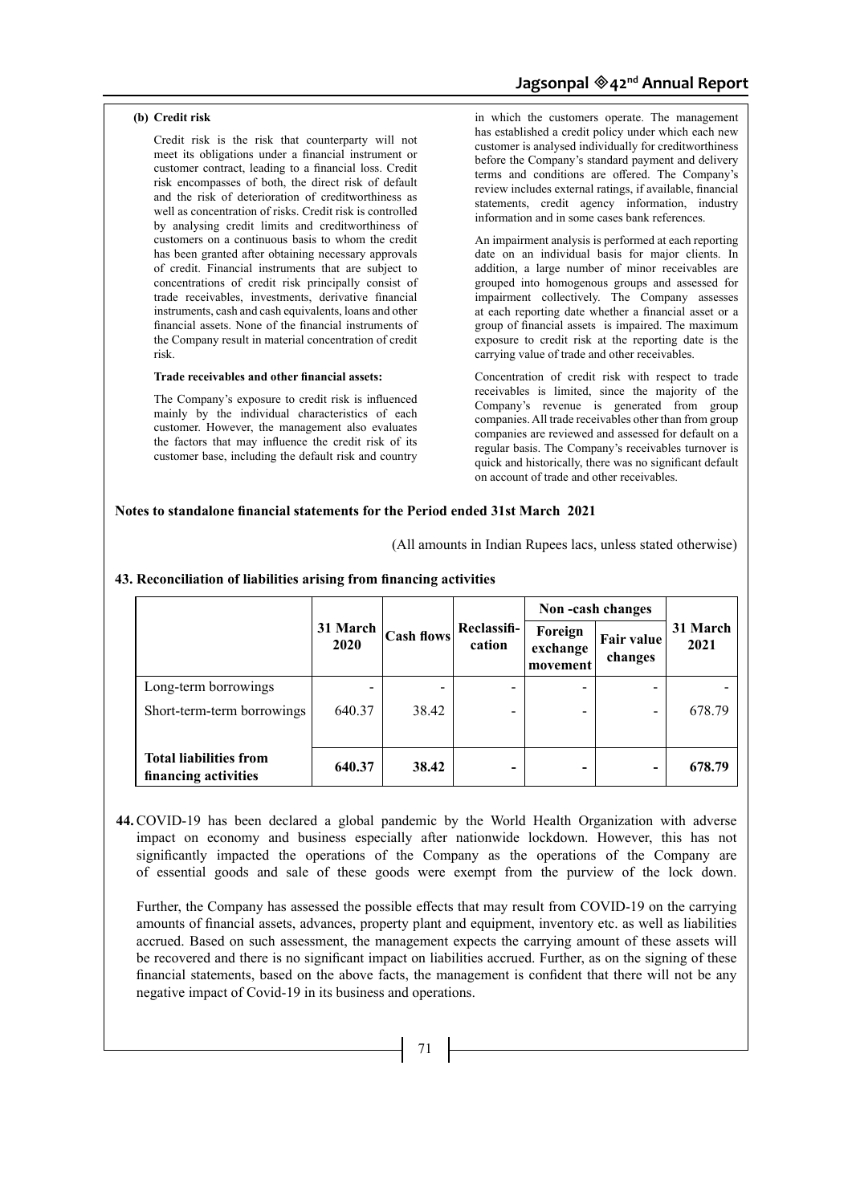**(b) Credit risk**

Credit risk is the risk that counterparty will not meet its obligations under a financial instrument or customer contract, leading to a financial loss. Credit risk encompasses of both, the direct risk of default and the risk of deterioration of creditworthiness as well as concentration of risks. Credit risk is controlled by analysing credit limits and creditworthiness of customers on a continuous basis to whom the credit has been granted after obtaining necessary approvals of credit. Financial instruments that are subject to concentrations of credit risk principally consist of trade receivables, investments, derivative financial instruments, cash and cash equivalents, loans and other financial assets. None of the financial instruments of the Company result in material concentration of credit risk.

**Trade receivables and other financial assets:**

The Company's exposure to credit risk is influenced mainly by the individual characteristics of each customer. However, the management also evaluates the factors that may influence the credit risk of its customer base, including the default risk and country in which the customers operate. The management has established a credit policy under which each new customer is analysed individually for creditworthiness before the Company's standard payment and delivery terms and conditions are offered. The Company's review includes external ratings, if available, financial statements, credit agency information, industry information and in some cases bank references.

An impairment analysis is performed at each reporting date on an individual basis for major clients. In addition, a large number of minor receivables are grouped into homogenous groups and assessed for impairment collectively. The Company assesses at each reporting date whether a financial asset or a group of financial assets is impaired. The maximum exposure to credit risk at the reporting date is the carrying value of trade and other receivables.

Concentration of credit risk with respect to trade receivables is limited, since the majority of the Company's revenue is generated from group companies. All trade receivables other than from group companies are reviewed and assessed for default on a regular basis. The Company's receivables turnover is quick and historically, there was no significant default on account of trade and other receivables.

**Notes to standalone financial statements for the Period ended 31st March 2021**

(All amounts in Indian Rupees lacs, unless stated otherwise)

**43. Reconciliation of liabilities arising from financing activities**

| | 31 March 2020 | Cash flows | Reclassification | Non -cash changes | | 31 March 2021 |
|---|---|---|---|---|---|---|
| | | | | Foreign exchange movement | Fair value changes | |
| Long-term borrowings | - | - | - | - | - | - |
| Short-term-term borrowings | 640.37 | 38.42 | - | - | - | 678.79 |
| **Total liabilities from financing activities** | **640.37** | **38.42** | **-** | **-** | **-** | **678.79** |

**44.** COVID-19 has been declared a global pandemic by the World Health Organization with adverse impact on economy and business especially after nationwide lockdown. However, this has not significantly impacted the operations of the Company as the operations of the Company are of essential goods and sale of these goods were exempt from the purview of the lock down.

Further, the Company has assessed the possible effects that may result from COVID-19 on the carrying amounts of financial assets, advances, property plant and equipment, inventory etc. as well as liabilities accrued. Based on such assessment, the management expects the carrying amount of these assets will be recovered and there is no significant impact on liabilities accrued. Further, as on the signing of these financial statements, based on the above facts, the management is confident that there will not be any negative impact of Covid-19 in its business and operations.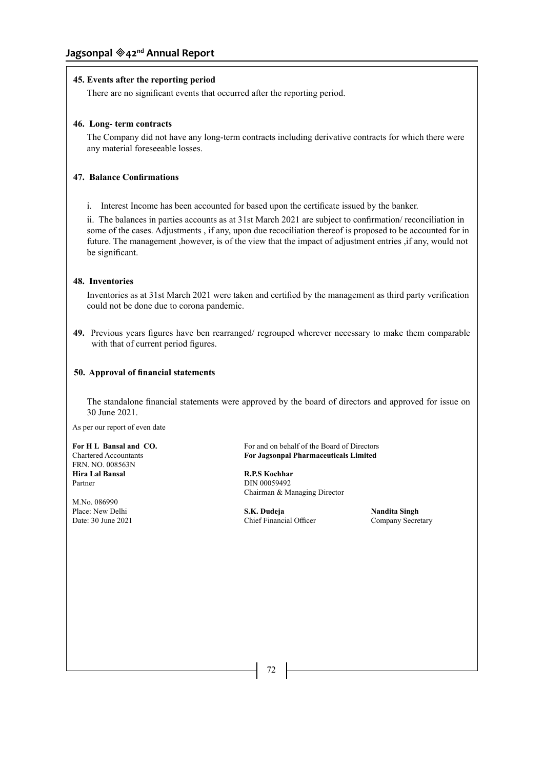**45. Events after the reporting period**

There are no significant events that occurred after the reporting period.

**46. Long- term contracts**

The Company did not have any long-term contracts including derivative contracts for which there were any material foreseeable losses.

**47. Balance Confirmations**

i. Interest Income has been accounted for based upon the certificate issued by the banker.

ii. The balances in parties accounts as at 31st March 2021 are subject to confirmation/ reconciliation in some of the cases. Adjustments , if any, upon due recociliation thereof is proposed to be accounted for in future. The management ,however, is of the view that the impact of adjustment entries ,if any, would not be significant.

**48. Inventories**

Inventories as at 31st March 2021 were taken and certified by the management as third party verification could not be done due to corona pandemic.

**49.** Previous years figures have ben rearranged/ regrouped wherever necessary to make them comparable with that of current period figures.

**50. Approval of financial statements**

The standalone financial statements were approved by the board of directors and approved for issue on 30 June 2021.

As per our report of even date

**For H L Bansal and CO.**
Chartered Accountants
FRN. NO. 008563N
**Hira Lal Bansal**
Partner

M.No. 086990
Place: New Delhi
Date: 30 June 2021

For and on behalf of the Board of Directors
**For Jagsonpal Pharmaceuticals Limited**

**R.P.S Kochhar**
DIN 00059492
Chairman & Managing Director

**S.K. Dudeja**
Chief Financial Officer

**Nandita Singh**
Company Secretary